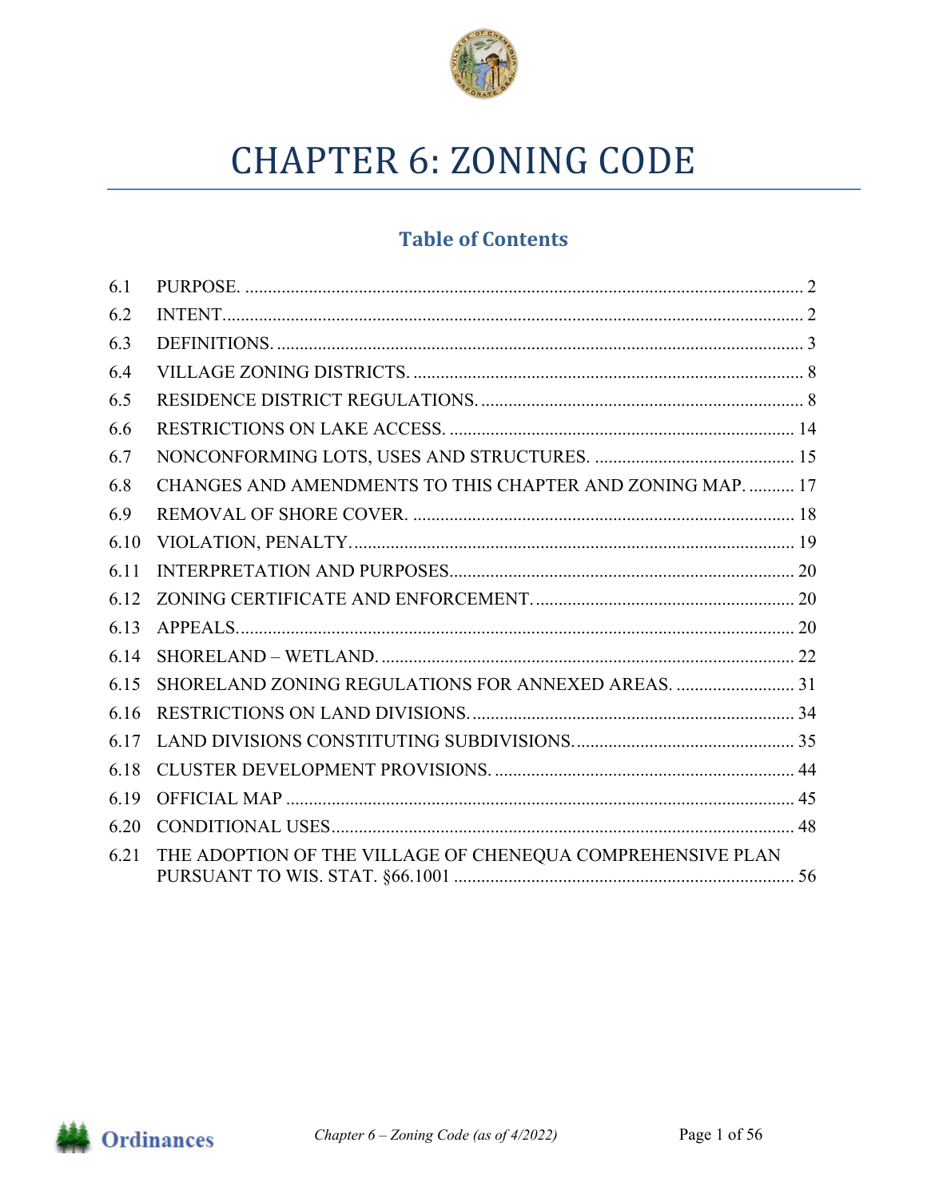# CHAPTER 6: ZONING CODE

## Table of Contents

| | | |
|---|---|---|
| 6.1 | PURPOSE. | 2 |
| 6.2 | INTENT. | 2 |
| 6.3 | DEFINITIONS. | 3 |
| 6.4 | VILLAGE ZONING DISTRICTS. | 8 |
| 6.5 | RESIDENCE DISTRICT REGULATIONS. | 8 |
| 6.6 | RESTRICTIONS ON LAKE ACCESS. | 14 |
| 6.7 | NONCONFORMING LOTS, USES AND STRUCTURES. | 15 |
| 6.8 | CHANGES AND AMENDMENTS TO THIS CHAPTER AND ZONING MAP. | 17 |
| 6.9 | REMOVAL OF SHORE COVER. | 18 |
| 6.10 | VIOLATION, PENALTY. | 19 |
| 6.11 | INTERPRETATION AND PURPOSES. | 20 |
| 6.12 | ZONING CERTIFICATE AND ENFORCEMENT. | 20 |
| 6.13 | APPEALS. | 20 |
| 6.14 | SHORELAND – WETLAND. | 22 |
| 6.15 | SHORELAND ZONING REGULATIONS FOR ANNEXED AREAS. | 31 |
| 6.16 | RESTRICTIONS ON LAND DIVISIONS. | 34 |
| 6.17 | LAND DIVISIONS CONSTITUTING SUBDIVISIONS. | 35 |
| 6.18 | CLUSTER DEVELOPMENT PROVISIONS. | 44 |
| 6.19 | OFFICIAL MAP | 45 |
| 6.20 | CONDITIONAL USES | 48 |
| 6.21 | THE ADOPTION OF THE VILLAGE OF CHENEQUA COMPREHENSIVE PLAN PURSUANT TO WIS. STAT. §66.1001 | 56 |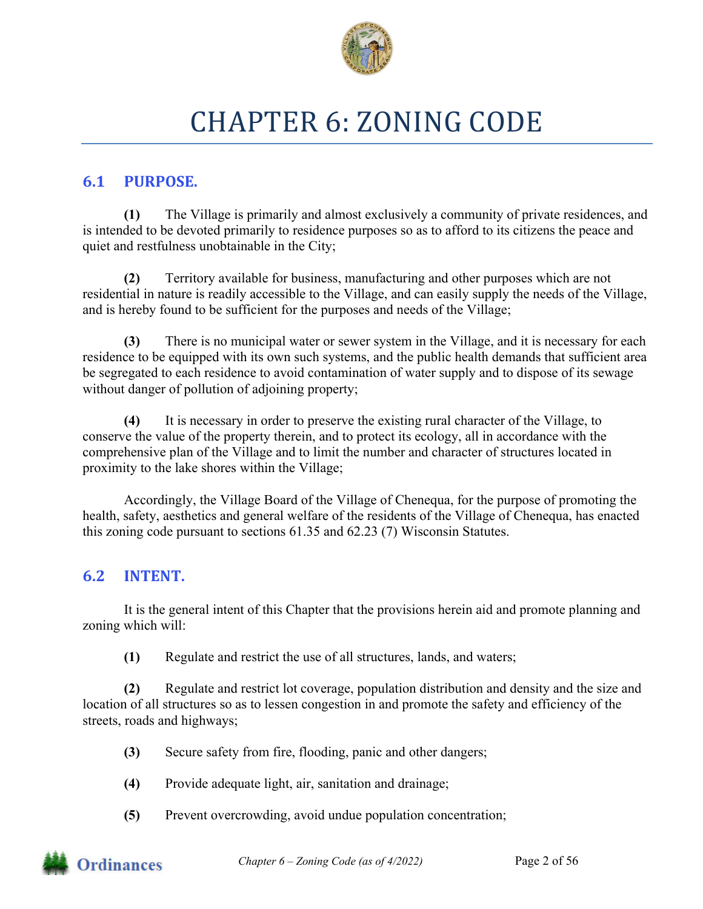# CHAPTER 6: ZONING CODE

## 6.1 PURPOSE.

**(1)** The Village is primarily and almost exclusively a community of private residences, and is intended to be devoted primarily to residence purposes so as to afford to its citizens the peace and quiet and restfulness unobtainable in the City;

**(2)** Territory available for business, manufacturing and other purposes which are not residential in nature is readily accessible to the Village, and can easily supply the needs of the Village, and is hereby found to be sufficient for the purposes and needs of the Village;

**(3)** There is no municipal water or sewer system in the Village, and it is necessary for each residence to be equipped with its own such systems, and the public health demands that sufficient area be segregated to each residence to avoid contamination of water supply and to dispose of its sewage without danger of pollution of adjoining property;

**(4)** It is necessary in order to preserve the existing rural character of the Village, to conserve the value of the property therein, and to protect its ecology, all in accordance with the comprehensive plan of the Village and to limit the number and character of structures located in proximity to the lake shores within the Village;

Accordingly, the Village Board of the Village of Chenequa, for the purpose of promoting the health, safety, aesthetics and general welfare of the residents of the Village of Chenequa, has enacted this zoning code pursuant to sections 61.35 and 62.23 (7) Wisconsin Statutes.

## 6.2 INTENT.

It is the general intent of this Chapter that the provisions herein aid and promote planning and zoning which will:

**(1)** Regulate and restrict the use of all structures, lands, and waters;

**(2)** Regulate and restrict lot coverage, population distribution and density and the size and location of all structures so as to lessen congestion in and promote the safety and efficiency of the streets, roads and highways;

**(3)** Secure safety from fire, flooding, panic and other dangers;

**(4)** Provide adequate light, air, sanitation and drainage;

**(5)** Prevent overcrowding, avoid undue population concentration;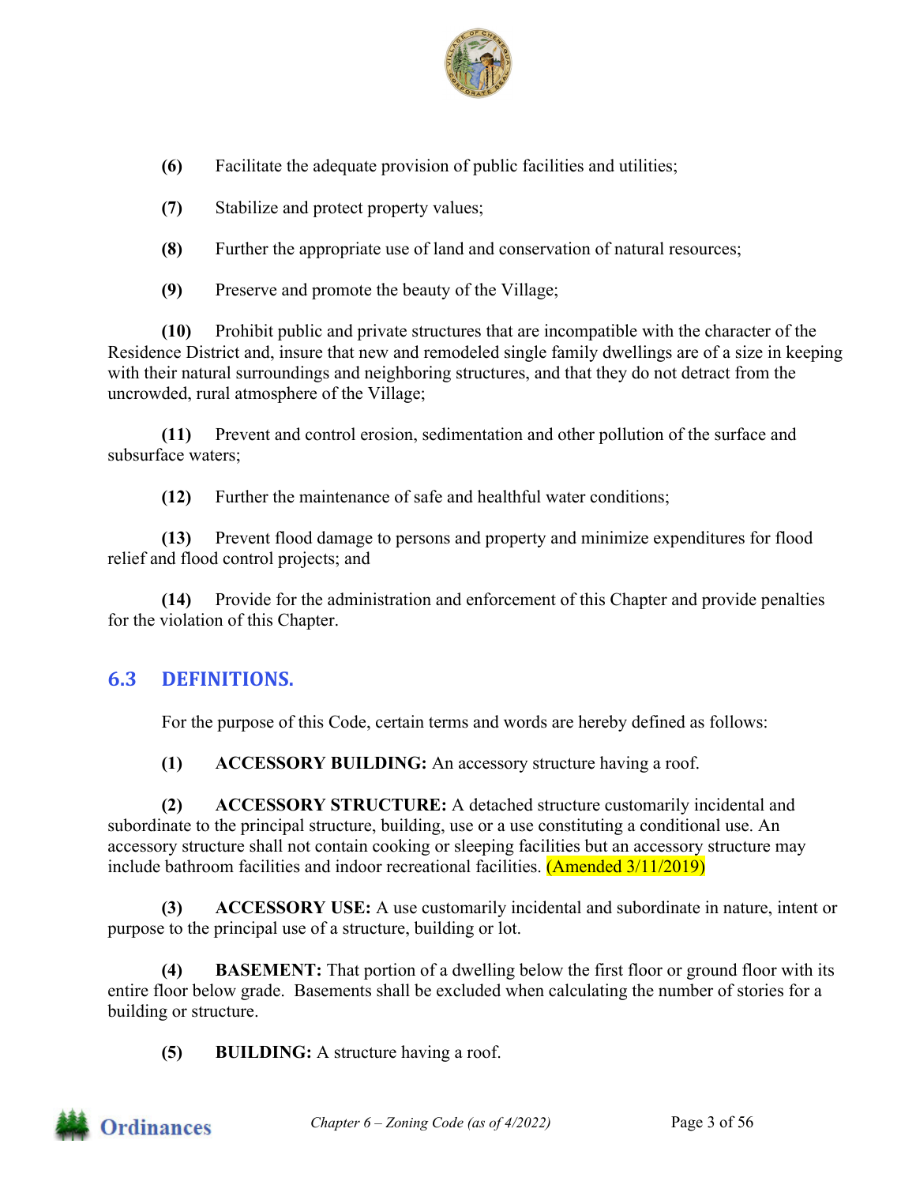**(6)** Facilitate the adequate provision of public facilities and utilities;

**(7)** Stabilize and protect property values;

**(8)** Further the appropriate use of land and conservation of natural resources;

**(9)** Preserve and promote the beauty of the Village;

**(10)** Prohibit public and private structures that are incompatible with the character of the Residence District and, insure that new and remodeled single family dwellings are of a size in keeping with their natural surroundings and neighboring structures, and that they do not detract from the uncrowded, rural atmosphere of the Village;

**(11)** Prevent and control erosion, sedimentation and other pollution of the surface and subsurface waters;

**(12)** Further the maintenance of safe and healthful water conditions;

**(13)** Prevent flood damage to persons and property and minimize expenditures for flood relief and flood control projects; and

**(14)** Provide for the administration and enforcement of this Chapter and provide penalties for the violation of this Chapter.

## 6.3 DEFINITIONS.

For the purpose of this Code, certain terms and words are hereby defined as follows:

**(1) ACCESSORY BUILDING:** An accessory structure having a roof.

**(2) ACCESSORY STRUCTURE:** A detached structure customarily incidental and subordinate to the principal structure, building, use or a use constituting a conditional use. An accessory structure shall not contain cooking or sleeping facilities but an accessory structure may include bathroom facilities and indoor recreational facilities. (Amended 3/11/2019)

**(3) ACCESSORY USE:** A use customarily incidental and subordinate in nature, intent or purpose to the principal use of a structure, building or lot.

**(4) BASEMENT:** That portion of a dwelling below the first floor or ground floor with its entire floor below grade. Basements shall be excluded when calculating the number of stories for a building or structure.

**(5) BUILDING:** A structure having a roof.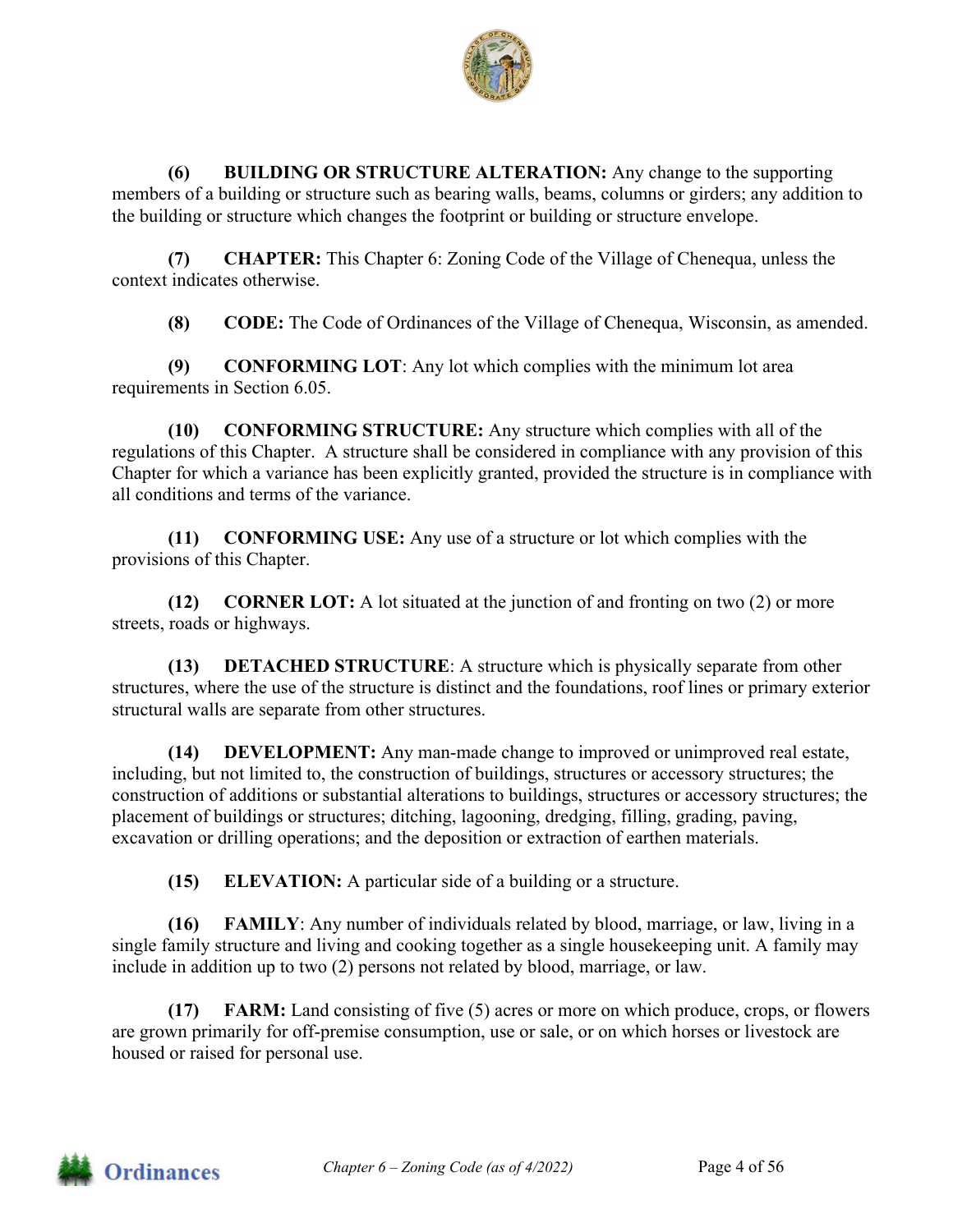**(6) BUILDING OR STRUCTURE ALTERATION:** Any change to the supporting members of a building or structure such as bearing walls, beams, columns or girders; any addition to the building or structure which changes the footprint or building or structure envelope.

**(7) CHAPTER:** This Chapter 6: Zoning Code of the Village of Chenequa, unless the context indicates otherwise.

**(8) CODE:** The Code of Ordinances of the Village of Chenequa, Wisconsin, as amended.

**(9) CONFORMING LOT**: Any lot which complies with the minimum lot area requirements in Section 6.05.

**(10) CONFORMING STRUCTURE:** Any structure which complies with all of the regulations of this Chapter. A structure shall be considered in compliance with any provision of this Chapter for which a variance has been explicitly granted, provided the structure is in compliance with all conditions and terms of the variance.

**(11) CONFORMING USE:** Any use of a structure or lot which complies with the provisions of this Chapter.

**(12) CORNER LOT:** A lot situated at the junction of and fronting on two (2) or more streets, roads or highways.

**(13) DETACHED STRUCTURE**: A structure which is physically separate from other structures, where the use of the structure is distinct and the foundations, roof lines or primary exterior structural walls are separate from other structures.

**(14) DEVELOPMENT:** Any man-made change to improved or unimproved real estate, including, but not limited to, the construction of buildings, structures or accessory structures; the construction of additions or substantial alterations to buildings, structures or accessory structures; the placement of buildings or structures; ditching, lagooning, dredging, filling, grading, paving, excavation or drilling operations; and the deposition or extraction of earthen materials.

**(15) ELEVATION:** A particular side of a building or a structure.

**(16) FAMILY**: Any number of individuals related by blood, marriage, or law, living in a single family structure and living and cooking together as a single housekeeping unit. A family may include in addition up to two (2) persons not related by blood, marriage, or law.

**(17) FARM:** Land consisting of five (5) acres or more on which produce, crops, or flowers are grown primarily for off-premise consumption, use or sale, or on which horses or livestock are housed or raised for personal use.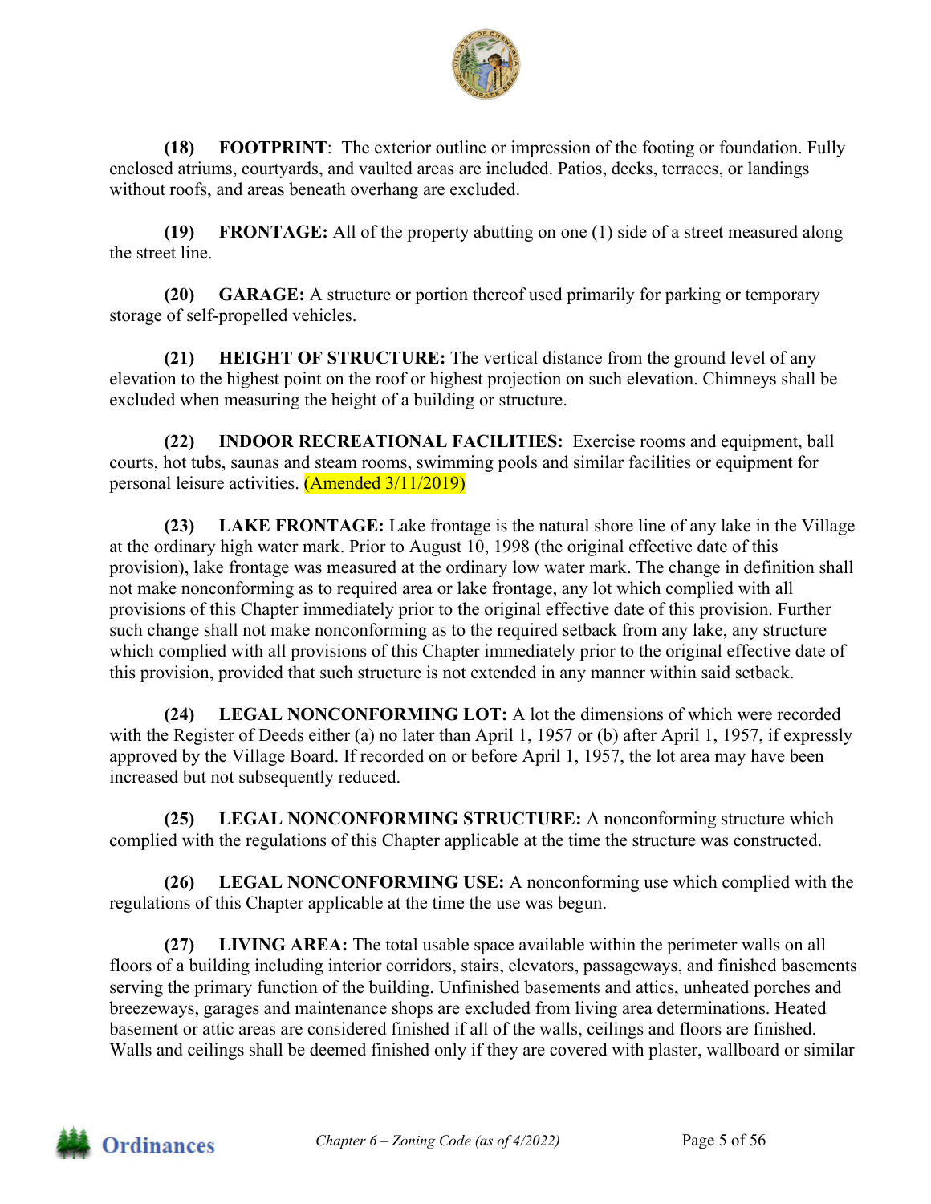**(18) FOOTPRINT**: The exterior outline or impression of the footing or foundation. Fully enclosed atriums, courtyards, and vaulted areas are included. Patios, decks, terraces, or landings without roofs, and areas beneath overhang are excluded.

**(19) FRONTAGE:** All of the property abutting on one (1) side of a street measured along the street line.

**(20) GARAGE:** A structure or portion thereof used primarily for parking or temporary storage of self-propelled vehicles.

**(21) HEIGHT OF STRUCTURE:** The vertical distance from the ground level of any elevation to the highest point on the roof or highest projection on such elevation. Chimneys shall be excluded when measuring the height of a building or structure.

**(22) INDOOR RECREATIONAL FACILITIES:** Exercise rooms and equipment, ball courts, hot tubs, saunas and steam rooms, swimming pools and similar facilities or equipment for personal leisure activities. (Amended 3/11/2019)

**(23) LAKE FRONTAGE:** Lake frontage is the natural shore line of any lake in the Village at the ordinary high water mark. Prior to August 10, 1998 (the original effective date of this provision), lake frontage was measured at the ordinary low water mark. The change in definition shall not make nonconforming as to required area or lake frontage, any lot which complied with all provisions of this Chapter immediately prior to the original effective date of this provision. Further such change shall not make nonconforming as to the required setback from any lake, any structure which complied with all provisions of this Chapter immediately prior to the original effective date of this provision, provided that such structure is not extended in any manner within said setback.

**(24) LEGAL NONCONFORMING LOT:** A lot the dimensions of which were recorded with the Register of Deeds either (a) no later than April 1, 1957 or (b) after April 1, 1957, if expressly approved by the Village Board. If recorded on or before April 1, 1957, the lot area may have been increased but not subsequently reduced.

**(25) LEGAL NONCONFORMING STRUCTURE:** A nonconforming structure which complied with the regulations of this Chapter applicable at the time the structure was constructed.

**(26) LEGAL NONCONFORMING USE:** A nonconforming use which complied with the regulations of this Chapter applicable at the time the use was begun.

**(27) LIVING AREA:** The total usable space available within the perimeter walls on all floors of a building including interior corridors, stairs, elevators, passageways, and finished basements serving the primary function of the building. Unfinished basements and attics, unheated porches and breezeways, garages and maintenance shops are excluded from living area determinations. Heated basement or attic areas are considered finished if all of the walls, ceilings and floors are finished. Walls and ceilings shall be deemed finished only if they are covered with plaster, wallboard or similar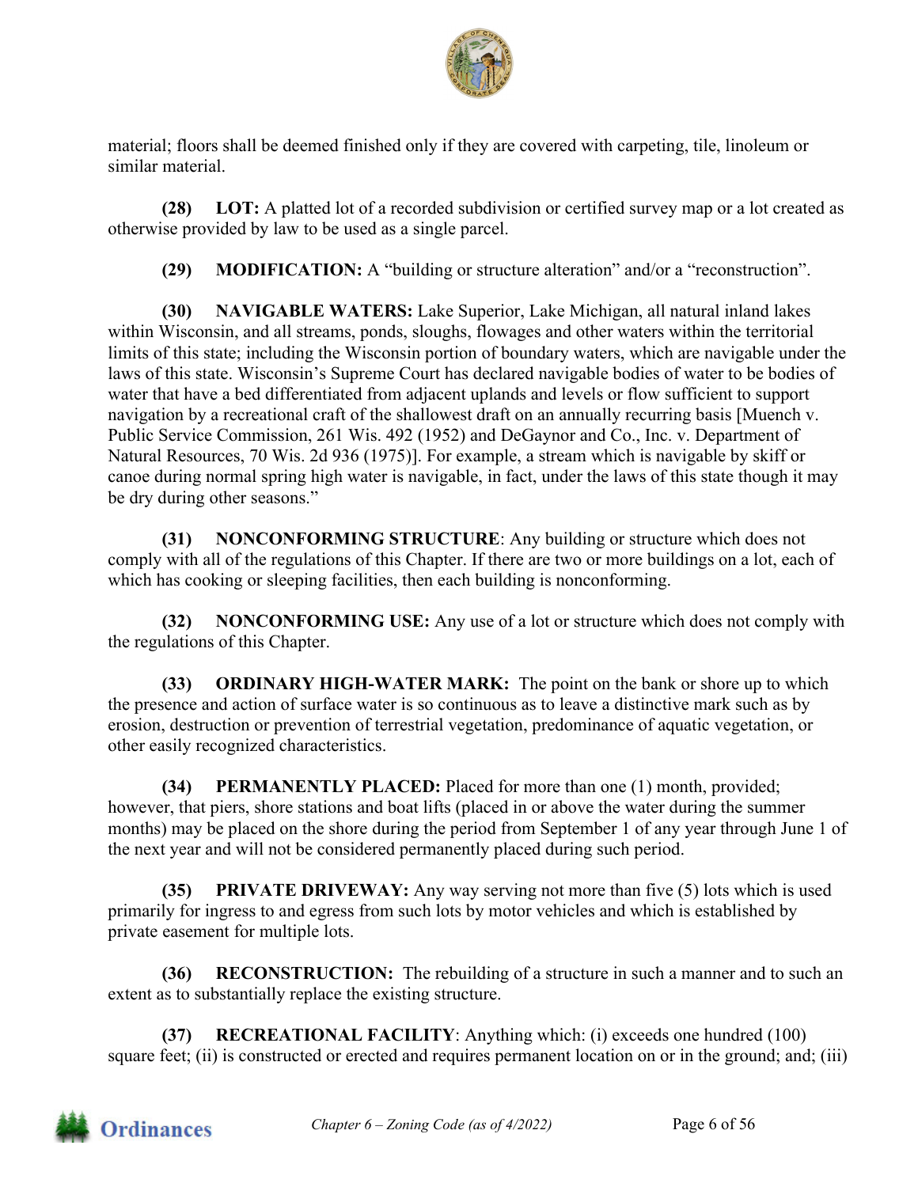material; floors shall be deemed finished only if they are covered with carpeting, tile, linoleum or similar material.

**(28) LOT:** A platted lot of a recorded subdivision or certified survey map or a lot created as otherwise provided by law to be used as a single parcel.

**(29) MODIFICATION:** A "building or structure alteration" and/or a "reconstruction".

**(30) NAVIGABLE WATERS:** Lake Superior, Lake Michigan, all natural inland lakes within Wisconsin, and all streams, ponds, sloughs, flowages and other waters within the territorial limits of this state; including the Wisconsin portion of boundary waters, which are navigable under the laws of this state. Wisconsin's Supreme Court has declared navigable bodies of water to be bodies of water that have a bed differentiated from adjacent uplands and levels or flow sufficient to support navigation by a recreational craft of the shallowest draft on an annually recurring basis [Muench v. Public Service Commission, 261 Wis. 492 (1952) and DeGaynor and Co., Inc. v. Department of Natural Resources, 70 Wis. 2d 936 (1975)]. For example, a stream which is navigable by skiff or canoe during normal spring high water is navigable, in fact, under the laws of this state though it may be dry during other seasons."

**(31) NONCONFORMING STRUCTURE**: Any building or structure which does not comply with all of the regulations of this Chapter. If there are two or more buildings on a lot, each of which has cooking or sleeping facilities, then each building is nonconforming.

**(32) NONCONFORMING USE:** Any use of a lot or structure which does not comply with the regulations of this Chapter.

**(33) ORDINARY HIGH-WATER MARK:** The point on the bank or shore up to which the presence and action of surface water is so continuous as to leave a distinctive mark such as by erosion, destruction or prevention of terrestrial vegetation, predominance of aquatic vegetation, or other easily recognized characteristics.

**(34) PERMANENTLY PLACED:** Placed for more than one (1) month, provided; however, that piers, shore stations and boat lifts (placed in or above the water during the summer months) may be placed on the shore during the period from September 1 of any year through June 1 of the next year and will not be considered permanently placed during such period.

**(35) PRIVATE DRIVEWAY:** Any way serving not more than five (5) lots which is used primarily for ingress to and egress from such lots by motor vehicles and which is established by private easement for multiple lots.

**(36) RECONSTRUCTION:** The rebuilding of a structure in such a manner and to such an extent as to substantially replace the existing structure.

**(37) RECREATIONAL FACILITY**: Anything which: (i) exceeds one hundred (100) square feet; (ii) is constructed or erected and requires permanent location on or in the ground; and; (iii)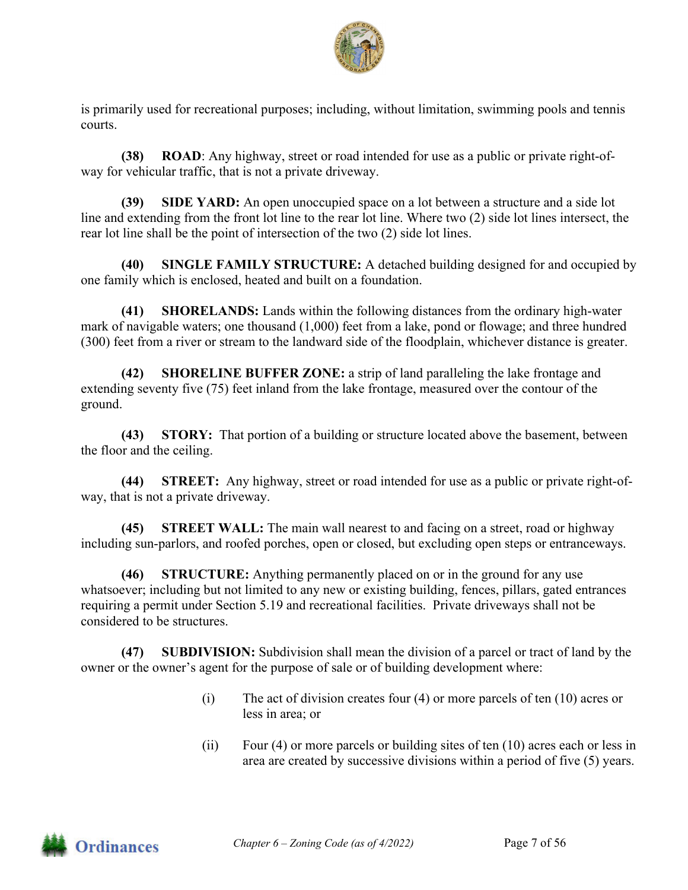is primarily used for recreational purposes; including, without limitation, swimming pools and tennis courts.

**(38) ROAD**: Any highway, street or road intended for use as a public or private right-of-way for vehicular traffic, that is not a private driveway.

**(39) SIDE YARD:** An open unoccupied space on a lot between a structure and a side lot line and extending from the front lot line to the rear lot line. Where two (2) side lot lines intersect, the rear lot line shall be the point of intersection of the two (2) side lot lines.

**(40) SINGLE FAMILY STRUCTURE:** A detached building designed for and occupied by one family which is enclosed, heated and built on a foundation.

**(41) SHORELANDS:** Lands within the following distances from the ordinary high-water mark of navigable waters; one thousand (1,000) feet from a lake, pond or flowage; and three hundred (300) feet from a river or stream to the landward side of the floodplain, whichever distance is greater.

**(42) SHORELINE BUFFER ZONE:** a strip of land paralleling the lake frontage and extending seventy five (75) feet inland from the lake frontage, measured over the contour of the ground.

**(43) STORY:** That portion of a building or structure located above the basement, between the floor and the ceiling.

**(44) STREET:** Any highway, street or road intended for use as a public or private right-of-way, that is not a private driveway.

**(45) STREET WALL:** The main wall nearest to and facing on a street, road or highway including sun-parlors, and roofed porches, open or closed, but excluding open steps or entranceways.

**(46) STRUCTURE:** Anything permanently placed on or in the ground for any use whatsoever; including but not limited to any new or existing building, fences, pillars, gated entrances requiring a permit under Section 5.19 and recreational facilities. Private driveways shall not be considered to be structures.

**(47) SUBDIVISION:** Subdivision shall mean the division of a parcel or tract of land by the owner or the owner's agent for the purpose of sale or of building development where:

(i) The act of division creates four (4) or more parcels of ten (10) acres or less in area; or

(ii) Four (4) or more parcels or building sites of ten (10) acres each or less in area are created by successive divisions within a period of five (5) years.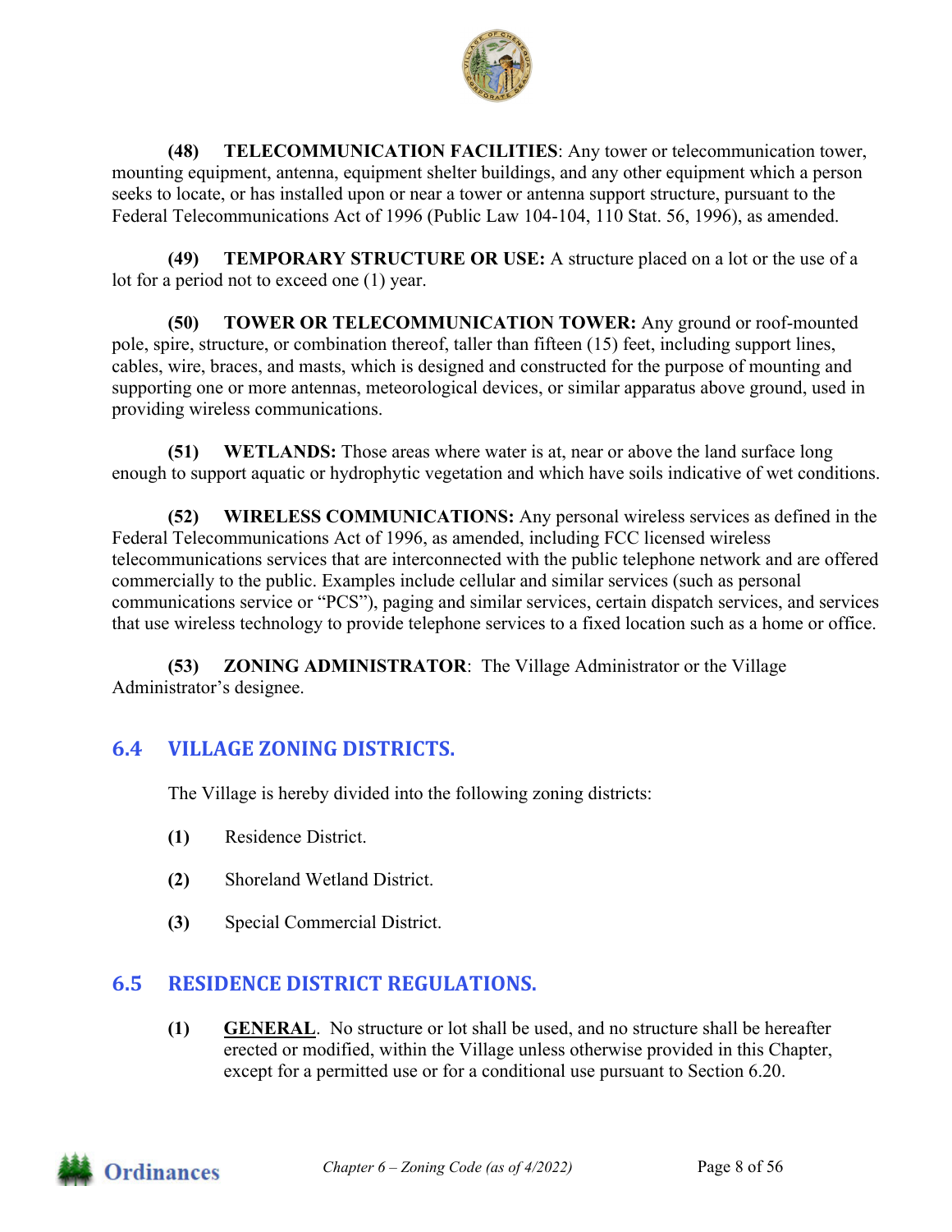**(48) TELECOMMUNICATION FACILITIES**: Any tower or telecommunication tower, mounting equipment, antenna, equipment shelter buildings, and any other equipment which a person seeks to locate, or has installed upon or near a tower or antenna support structure, pursuant to the Federal Telecommunications Act of 1996 (Public Law 104-104, 110 Stat. 56, 1996), as amended.

**(49) TEMPORARY STRUCTURE OR USE:** A structure placed on a lot or the use of a lot for a period not to exceed one (1) year.

**(50) TOWER OR TELECOMMUNICATION TOWER:** Any ground or roof-mounted pole, spire, structure, or combination thereof, taller than fifteen (15) feet, including support lines, cables, wire, braces, and masts, which is designed and constructed for the purpose of mounting and supporting one or more antennas, meteorological devices, or similar apparatus above ground, used in providing wireless communications.

**(51) WETLANDS:** Those areas where water is at, near or above the land surface long enough to support aquatic or hydrophytic vegetation and which have soils indicative of wet conditions.

**(52) WIRELESS COMMUNICATIONS:** Any personal wireless services as defined in the Federal Telecommunications Act of 1996, as amended, including FCC licensed wireless telecommunications services that are interconnected with the public telephone network and are offered commercially to the public. Examples include cellular and similar services (such as personal communications service or "PCS"), paging and similar services, certain dispatch services, and services that use wireless technology to provide telephone services to a fixed location such as a home or office.

**(53) ZONING ADMINISTRATOR**: The Village Administrator or the Village Administrator's designee.

## 6.4 VILLAGE ZONING DISTRICTS.

The Village is hereby divided into the following zoning districts:

**(1)** Residence District.

**(2)** Shoreland Wetland District.

**(3)** Special Commercial District.

## 6.5 RESIDENCE DISTRICT REGULATIONS.

**(1)** **GENERAL**. No structure or lot shall be used, and no structure shall be hereafter erected or modified, within the Village unless otherwise provided in this Chapter, except for a permitted use or for a conditional use pursuant to Section 6.20.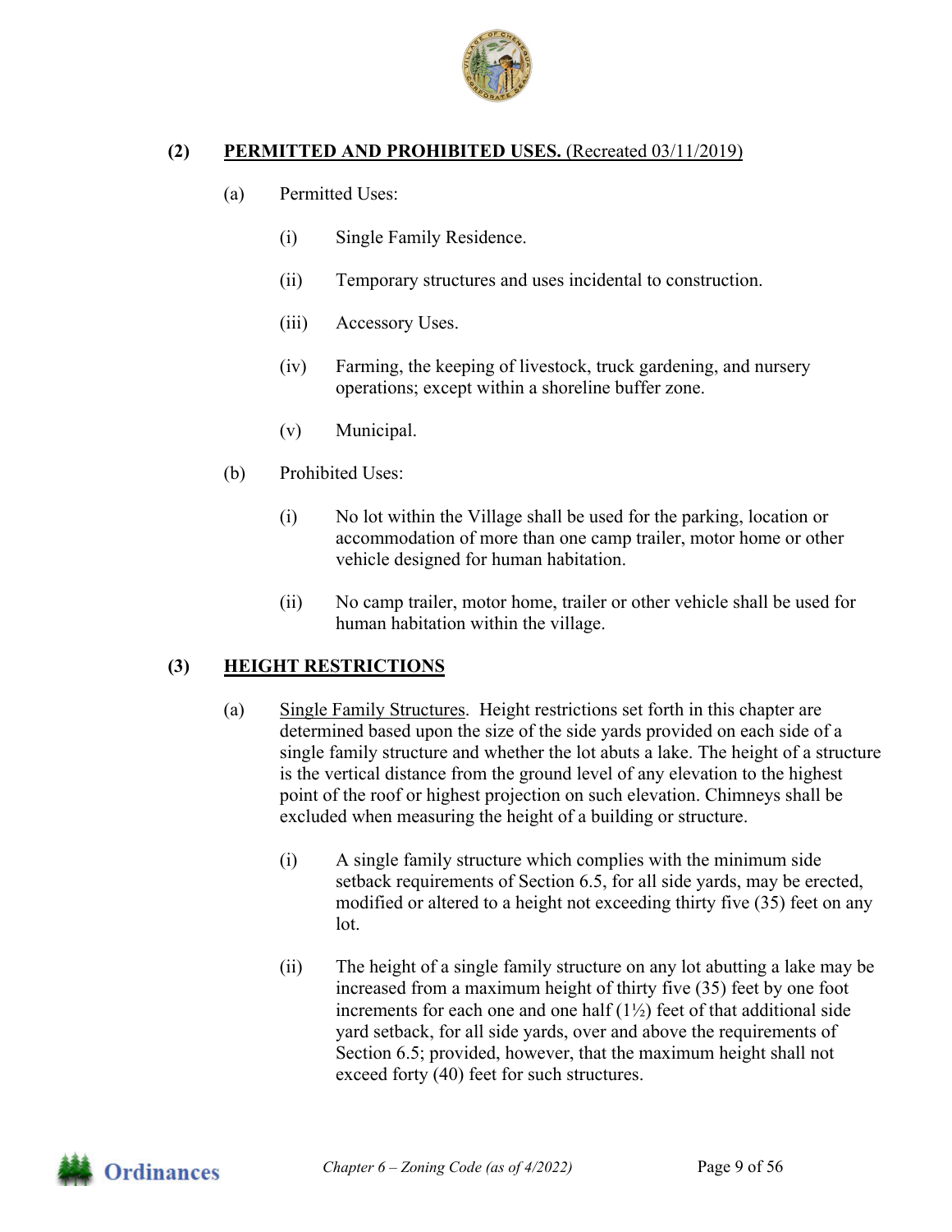**(2) PERMITTED AND PROHIBITED USES.** (Recreated 03/11/2019)

(a) Permitted Uses:

(i) Single Family Residence.

(ii) Temporary structures and uses incidental to construction.

(iii) Accessory Uses.

(iv) Farming, the keeping of livestock, truck gardening, and nursery operations; except within a shoreline buffer zone.

(v) Municipal.

(b) Prohibited Uses:

(i) No lot within the Village shall be used for the parking, location or accommodation of more than one camp trailer, motor home or other vehicle designed for human habitation.

(ii) No camp trailer, motor home, trailer or other vehicle shall be used for human habitation within the village.

**(3) HEIGHT RESTRICTIONS**

(a) Single Family Structures. Height restrictions set forth in this chapter are determined based upon the size of the side yards provided on each side of a single family structure and whether the lot abuts a lake. The height of a structure is the vertical distance from the ground level of any elevation to the highest point of the roof or highest projection on such elevation. Chimneys shall be excluded when measuring the height of a building or structure.

(i) A single family structure which complies with the minimum side setback requirements of Section 6.5, for all side yards, may be erected, modified or altered to a height not exceeding thirty five (35) feet on any lot.

(ii) The height of a single family structure on any lot abutting a lake may be increased from a maximum height of thirty five (35) feet by one foot increments for each one and one half (1½) feet of that additional side yard setback, for all side yards, over and above the requirements of Section 6.5; provided, however, that the maximum height shall not exceed forty (40) feet for such structures.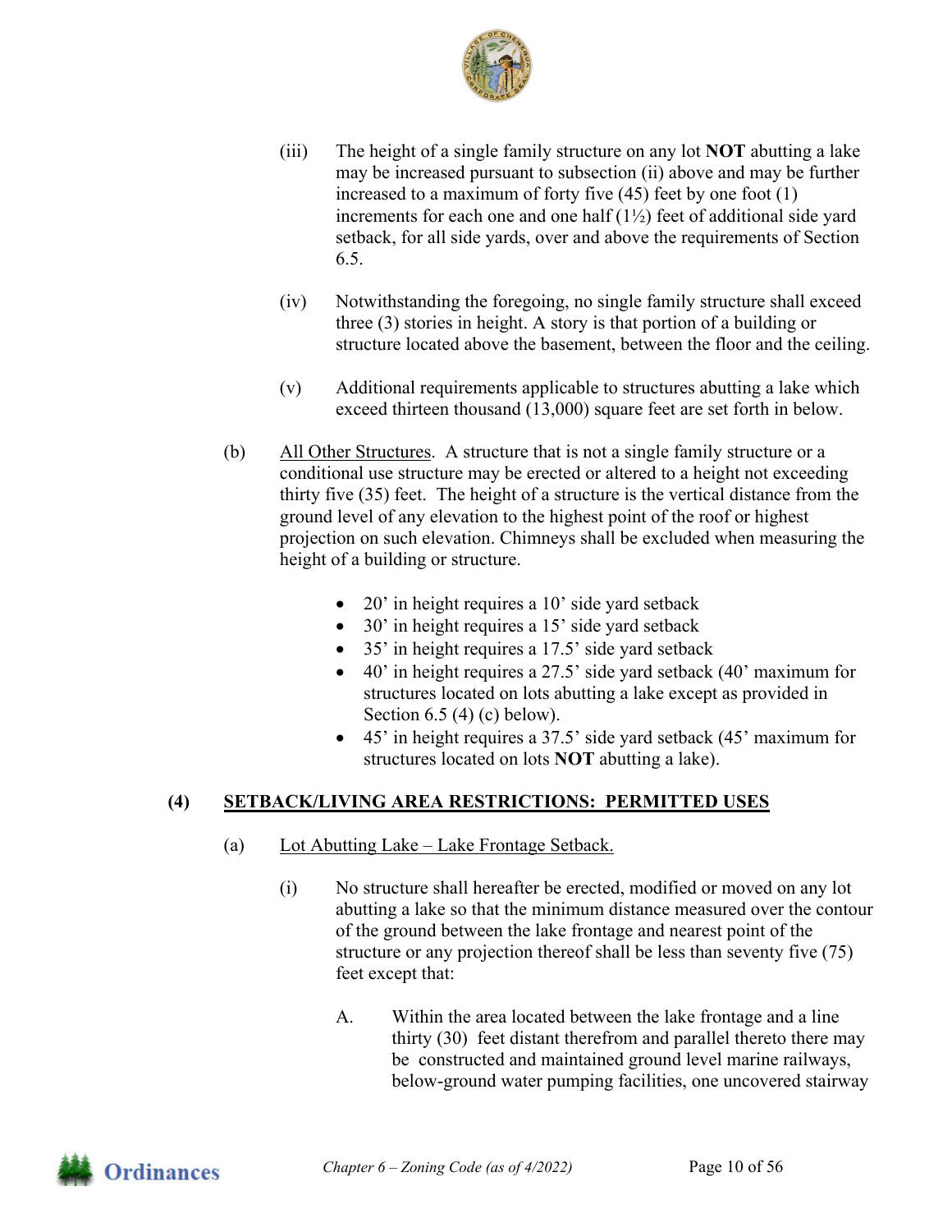(iii) The height of a single family structure on any lot **NOT** abutting a lake may be increased pursuant to subsection (ii) above and may be further increased to a maximum of forty five (45) feet by one foot (1) increments for each one and one half (1½) feet of additional side yard setback, for all side yards, over and above the requirements of Section 6.5.

(iv) Notwithstanding the foregoing, no single family structure shall exceed three (3) stories in height. A story is that portion of a building or structure located above the basement, between the floor and the ceiling.

(v) Additional requirements applicable to structures abutting a lake which exceed thirteen thousand (13,000) square feet are set forth in below.

(b) <u>All Other Structures</u>. A structure that is not a single family structure or a conditional use structure may be erected or altered to a height not exceeding thirty five (35) feet. The height of a structure is the vertical distance from the ground level of any elevation to the highest point of the roof or highest projection on such elevation. Chimneys shall be excluded when measuring the height of a building or structure.

- 20' in height requires a 10' side yard setback
- 30' in height requires a 15' side yard setback
- 35' in height requires a 17.5' side yard setback
- 40' in height requires a 27.5' side yard setback (40' maximum for structures located on lots abutting a lake except as provided in Section 6.5 (4) (c) below).
- 45' in height requires a 37.5' side yard setback (45' maximum for structures located on lots **NOT** abutting a lake).

## (4) <u>SETBACK/LIVING AREA RESTRICTIONS: PERMITTED USES</u>

(a) <u>Lot Abutting Lake – Lake Frontage Setback.</u>

(i) No structure shall hereafter be erected, modified or moved on any lot abutting a lake so that the minimum distance measured over the contour of the ground between the lake frontage and nearest point of the structure or any projection thereof shall be less than seventy five (75) feet except that:

A. Within the area located between the lake frontage and a line thirty (30) feet distant therefrom and parallel thereto there may be constructed and maintained ground level marine railways, below-ground water pumping facilities, one uncovered stairway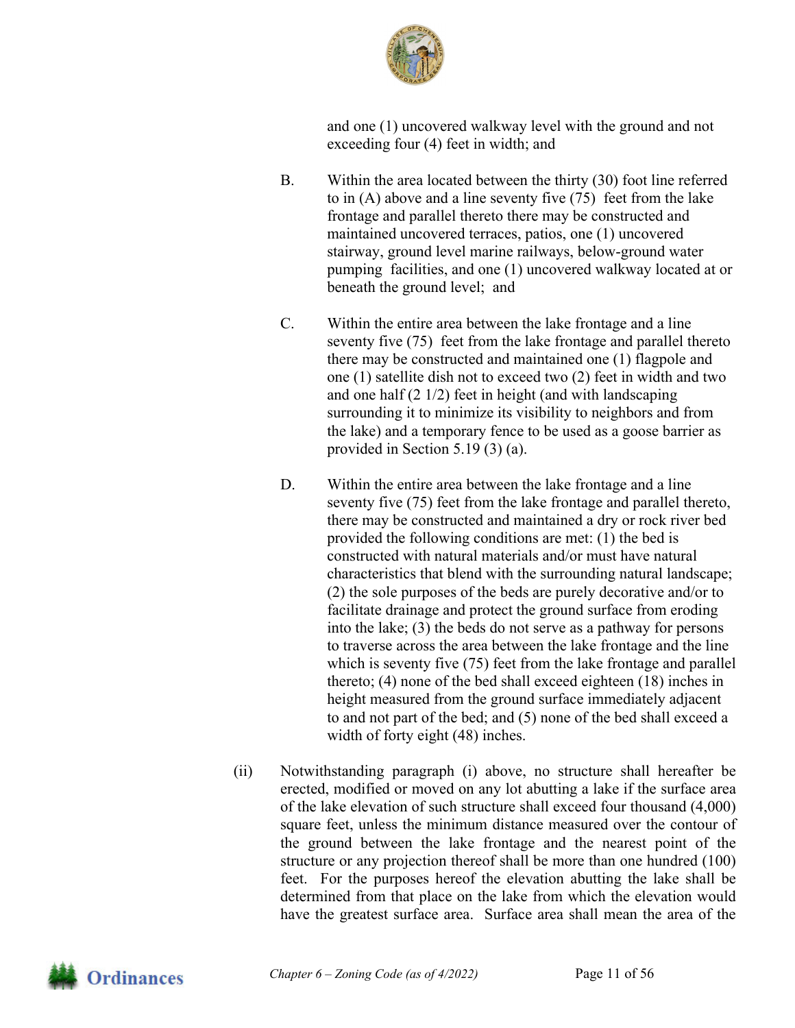and one (1) uncovered walkway level with the ground and not exceeding four (4) feet in width; and

B. Within the area located between the thirty (30) foot line referred to in (A) above and a line seventy five (75) feet from the lake frontage and parallel thereto there may be constructed and maintained uncovered terraces, patios, one (1) uncovered stairway, ground level marine railways, below-ground water pumping facilities, and one (1) uncovered walkway located at or beneath the ground level; and

C. Within the entire area between the lake frontage and a line seventy five (75) feet from the lake frontage and parallel thereto there may be constructed and maintained one (1) flagpole and one (1) satellite dish not to exceed two (2) feet in width and two and one half (2 1/2) feet in height (and with landscaping surrounding it to minimize its visibility to neighbors and from the lake) and a temporary fence to be used as a goose barrier as provided in Section 5.19 (3) (a).

D. Within the entire area between the lake frontage and a line seventy five (75) feet from the lake frontage and parallel thereto, there may be constructed and maintained a dry or rock river bed provided the following conditions are met: (1) the bed is constructed with natural materials and/or must have natural characteristics that blend with the surrounding natural landscape; (2) the sole purposes of the beds are purely decorative and/or to facilitate drainage and protect the ground surface from eroding into the lake; (3) the beds do not serve as a pathway for persons to traverse across the area between the lake frontage and the line which is seventy five (75) feet from the lake frontage and parallel thereto; (4) none of the bed shall exceed eighteen (18) inches in height measured from the ground surface immediately adjacent to and not part of the bed; and (5) none of the bed shall exceed a width of forty eight (48) inches.

(ii) Notwithstanding paragraph (i) above, no structure shall hereafter be erected, modified or moved on any lot abutting a lake if the surface area of the lake elevation of such structure shall exceed four thousand (4,000) square feet, unless the minimum distance measured over the contour of the ground between the lake frontage and the nearest point of the structure or any projection thereof shall be more than one hundred (100) feet. For the purposes hereof the elevation abutting the lake shall be determined from that place on the lake from which the elevation would have the greatest surface area. Surface area shall mean the area of the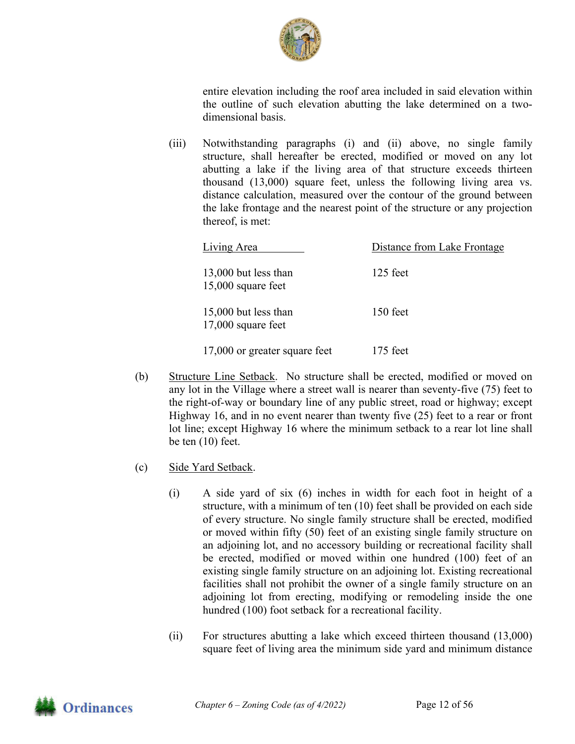entire elevation including the roof area included in said elevation within the outline of such elevation abutting the lake determined on a two-dimensional basis.

(iii) Notwithstanding paragraphs (i) and (ii) above, no single family structure, shall hereafter be erected, modified or moved on any lot abutting a lake if the living area of that structure exceeds thirteen thousand (13,000) square feet, unless the following living area vs. distance calculation, measured over the contour of the ground between the lake frontage and the nearest point of the structure or any projection thereof, is met:

| Living Area | Distance from Lake Frontage |
|---|---|
| 13,000 but less than 15,000 square feet | 125 feet |
| 15,000 but less than 17,000 square feet | 150 feet |
| 17,000 or greater square feet | 175 feet |

(b) Structure Line Setback. No structure shall be erected, modified or moved on any lot in the Village where a street wall is nearer than seventy-five (75) feet to the right-of-way or boundary line of any public street, road or highway; except Highway 16, and in no event nearer than twenty five (25) feet to a rear or front lot line; except Highway 16 where the minimum setback to a rear lot line shall be ten (10) feet.

(c) Side Yard Setback.

(i) A side yard of six (6) inches in width for each foot in height of a structure, with a minimum of ten (10) feet shall be provided on each side of every structure. No single family structure shall be erected, modified or moved within fifty (50) feet of an existing single family structure on an adjoining lot, and no accessory building or recreational facility shall be erected, modified or moved within one hundred (100) feet of an existing single family structure on an adjoining lot. Existing recreational facilities shall not prohibit the owner of a single family structure on an adjoining lot from erecting, modifying or remodeling inside the one hundred (100) foot setback for a recreational facility.

(ii) For structures abutting a lake which exceed thirteen thousand (13,000) square feet of living area the minimum side yard and minimum distance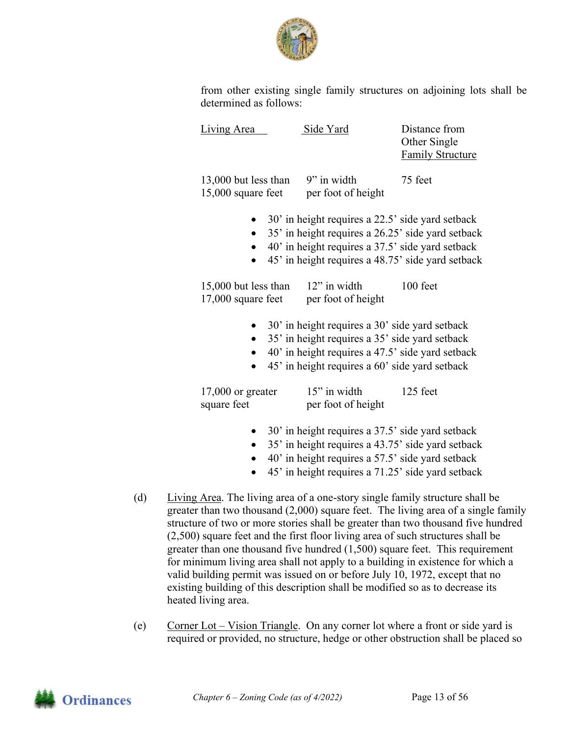from other existing single family structures on adjoining lots shall be determined as follows:

| Living Area | Side Yard | Distance from Other Single Family Structure |
|---|---|---|
| 13,000 but less than 15,000 square feet | 9" in width per foot of height | 75 feet |

- 30' in height requires a 22.5' side yard setback
- 35' in height requires a 26.25' side yard setback
- 40' in height requires a 37.5' side yard setback
- 45' in height requires a 48.75' side yard setback

| Living Area | Side Yard | Distance from Other Single Family Structure |
|---|---|---|
| 15,000 but less than 17,000 square feet | 12" in width per foot of height | 100 feet |

- 30' in height requires a 30' side yard setback
- 35' in height requires a 35' side yard setback
- 40' in height requires a 47.5' side yard setback
- 45' in height requires a 60' side yard setback

| Living Area | Side Yard | Distance from Other Single Family Structure |
|---|---|---|
| 17,000 or greater square feet | 15" in width per foot of height | 125 feet |

- 30' in height requires a 37.5' side yard setback
- 35' in height requires a 43.75' side yard setback
- 40' in height requires a 57.5' side yard setback
- 45' in height requires a 71.25' side yard setback

(d) Living Area. The living area of a one-story single family structure shall be greater than two thousand (2,000) square feet. The living area of a single family structure of two or more stories shall be greater than two thousand five hundred (2,500) square feet and the first floor living area of such structures shall be greater than one thousand five hundred (1,500) square feet. This requirement for minimum living area shall not apply to a building in existence for which a valid building permit was issued on or before July 10, 1972, except that no existing building of this description shall be modified so as to decrease its heated living area.

(e) Corner Lot – Vision Triangle. On any corner lot where a front or side yard is required or provided, no structure, hedge or other obstruction shall be placed so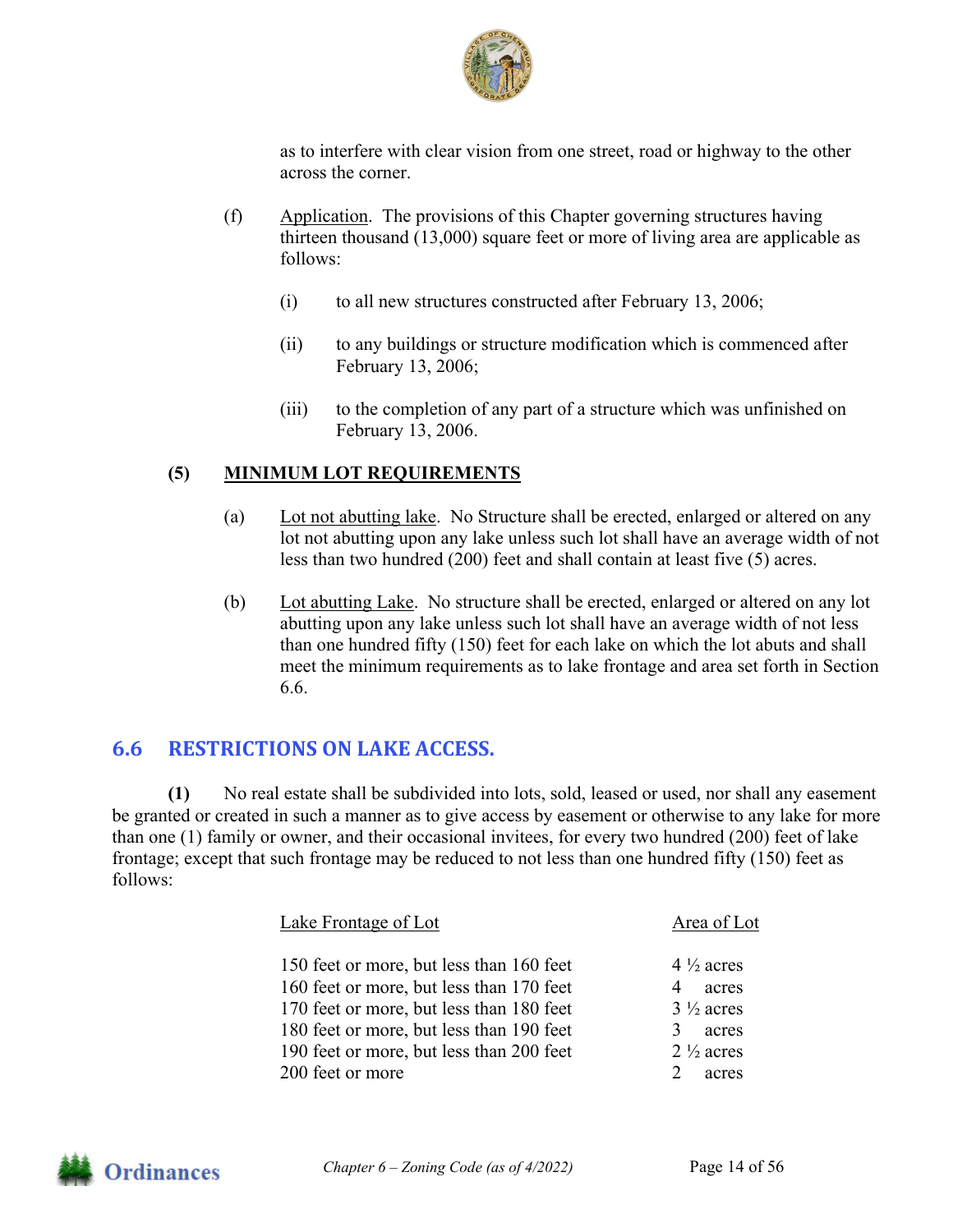as to interfere with clear vision from one street, road or highway to the other across the corner.

(f) Application. The provisions of this Chapter governing structures having thirteen thousand (13,000) square feet or more of living area are applicable as follows:

(i) to all new structures constructed after February 13, 2006;

(ii) to any buildings or structure modification which is commenced after February 13, 2006;

(iii) to the completion of any part of a structure which was unfinished on February 13, 2006.

**(5) MINIMUM LOT REQUIREMENTS**

(a) Lot not abutting lake. No Structure shall be erected, enlarged or altered on any lot not abutting upon any lake unless such lot shall have an average width of not less than two hundred (200) feet and shall contain at least five (5) acres.

(b) Lot abutting Lake. No structure shall be erected, enlarged or altered on any lot abutting upon any lake unless such lot shall have an average width of not less than one hundred fifty (150) feet for each lake on which the lot abuts and shall meet the minimum requirements as to lake frontage and area set forth in Section 6.6.

## 6.6 RESTRICTIONS ON LAKE ACCESS.

**(1)** No real estate shall be subdivided into lots, sold, leased or used, nor shall any easement be granted or created in such a manner as to give access by easement or otherwise to any lake for more than one (1) family or owner, and their occasional invitees, for every two hundred (200) feet of lake frontage; except that such frontage may be reduced to not less than one hundred fifty (150) feet as follows:

| Lake Frontage of Lot | Area of Lot |
|---|---|
| 150 feet or more, but less than 160 feet | 4 ½ acres |
| 160 feet or more, but less than 170 feet | 4 acres |
| 170 feet or more, but less than 180 feet | 3 ½ acres |
| 180 feet or more, but less than 190 feet | 3 acres |
| 190 feet or more, but less than 200 feet | 2 ½ acres |
| 200 feet or more | 2 acres |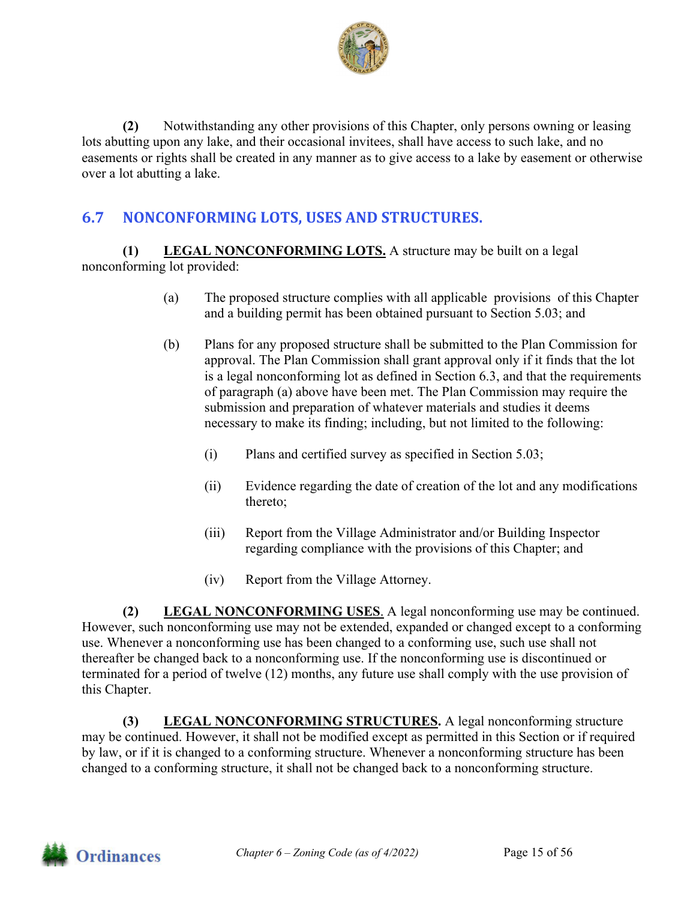**(2)** Notwithstanding any other provisions of this Chapter, only persons owning or leasing lots abutting upon any lake, and their occasional invitees, shall have access to such lake, and no easements or rights shall be created in any manner as to give access to a lake by easement or otherwise over a lot abutting a lake.

## 6.7 NONCONFORMING LOTS, USES AND STRUCTURES.

**(1)** **LEGAL NONCONFORMING LOTS.** A structure may be built on a legal nonconforming lot provided:

(a) The proposed structure complies with all applicable provisions of this Chapter and a building permit has been obtained pursuant to Section 5.03; and

(b) Plans for any proposed structure shall be submitted to the Plan Commission for approval. The Plan Commission shall grant approval only if it finds that the lot is a legal nonconforming lot as defined in Section 6.3, and that the requirements of paragraph (a) above have been met. The Plan Commission may require the submission and preparation of whatever materials and studies it deems necessary to make its finding; including, but not limited to the following:

(i) Plans and certified survey as specified in Section 5.03;

(ii) Evidence regarding the date of creation of the lot and any modifications thereto;

(iii) Report from the Village Administrator and/or Building Inspector regarding compliance with the provisions of this Chapter; and

(iv) Report from the Village Attorney.

**(2)** **LEGAL NONCONFORMING USES**. A legal nonconforming use may be continued. However, such nonconforming use may not be extended, expanded or changed except to a conforming use. Whenever a nonconforming use has been changed to a conforming use, such use shall not thereafter be changed back to a nonconforming use. If the nonconforming use is discontinued or terminated for a period of twelve (12) months, any future use shall comply with the use provision of this Chapter.

**(3)** **LEGAL NONCONFORMING STRUCTURES.** A legal nonconforming structure may be continued. However, it shall not be modified except as permitted in this Section or if required by law, or if it is changed to a conforming structure. Whenever a nonconforming structure has been changed to a conforming structure, it shall not be changed back to a nonconforming structure.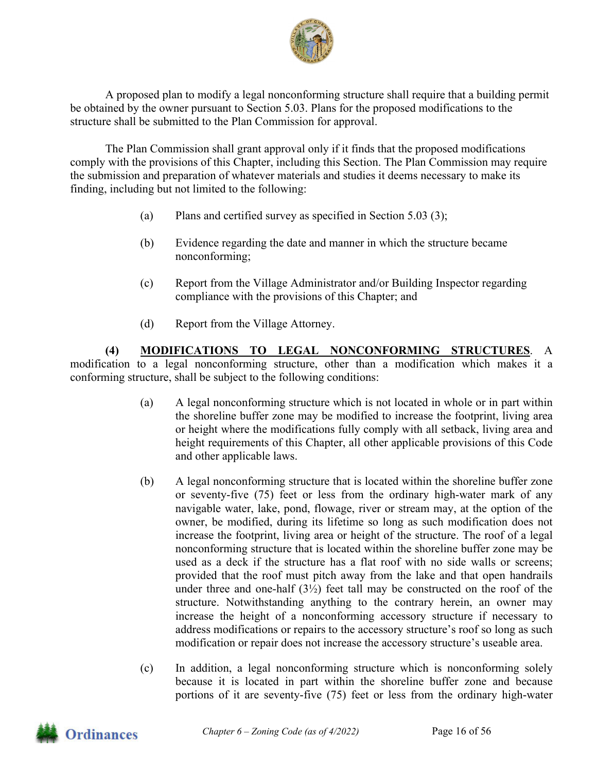A proposed plan to modify a legal nonconforming structure shall require that a building permit be obtained by the owner pursuant to Section 5.03. Plans for the proposed modifications to the structure shall be submitted to the Plan Commission for approval.

The Plan Commission shall grant approval only if it finds that the proposed modifications comply with the provisions of this Chapter, including this Section. The Plan Commission may require the submission and preparation of whatever materials and studies it deems necessary to make its finding, including but not limited to the following:

(a) Plans and certified survey as specified in Section 5.03 (3);

(b) Evidence regarding the date and manner in which the structure became nonconforming;

(c) Report from the Village Administrator and/or Building Inspector regarding compliance with the provisions of this Chapter; and

(d) Report from the Village Attorney.

**(4)** **MODIFICATIONS TO LEGAL NONCONFORMING STRUCTURES**. A modification to a legal nonconforming structure, other than a modification which makes it a conforming structure, shall be subject to the following conditions:

(a) A legal nonconforming structure which is not located in whole or in part within the shoreline buffer zone may be modified to increase the footprint, living area or height where the modifications fully comply with all setback, living area and height requirements of this Chapter, all other applicable provisions of this Code and other applicable laws.

(b) A legal nonconforming structure that is located within the shoreline buffer zone or seventy-five (75) feet or less from the ordinary high-water mark of any navigable water, lake, pond, flowage, river or stream may, at the option of the owner, be modified, during its lifetime so long as such modification does not increase the footprint, living area or height of the structure. The roof of a legal nonconforming structure that is located within the shoreline buffer zone may be used as a deck if the structure has a flat roof with no side walls or screens; provided that the roof must pitch away from the lake and that open handrails under three and one-half (3½) feet tall may be constructed on the roof of the structure. Notwithstanding anything to the contrary herein, an owner may increase the height of a nonconforming accessory structure if necessary to address modifications or repairs to the accessory structure's roof so long as such modification or repair does not increase the accessory structure's useable area.

(c) In addition, a legal nonconforming structure which is nonconforming solely because it is located in part within the shoreline buffer zone and because portions of it are seventy-five (75) feet or less from the ordinary high-water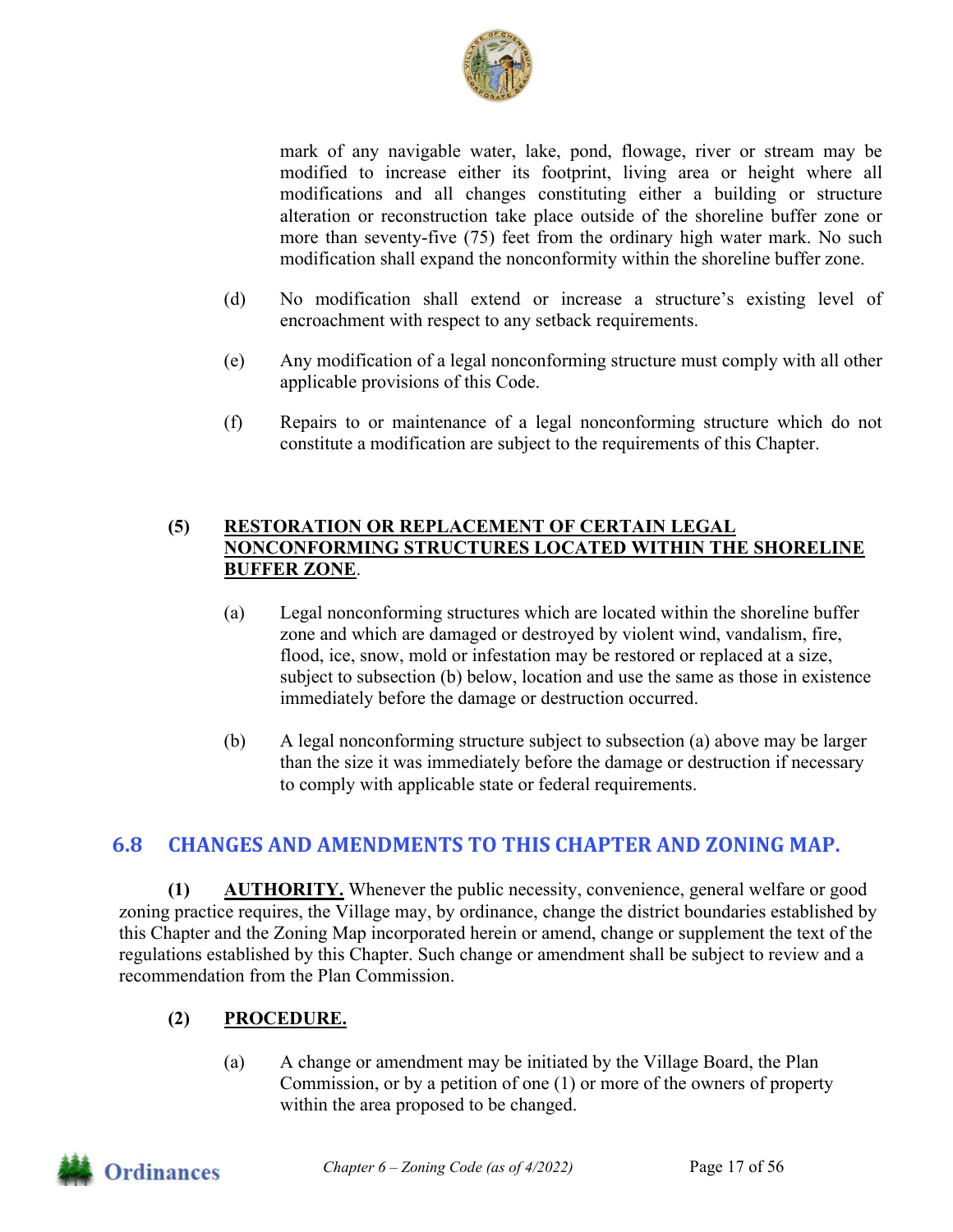mark of any navigable water, lake, pond, flowage, river or stream may be modified to increase either its footprint, living area or height where all modifications and all changes constituting either a building or structure alteration or reconstruction take place outside of the shoreline buffer zone or more than seventy-five (75) feet from the ordinary high water mark. No such modification shall expand the nonconformity within the shoreline buffer zone.

(d) No modification shall extend or increase a structure's existing level of encroachment with respect to any setback requirements.

(e) Any modification of a legal nonconforming structure must comply with all other applicable provisions of this Code.

(f) Repairs to or maintenance of a legal nonconforming structure which do not constitute a modification are subject to the requirements of this Chapter.

**(5) RESTORATION OR REPLACEMENT OF CERTAIN LEGAL NONCONFORMING STRUCTURES LOCATED WITHIN THE SHORELINE BUFFER ZONE.**

(a) Legal nonconforming structures which are located within the shoreline buffer zone and which are damaged or destroyed by violent wind, vandalism, fire, flood, ice, snow, mold or infestation may be restored or replaced at a size, subject to subsection (b) below, location and use the same as those in existence immediately before the damage or destruction occurred.

(b) A legal nonconforming structure subject to subsection (a) above may be larger than the size it was immediately before the damage or destruction if necessary to comply with applicable state or federal requirements.

## 6.8 CHANGES AND AMENDMENTS TO THIS CHAPTER AND ZONING MAP.

**(1) AUTHORITY.** Whenever the public necessity, convenience, general welfare or good zoning practice requires, the Village may, by ordinance, change the district boundaries established by this Chapter and the Zoning Map incorporated herein or amend, change or supplement the text of the regulations established by this Chapter. Such change or amendment shall be subject to review and a recommendation from the Plan Commission.

**(2) PROCEDURE.**

(a) A change or amendment may be initiated by the Village Board, the Plan Commission, or by a petition of one (1) or more of the owners of property within the area proposed to be changed.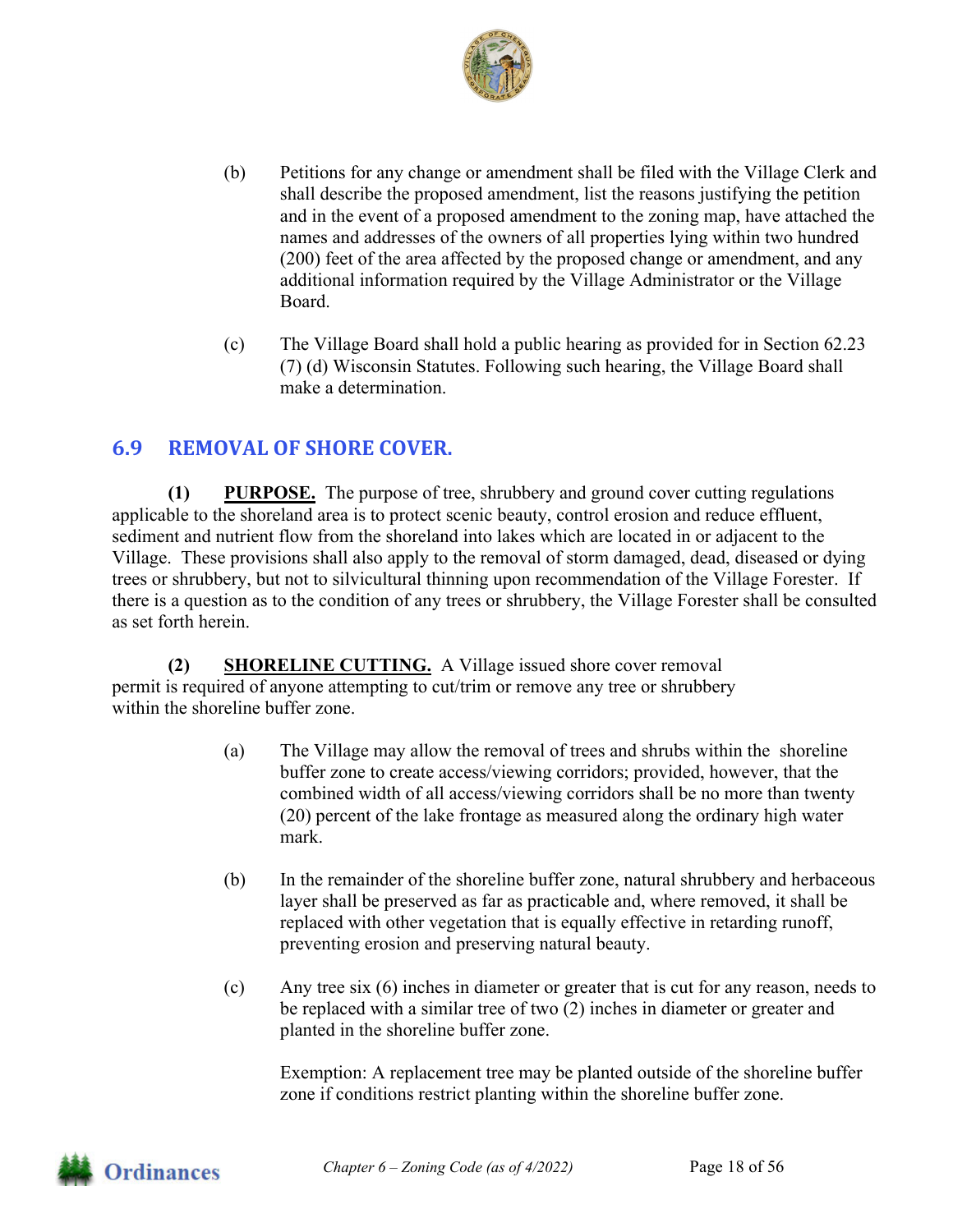(b) Petitions for any change or amendment shall be filed with the Village Clerk and shall describe the proposed amendment, list the reasons justifying the petition and in the event of a proposed amendment to the zoning map, have attached the names and addresses of the owners of all properties lying within two hundred (200) feet of the area affected by the proposed change or amendment, and any additional information required by the Village Administrator or the Village Board.

(c) The Village Board shall hold a public hearing as provided for in Section 62.23 (7) (d) Wisconsin Statutes. Following such hearing, the Village Board shall make a determination.

## 6.9 REMOVAL OF SHORE COVER.

**(1) PURPOSE.** The purpose of tree, shrubbery and ground cover cutting regulations applicable to the shoreland area is to protect scenic beauty, control erosion and reduce effluent, sediment and nutrient flow from the shoreland into lakes which are located in or adjacent to the Village. These provisions shall also apply to the removal of storm damaged, dead, diseased or dying trees or shrubbery, but not to silvicultural thinning upon recommendation of the Village Forester. If there is a question as to the condition of any trees or shrubbery, the Village Forester shall be consulted as set forth herein.

**(2) SHORELINE CUTTING.** A Village issued shore cover removal permit is required of anyone attempting to cut/trim or remove any tree or shrubbery within the shoreline buffer zone.

(a) The Village may allow the removal of trees and shrubs within the shoreline buffer zone to create access/viewing corridors; provided, however, that the combined width of all access/viewing corridors shall be no more than twenty (20) percent of the lake frontage as measured along the ordinary high water mark.

(b) In the remainder of the shoreline buffer zone, natural shrubbery and herbaceous layer shall be preserved as far as practicable and, where removed, it shall be replaced with other vegetation that is equally effective in retarding runoff, preventing erosion and preserving natural beauty.

(c) Any tree six (6) inches in diameter or greater that is cut for any reason, needs to be replaced with a similar tree of two (2) inches in diameter or greater and planted in the shoreline buffer zone.

Exemption: A replacement tree may be planted outside of the shoreline buffer zone if conditions restrict planting within the shoreline buffer zone.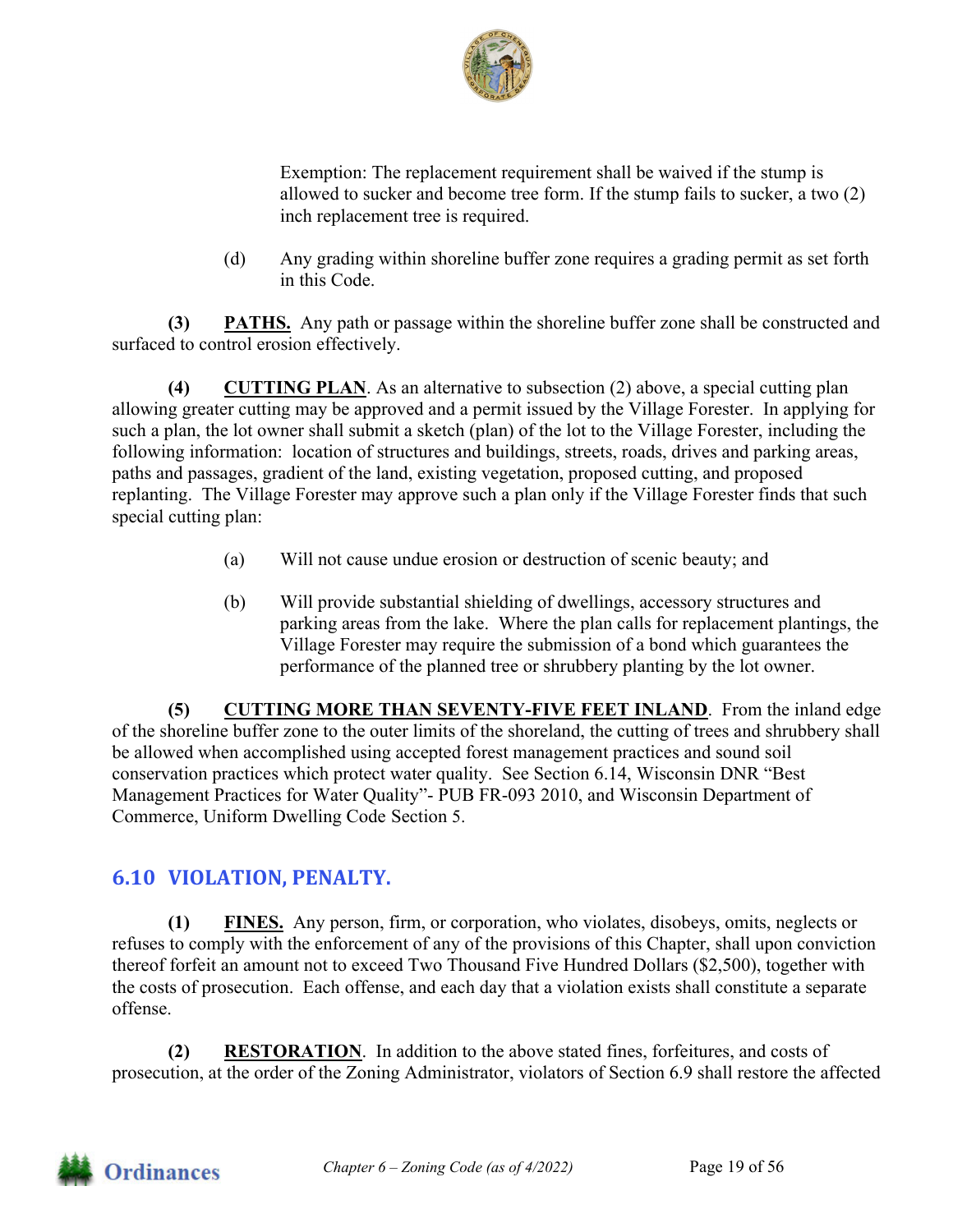Exemption: The replacement requirement shall be waived if the stump is allowed to sucker and become tree form. If the stump fails to sucker, a two (2) inch replacement tree is required.

(d) Any grading within shoreline buffer zone requires a grading permit as set forth in this Code.

**(3) PATHS.** Any path or passage within the shoreline buffer zone shall be constructed and surfaced to control erosion effectively.

**(4) CUTTING PLAN**. As an alternative to subsection (2) above, a special cutting plan allowing greater cutting may be approved and a permit issued by the Village Forester. In applying for such a plan, the lot owner shall submit a sketch (plan) of the lot to the Village Forester, including the following information: location of structures and buildings, streets, roads, drives and parking areas, paths and passages, gradient of the land, existing vegetation, proposed cutting, and proposed replanting. The Village Forester may approve such a plan only if the Village Forester finds that such special cutting plan:

(a) Will not cause undue erosion or destruction of scenic beauty; and

(b) Will provide substantial shielding of dwellings, accessory structures and parking areas from the lake. Where the plan calls for replacement plantings, the Village Forester may require the submission of a bond which guarantees the performance of the planned tree or shrubbery planting by the lot owner.

**(5) CUTTING MORE THAN SEVENTY-FIVE FEET INLAND**. From the inland edge of the shoreline buffer zone to the outer limits of the shoreland, the cutting of trees and shrubbery shall be allowed when accomplished using accepted forest management practices and sound soil conservation practices which protect water quality. See Section 6.14, Wisconsin DNR "Best Management Practices for Water Quality"- PUB FR-093 2010, and Wisconsin Department of Commerce, Uniform Dwelling Code Section 5.

## 6.10 VIOLATION, PENALTY.

**(1) FINES.** Any person, firm, or corporation, who violates, disobeys, omits, neglects or refuses to comply with the enforcement of any of the provisions of this Chapter, shall upon conviction thereof forfeit an amount not to exceed Two Thousand Five Hundred Dollars ($2,500), together with the costs of prosecution. Each offense, and each day that a violation exists shall constitute a separate offense.

**(2) RESTORATION**. In addition to the above stated fines, forfeitures, and costs of prosecution, at the order of the Zoning Administrator, violators of Section 6.9 shall restore the affected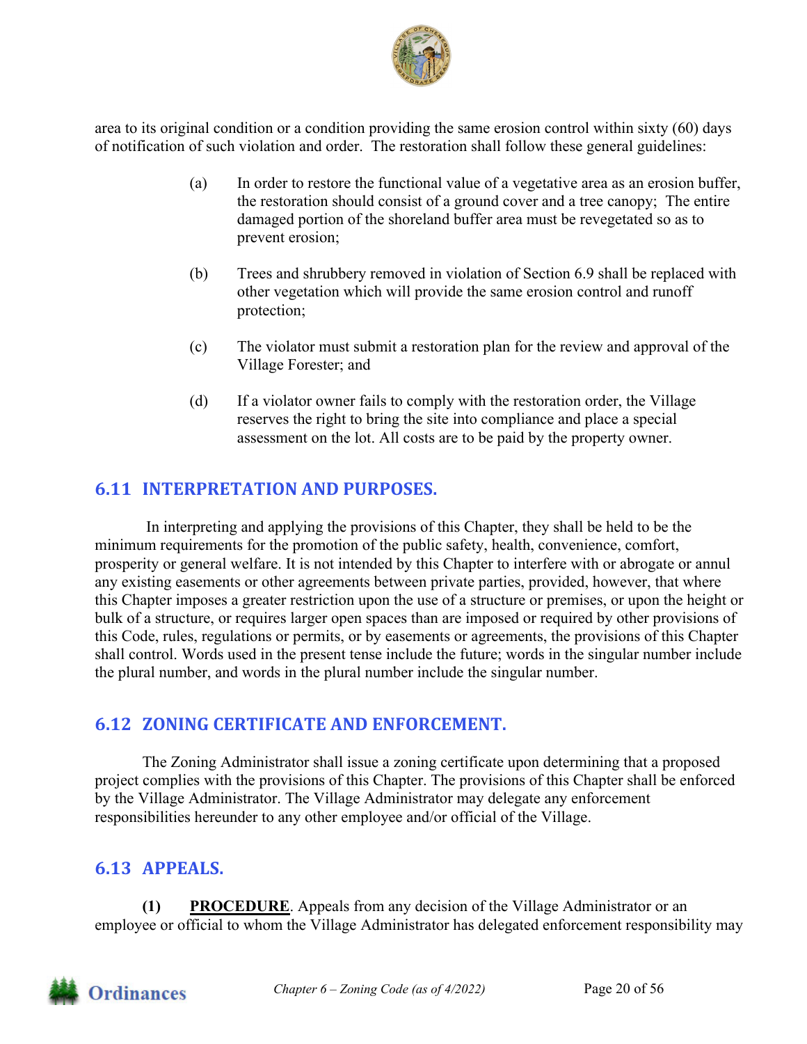area to its original condition or a condition providing the same erosion control within sixty (60) days of notification of such violation and order. The restoration shall follow these general guidelines:

(a) In order to restore the functional value of a vegetative area as an erosion buffer, the restoration should consist of a ground cover and a tree canopy; The entire damaged portion of the shoreland buffer area must be revegetated so as to prevent erosion;

(b) Trees and shrubbery removed in violation of Section 6.9 shall be replaced with other vegetation which will provide the same erosion control and runoff protection;

(c) The violator must submit a restoration plan for the review and approval of the Village Forester; and

(d) If a violator owner fails to comply with the restoration order, the Village reserves the right to bring the site into compliance and place a special assessment on the lot. All costs are to be paid by the property owner.

## 6.11 INTERPRETATION AND PURPOSES.

In interpreting and applying the provisions of this Chapter, they shall be held to be the minimum requirements for the promotion of the public safety, health, convenience, comfort, prosperity or general welfare. It is not intended by this Chapter to interfere with or abrogate or annul any existing easements or other agreements between private parties, provided, however, that where this Chapter imposes a greater restriction upon the use of a structure or premises, or upon the height or bulk of a structure, or requires larger open spaces than are imposed or required by other provisions of this Code, rules, regulations or permits, or by easements or agreements, the provisions of this Chapter shall control. Words used in the present tense include the future; words in the singular number include the plural number, and words in the plural number include the singular number.

## 6.12 ZONING CERTIFICATE AND ENFORCEMENT.

The Zoning Administrator shall issue a zoning certificate upon determining that a proposed project complies with the provisions of this Chapter. The provisions of this Chapter shall be enforced by the Village Administrator. The Village Administrator may delegate any enforcement responsibilities hereunder to any other employee and/or official of the Village.

## 6.13 APPEALS.

**(1)** **PROCEDURE**. Appeals from any decision of the Village Administrator or an employee or official to whom the Village Administrator has delegated enforcement responsibility may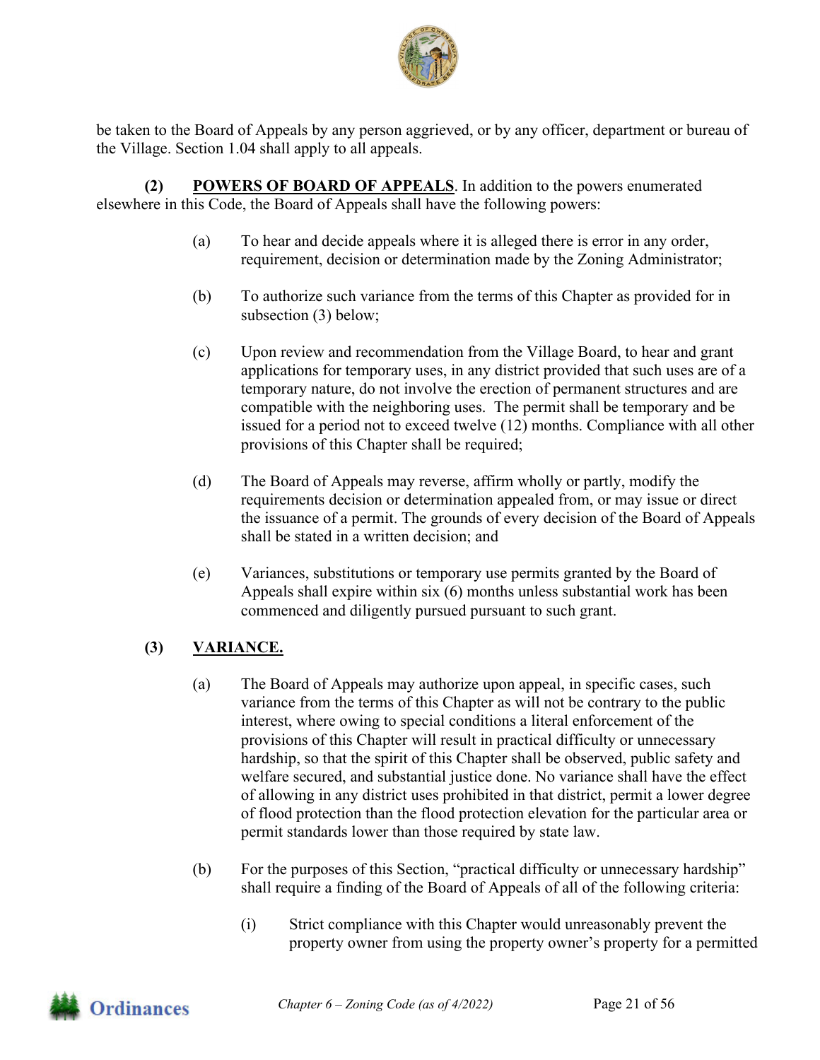be taken to the Board of Appeals by any person aggrieved, or by any officer, department or bureau of the Village. Section 1.04 shall apply to all appeals.

**(2) POWERS OF BOARD OF APPEALS**. In addition to the powers enumerated elsewhere in this Code, the Board of Appeals shall have the following powers:

(a) To hear and decide appeals where it is alleged there is error in any order, requirement, decision or determination made by the Zoning Administrator;

(b) To authorize such variance from the terms of this Chapter as provided for in subsection (3) below;

(c) Upon review and recommendation from the Village Board, to hear and grant applications for temporary uses, in any district provided that such uses are of a temporary nature, do not involve the erection of permanent structures and are compatible with the neighboring uses. The permit shall be temporary and be issued for a period not to exceed twelve (12) months. Compliance with all other provisions of this Chapter shall be required;

(d) The Board of Appeals may reverse, affirm wholly or partly, modify the requirements decision or determination appealed from, or may issue or direct the issuance of a permit. The grounds of every decision of the Board of Appeals shall be stated in a written decision; and

(e) Variances, substitutions or temporary use permits granted by the Board of Appeals shall expire within six (6) months unless substantial work has been commenced and diligently pursued pursuant to such grant.

**(3) VARIANCE.**

(a) The Board of Appeals may authorize upon appeal, in specific cases, such variance from the terms of this Chapter as will not be contrary to the public interest, where owing to special conditions a literal enforcement of the provisions of this Chapter will result in practical difficulty or unnecessary hardship, so that the spirit of this Chapter shall be observed, public safety and welfare secured, and substantial justice done. No variance shall have the effect of allowing in any district uses prohibited in that district, permit a lower degree of flood protection than the flood protection elevation for the particular area or permit standards lower than those required by state law.

(b) For the purposes of this Section, "practical difficulty or unnecessary hardship" shall require a finding of the Board of Appeals of all of the following criteria:

(i) Strict compliance with this Chapter would unreasonably prevent the property owner from using the property owner's property for a permitted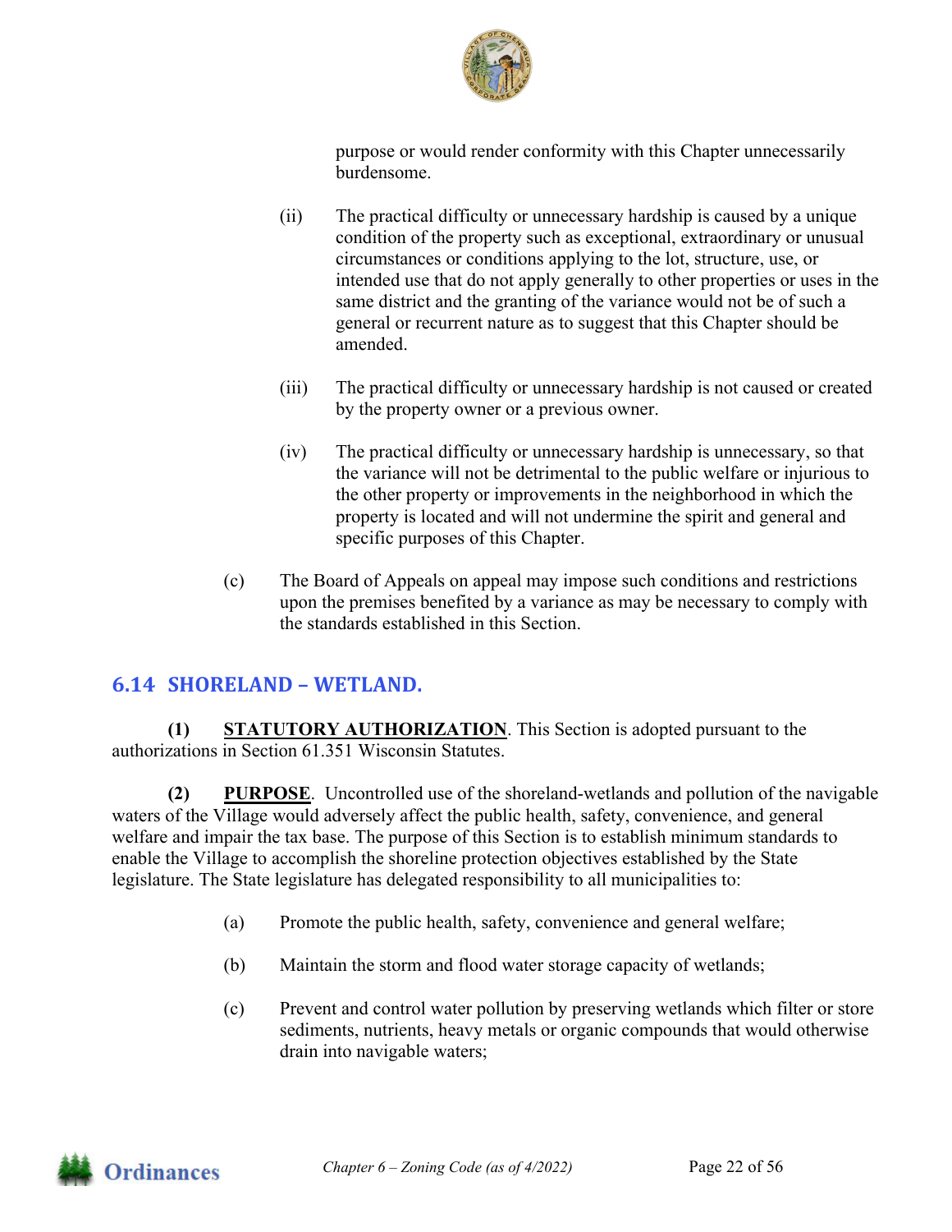purpose or would render conformity with this Chapter unnecessarily burdensome.

(ii) The practical difficulty or unnecessary hardship is caused by a unique condition of the property such as exceptional, extraordinary or unusual circumstances or conditions applying to the lot, structure, use, or intended use that do not apply generally to other properties or uses in the same district and the granting of the variance would not be of such a general or recurrent nature as to suggest that this Chapter should be amended.

(iii) The practical difficulty or unnecessary hardship is not caused or created by the property owner or a previous owner.

(iv) The practical difficulty or unnecessary hardship is unnecessary, so that the variance will not be detrimental to the public welfare or injurious to the other property or improvements in the neighborhood in which the property is located and will not undermine the spirit and general and specific purposes of this Chapter.

(c) The Board of Appeals on appeal may impose such conditions and restrictions upon the premises benefited by a variance as may be necessary to comply with the standards established in this Section.

## 6.14 SHORELAND – WETLAND.

**(1)** **STATUTORY AUTHORIZATION**. This Section is adopted pursuant to the authorizations in Section 61.351 Wisconsin Statutes.

**(2)** **PURPOSE**. Uncontrolled use of the shoreland-wetlands and pollution of the navigable waters of the Village would adversely affect the public health, safety, convenience, and general welfare and impair the tax base. The purpose of this Section is to establish minimum standards to enable the Village to accomplish the shoreline protection objectives established by the State legislature. The State legislature has delegated responsibility to all municipalities to:

(a) Promote the public health, safety, convenience and general welfare;

(b) Maintain the storm and flood water storage capacity of wetlands;

(c) Prevent and control water pollution by preserving wetlands which filter or store sediments, nutrients, heavy metals or organic compounds that would otherwise drain into navigable waters;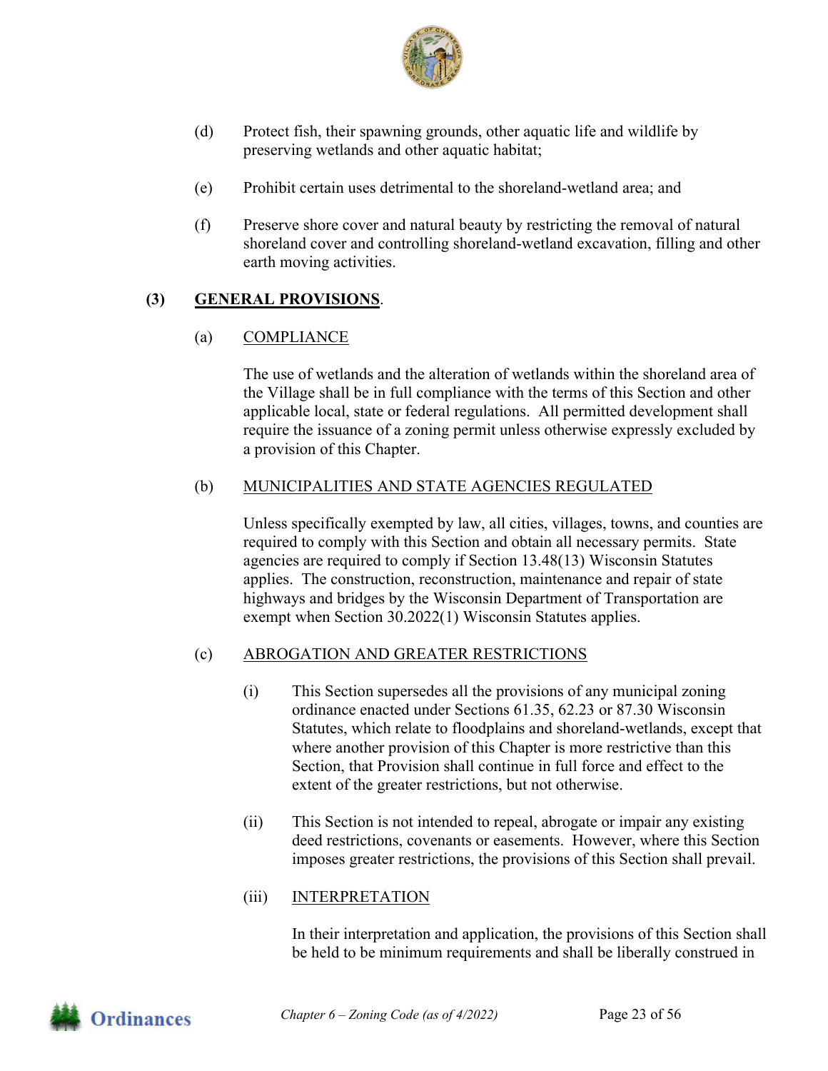(d) Protect fish, their spawning grounds, other aquatic life and wildlife by preserving wetlands and other aquatic habitat;

(e) Prohibit certain uses detrimental to the shoreland-wetland area; and

(f) Preserve shore cover and natural beauty by restricting the removal of natural shoreland cover and controlling shoreland-wetland excavation, filling and other earth moving activities.

**(3) <u>GENERAL PROVISIONS</u>.**

(a) <u>COMPLIANCE</u>

The use of wetlands and the alteration of wetlands within the shoreland area of the Village shall be in full compliance with the terms of this Section and other applicable local, state or federal regulations. All permitted development shall require the issuance of a zoning permit unless otherwise expressly excluded by a provision of this Chapter.

(b) <u>MUNICIPALITIES AND STATE AGENCIES REGULATED</u>

Unless specifically exempted by law, all cities, villages, towns, and counties are required to comply with this Section and obtain all necessary permits. State agencies are required to comply if Section 13.48(13) Wisconsin Statutes applies. The construction, reconstruction, maintenance and repair of state highways and bridges by the Wisconsin Department of Transportation are exempt when Section 30.2022(1) Wisconsin Statutes applies.

(c) <u>ABROGATION AND GREATER RESTRICTIONS</u>

(i) This Section supersedes all the provisions of any municipal zoning ordinance enacted under Sections 61.35, 62.23 or 87.30 Wisconsin Statutes, which relate to floodplains and shoreland-wetlands, except that where another provision of this Chapter is more restrictive than this Section, that Provision shall continue in full force and effect to the extent of the greater restrictions, but not otherwise.

(ii) This Section is not intended to repeal, abrogate or impair any existing deed restrictions, covenants or easements. However, where this Section imposes greater restrictions, the provisions of this Section shall prevail.

(iii) <u>INTERPRETATION</u>

In their interpretation and application, the provisions of this Section shall be held to be minimum requirements and shall be liberally construed in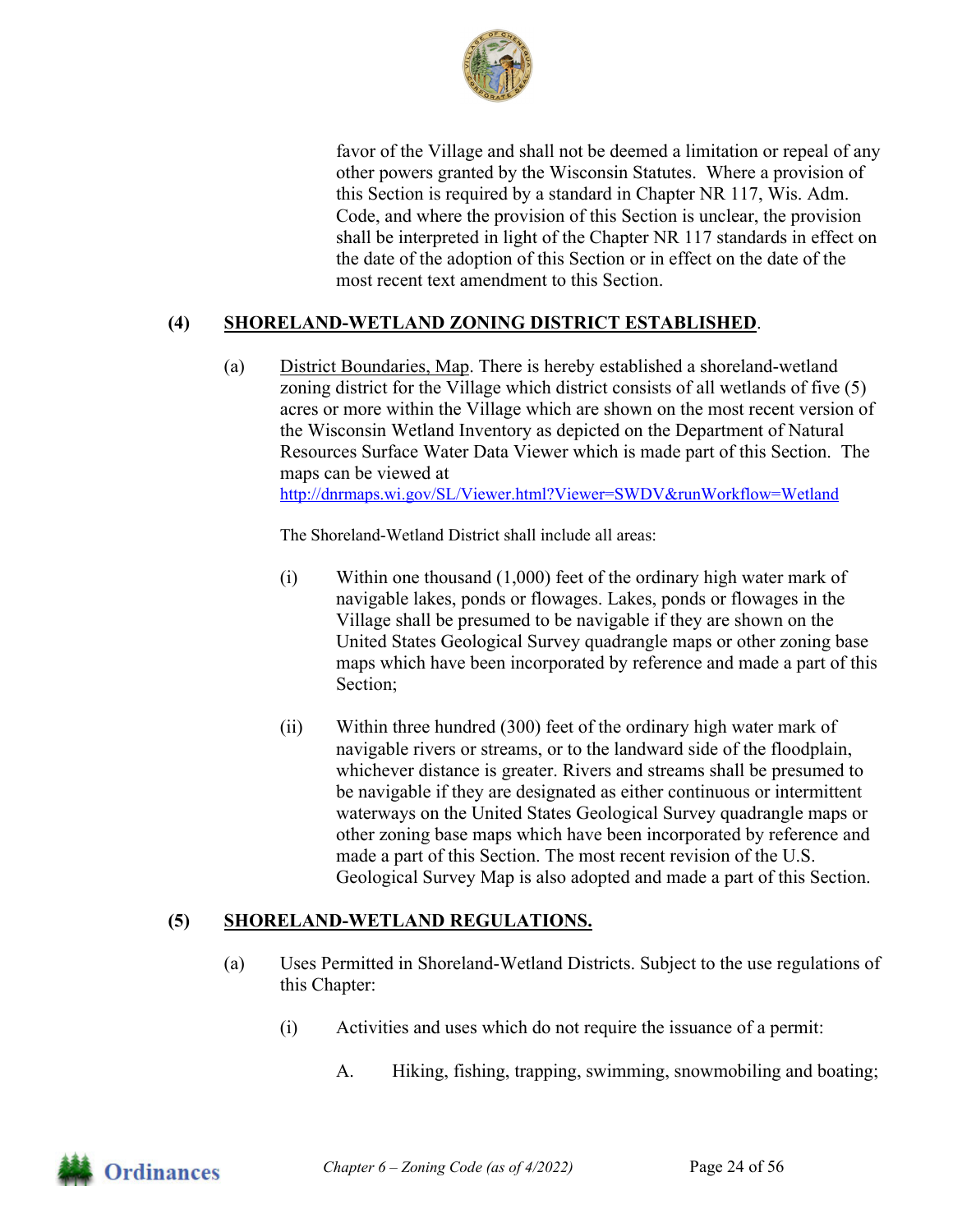favor of the Village and shall not be deemed a limitation or repeal of any other powers granted by the Wisconsin Statutes. Where a provision of this Section is required by a standard in Chapter NR 117, Wis. Adm. Code, and where the provision of this Section is unclear, the provision shall be interpreted in light of the Chapter NR 117 standards in effect on the date of the adoption of this Section or in effect on the date of the most recent text amendment to this Section.

**(4) SHORELAND-WETLAND ZONING DISTRICT ESTABLISHED.**

(a) District Boundaries, Map. There is hereby established a shoreland-wetland zoning district for the Village which district consists of all wetlands of five (5) acres or more within the Village which are shown on the most recent version of the Wisconsin Wetland Inventory as depicted on the Department of Natural Resources Surface Water Data Viewer which is made part of this Section. The maps can be viewed at http://dnrmaps.wi.gov/SL/Viewer.html?Viewer=SWDV&runWorkflow=Wetland

The Shoreland-Wetland District shall include all areas:

(i) Within one thousand (1,000) feet of the ordinary high water mark of navigable lakes, ponds or flowages. Lakes, ponds or flowages in the Village shall be presumed to be navigable if they are shown on the United States Geological Survey quadrangle maps or other zoning base maps which have been incorporated by reference and made a part of this Section;

(ii) Within three hundred (300) feet of the ordinary high water mark of navigable rivers or streams, or to the landward side of the floodplain, whichever distance is greater. Rivers and streams shall be presumed to be navigable if they are designated as either continuous or intermittent waterways on the United States Geological Survey quadrangle maps or other zoning base maps which have been incorporated by reference and made a part of this Section. The most recent revision of the U.S. Geological Survey Map is also adopted and made a part of this Section.

**(5) SHORELAND-WETLAND REGULATIONS.**

(a) Uses Permitted in Shoreland-Wetland Districts. Subject to the use regulations of this Chapter:

(i) Activities and uses which do not require the issuance of a permit:

A. Hiking, fishing, trapping, swimming, snowmobiling and boating;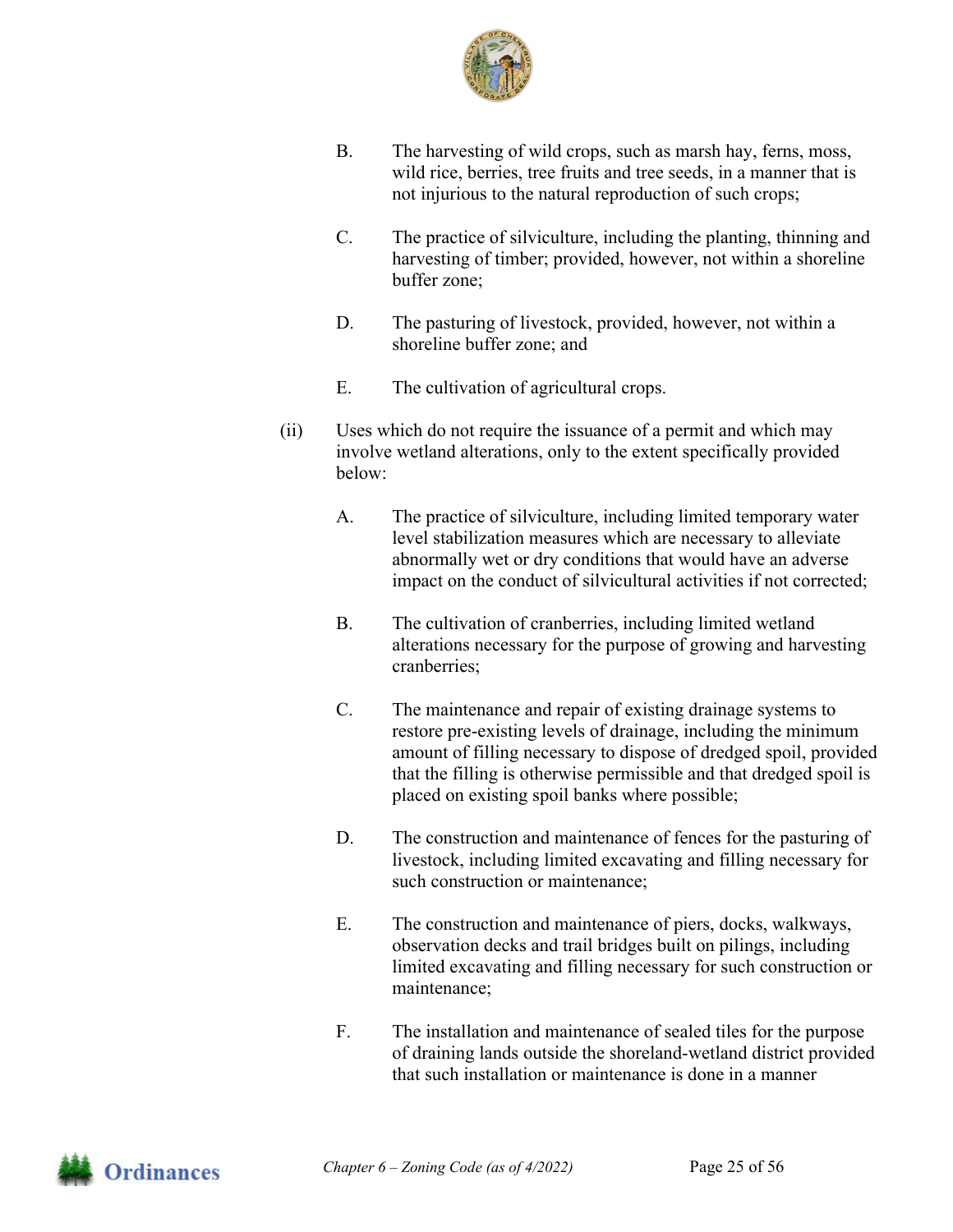B. The harvesting of wild crops, such as marsh hay, ferns, moss, wild rice, berries, tree fruits and tree seeds, in a manner that is not injurious to the natural reproduction of such crops;

C. The practice of silviculture, including the planting, thinning and harvesting of timber; provided, however, not within a shoreline buffer zone;

D. The pasturing of livestock, provided, however, not within a shoreline buffer zone; and

E. The cultivation of agricultural crops.

(ii) Uses which do not require the issuance of a permit and which may involve wetland alterations, only to the extent specifically provided below:

A. The practice of silviculture, including limited temporary water level stabilization measures which are necessary to alleviate abnormally wet or dry conditions that would have an adverse impact on the conduct of silvicultural activities if not corrected;

B. The cultivation of cranberries, including limited wetland alterations necessary for the purpose of growing and harvesting cranberries;

C. The maintenance and repair of existing drainage systems to restore pre-existing levels of drainage, including the minimum amount of filling necessary to dispose of dredged spoil, provided that the filling is otherwise permissible and that dredged spoil is placed on existing spoil banks where possible;

D. The construction and maintenance of fences for the pasturing of livestock, including limited excavating and filling necessary for such construction or maintenance;

E. The construction and maintenance of piers, docks, walkways, observation decks and trail bridges built on pilings, including limited excavating and filling necessary for such construction or maintenance;

F. The installation and maintenance of sealed tiles for the purpose of draining lands outside the shoreland-wetland district provided that such installation or maintenance is done in a manner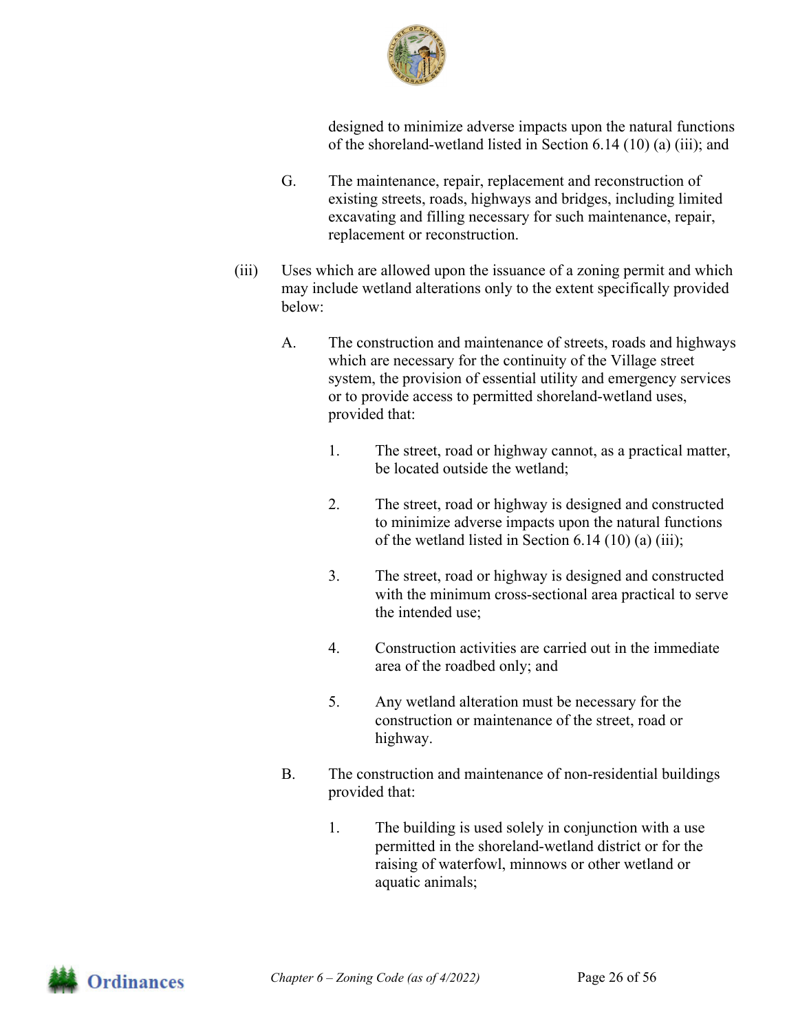designed to minimize adverse impacts upon the natural functions of the shoreland-wetland listed in Section 6.14 (10) (a) (iii); and

G. The maintenance, repair, replacement and reconstruction of existing streets, roads, highways and bridges, including limited excavating and filling necessary for such maintenance, repair, replacement or reconstruction.

(iii) Uses which are allowed upon the issuance of a zoning permit and which may include wetland alterations only to the extent specifically provided below:

A. The construction and maintenance of streets, roads and highways which are necessary for the continuity of the Village street system, the provision of essential utility and emergency services or to provide access to permitted shoreland-wetland uses, provided that:

1. The street, road or highway cannot, as a practical matter, be located outside the wetland;

2. The street, road or highway is designed and constructed to minimize adverse impacts upon the natural functions of the wetland listed in Section 6.14 (10) (a) (iii);

3. The street, road or highway is designed and constructed with the minimum cross-sectional area practical to serve the intended use;

4. Construction activities are carried out in the immediate area of the roadbed only; and

5. Any wetland alteration must be necessary for the construction or maintenance of the street, road or highway.

B. The construction and maintenance of non-residential buildings provided that:

1. The building is used solely in conjunction with a use permitted in the shoreland-wetland district or for the raising of waterfowl, minnows or other wetland or aquatic animals;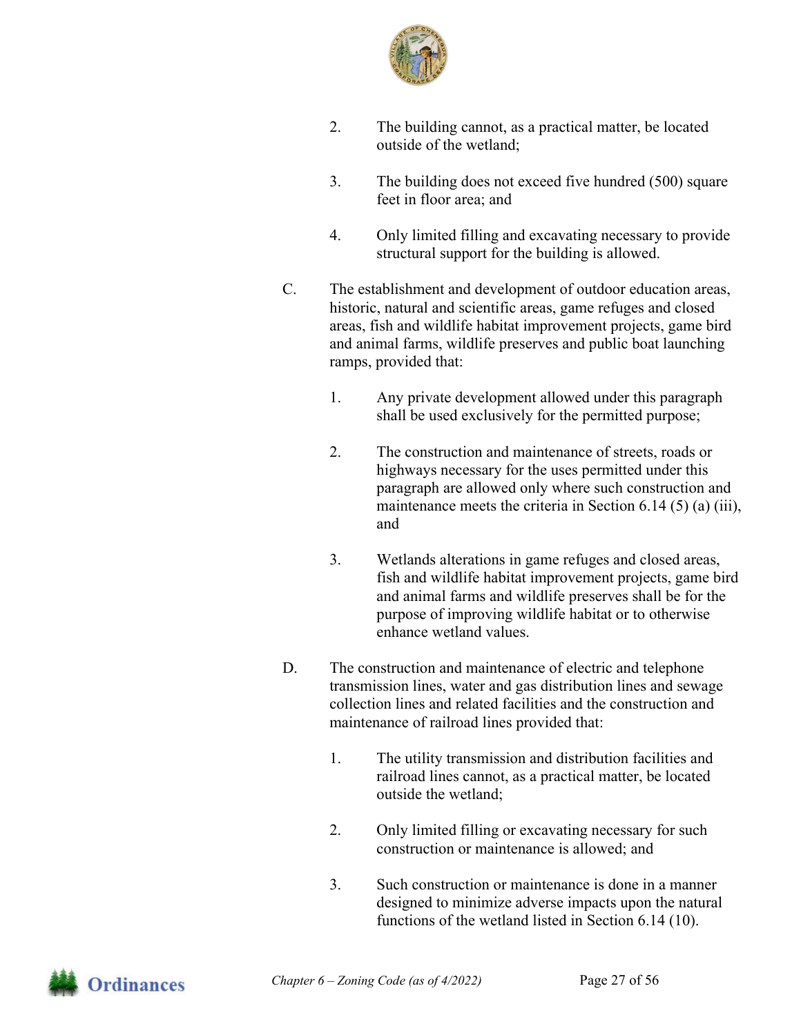2. The building cannot, as a practical matter, be located outside of the wetland;

3. The building does not exceed five hundred (500) square feet in floor area; and

4. Only limited filling and excavating necessary to provide structural support for the building is allowed.

C. The establishment and development of outdoor education areas, historic, natural and scientific areas, game refuges and closed areas, fish and wildlife habitat improvement projects, game bird and animal farms, wildlife preserves and public boat launching ramps, provided that:

1. Any private development allowed under this paragraph shall be used exclusively for the permitted purpose;

2. The construction and maintenance of streets, roads or highways necessary for the uses permitted under this paragraph are allowed only where such construction and maintenance meets the criteria in Section 6.14 (5) (a) (iii), and

3. Wetlands alterations in game refuges and closed areas, fish and wildlife habitat improvement projects, game bird and animal farms and wildlife preserves shall be for the purpose of improving wildlife habitat or to otherwise enhance wetland values.

D. The construction and maintenance of electric and telephone transmission lines, water and gas distribution lines and sewage collection lines and related facilities and the construction and maintenance of railroad lines provided that:

1. The utility transmission and distribution facilities and railroad lines cannot, as a practical matter, be located outside the wetland;

2. Only limited filling or excavating necessary for such construction or maintenance is allowed; and

3. Such construction or maintenance is done in a manner designed to minimize adverse impacts upon the natural functions of the wetland listed in Section 6.14 (10).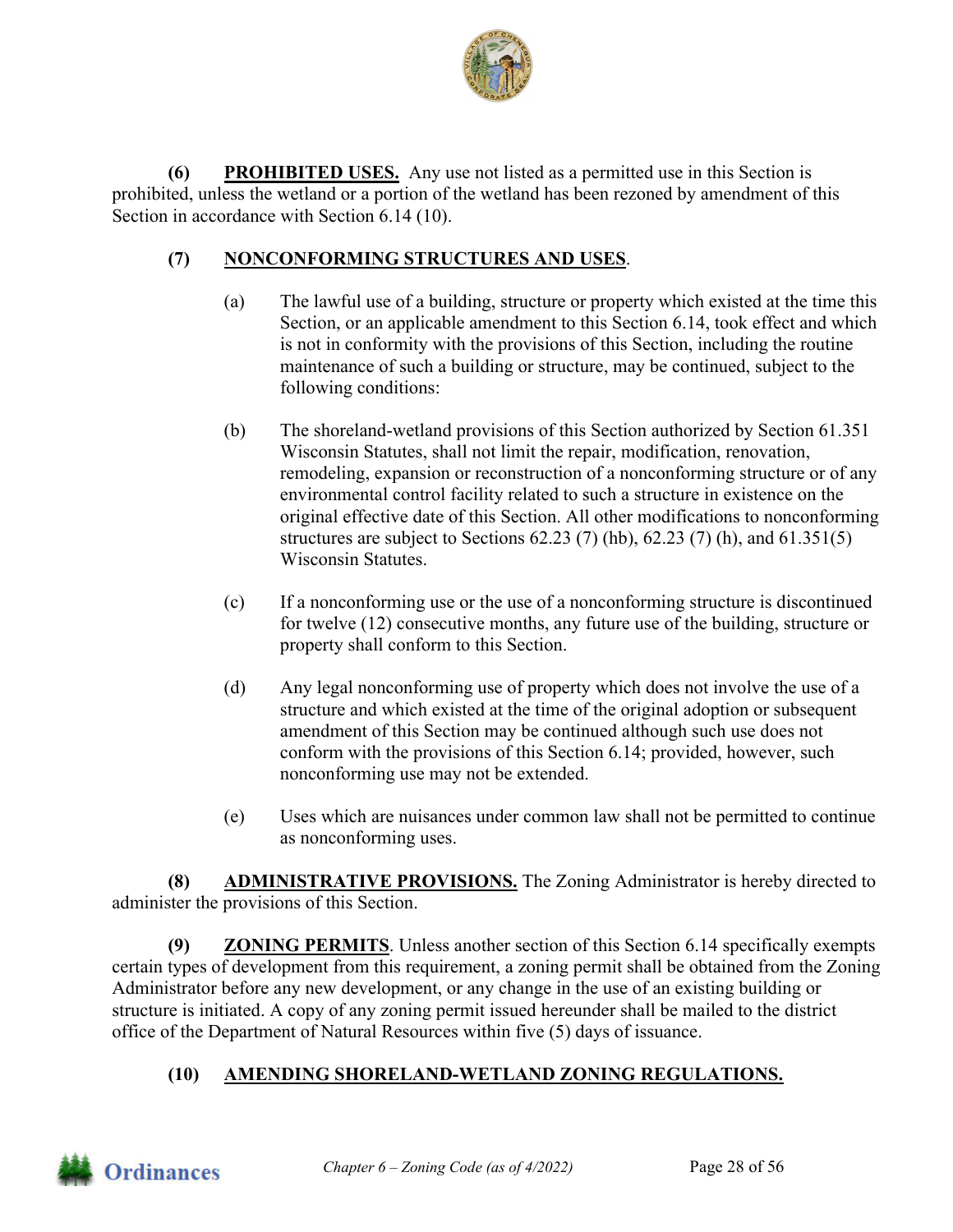**(6) PROHIBITED USES.** Any use not listed as a permitted use in this Section is prohibited, unless the wetland or a portion of the wetland has been rezoned by amendment of this Section in accordance with Section 6.14 (10).

**(7) NONCONFORMING STRUCTURES AND USES.**

(a) The lawful use of a building, structure or property which existed at the time this Section, or an applicable amendment to this Section 6.14, took effect and which is not in conformity with the provisions of this Section, including the routine maintenance of such a building or structure, may be continued, subject to the following conditions:

(b) The shoreland-wetland provisions of this Section authorized by Section 61.351 Wisconsin Statutes, shall not limit the repair, modification, renovation, remodeling, expansion or reconstruction of a nonconforming structure or of any environmental control facility related to such a structure in existence on the original effective date of this Section. All other modifications to nonconforming structures are subject to Sections 62.23 (7) (hb), 62.23 (7) (h), and 61.351(5) Wisconsin Statutes.

(c) If a nonconforming use or the use of a nonconforming structure is discontinued for twelve (12) consecutive months, any future use of the building, structure or property shall conform to this Section.

(d) Any legal nonconforming use of property which does not involve the use of a structure and which existed at the time of the original adoption or subsequent amendment of this Section may be continued although such use does not conform with the provisions of this Section 6.14; provided, however, such nonconforming use may not be extended.

(e) Uses which are nuisances under common law shall not be permitted to continue as nonconforming uses.

**(8) ADMINISTRATIVE PROVISIONS.** The Zoning Administrator is hereby directed to administer the provisions of this Section.

**(9) ZONING PERMITS**. Unless another section of this Section 6.14 specifically exempts certain types of development from this requirement, a zoning permit shall be obtained from the Zoning Administrator before any new development, or any change in the use of an existing building or structure is initiated. A copy of any zoning permit issued hereunder shall be mailed to the district office of the Department of Natural Resources within five (5) days of issuance.

**(10) AMENDING SHORELAND-WETLAND ZONING REGULATIONS.**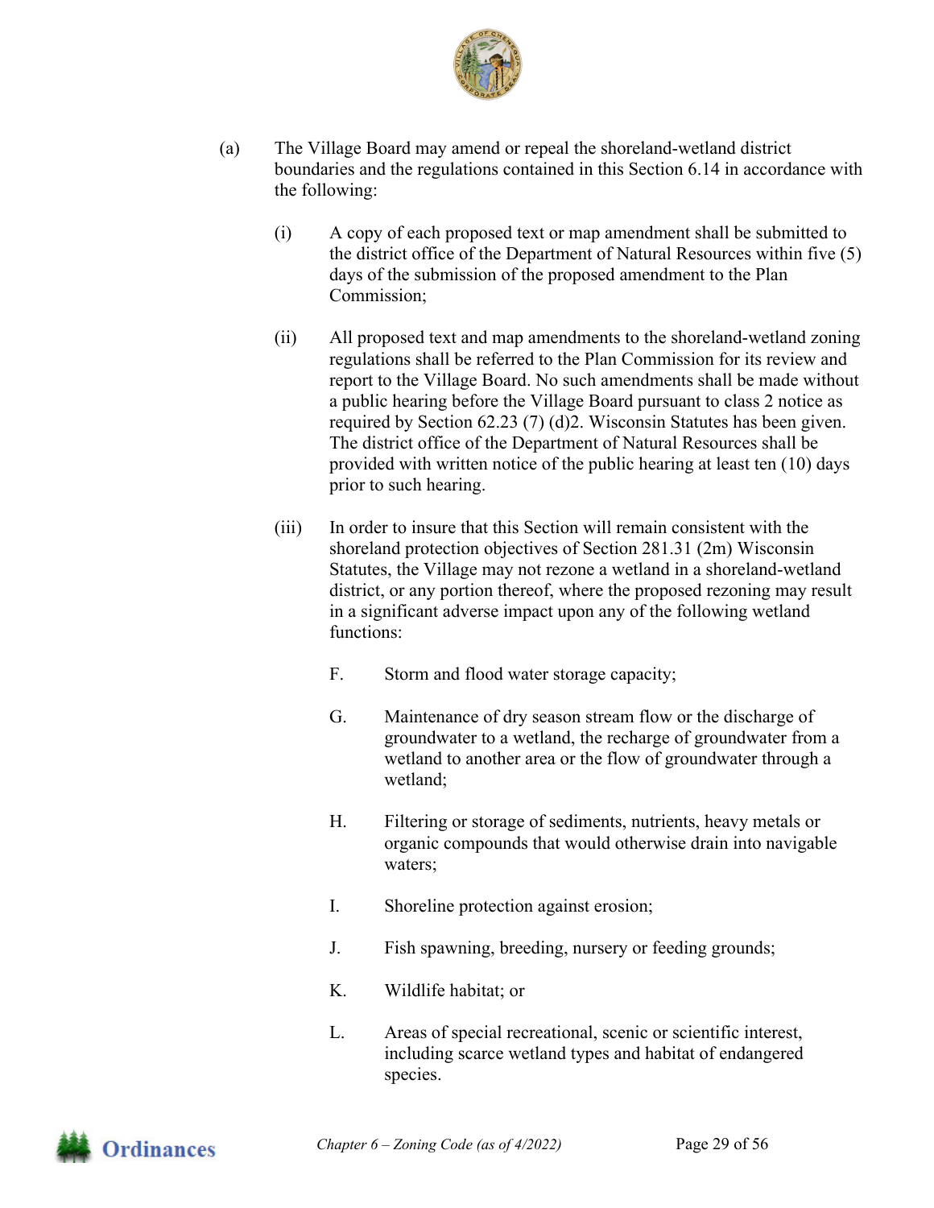(a) The Village Board may amend or repeal the shoreland-wetland district boundaries and the regulations contained in this Section 6.14 in accordance with the following:

  (i) A copy of each proposed text or map amendment shall be submitted to the district office of the Department of Natural Resources within five (5) days of the submission of the proposed amendment to the Plan Commission;

  (ii) All proposed text and map amendments to the shoreland-wetland zoning regulations shall be referred to the Plan Commission for its review and report to the Village Board. No such amendments shall be made without a public hearing before the Village Board pursuant to class 2 notice as required by Section 62.23 (7) (d)2. Wisconsin Statutes has been given. The district office of the Department of Natural Resources shall be provided with written notice of the public hearing at least ten (10) days prior to such hearing.

  (iii) In order to insure that this Section will remain consistent with the shoreland protection objectives of Section 281.31 (2m) Wisconsin Statutes, the Village may not rezone a wetland in a shoreland-wetland district, or any portion thereof, where the proposed rezoning may result in a significant adverse impact upon any of the following wetland functions:

    F. Storm and flood water storage capacity;

    G. Maintenance of dry season stream flow or the discharge of groundwater to a wetland, the recharge of groundwater from a wetland to another area or the flow of groundwater through a wetland;

    H. Filtering or storage of sediments, nutrients, heavy metals or organic compounds that would otherwise drain into navigable waters;

    I. Shoreline protection against erosion;

    J. Fish spawning, breeding, nursery or feeding grounds;

    K. Wildlife habitat; or

    L. Areas of special recreational, scenic or scientific interest, including scarce wetland types and habitat of endangered species.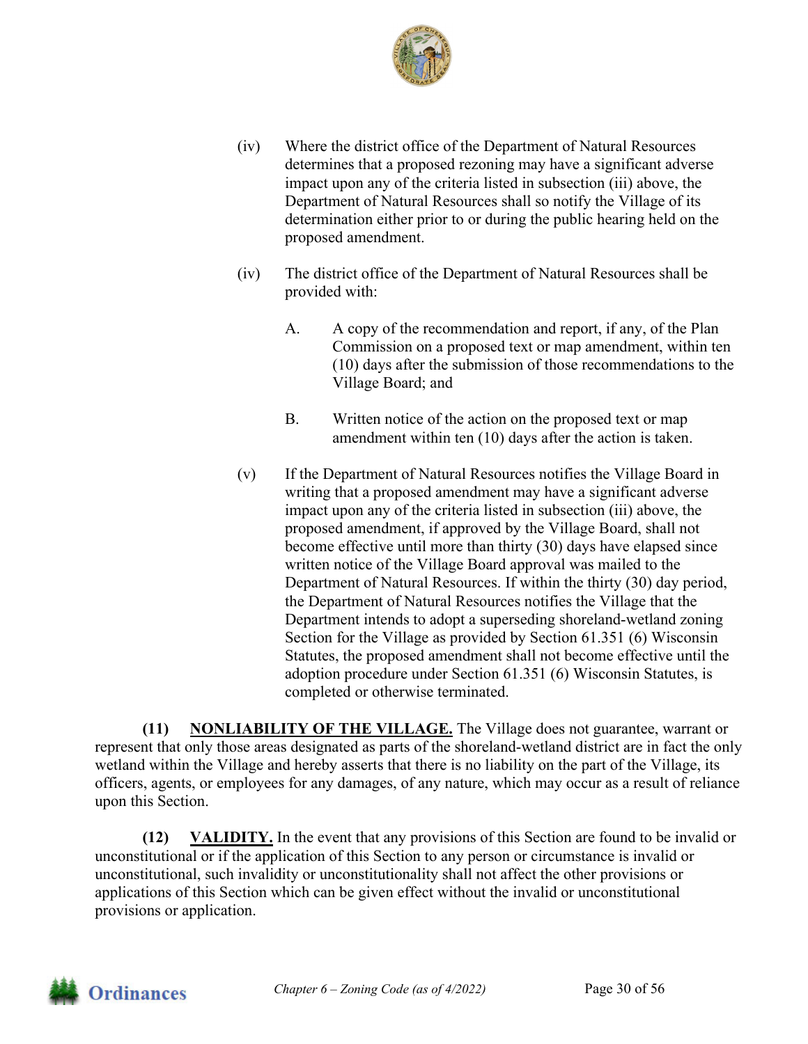(iv) Where the district office of the Department of Natural Resources determines that a proposed rezoning may have a significant adverse impact upon any of the criteria listed in subsection (iii) above, the Department of Natural Resources shall so notify the Village of its determination either prior to or during the public hearing held on the proposed amendment.

(iv) The district office of the Department of Natural Resources shall be provided with:

A. A copy of the recommendation and report, if any, of the Plan Commission on a proposed text or map amendment, within ten (10) days after the submission of those recommendations to the Village Board; and

B. Written notice of the action on the proposed text or map amendment within ten (10) days after the action is taken.

(v) If the Department of Natural Resources notifies the Village Board in writing that a proposed amendment may have a significant adverse impact upon any of the criteria listed in subsection (iii) above, the proposed amendment, if approved by the Village Board, shall not become effective until more than thirty (30) days have elapsed since written notice of the Village Board approval was mailed to the Department of Natural Resources. If within the thirty (30) day period, the Department of Natural Resources notifies the Village that the Department intends to adopt a superseding shoreland-wetland zoning Section for the Village as provided by Section 61.351 (6) Wisconsin Statutes, the proposed amendment shall not become effective until the adoption procedure under Section 61.351 (6) Wisconsin Statutes, is completed or otherwise terminated.

**(11) NONLIABILITY OF THE VILLAGE.** The Village does not guarantee, warrant or represent that only those areas designated as parts of the shoreland-wetland district are in fact the only wetland within the Village and hereby asserts that there is no liability on the part of the Village, its officers, agents, or employees for any damages, of any nature, which may occur as a result of reliance upon this Section.

**(12) VALIDITY.** In the event that any provisions of this Section are found to be invalid or unconstitutional or if the application of this Section to any person or circumstance is invalid or unconstitutional, such invalidity or unconstitutionality shall not affect the other provisions or applications of this Section which can be given effect without the invalid or unconstitutional provisions or application.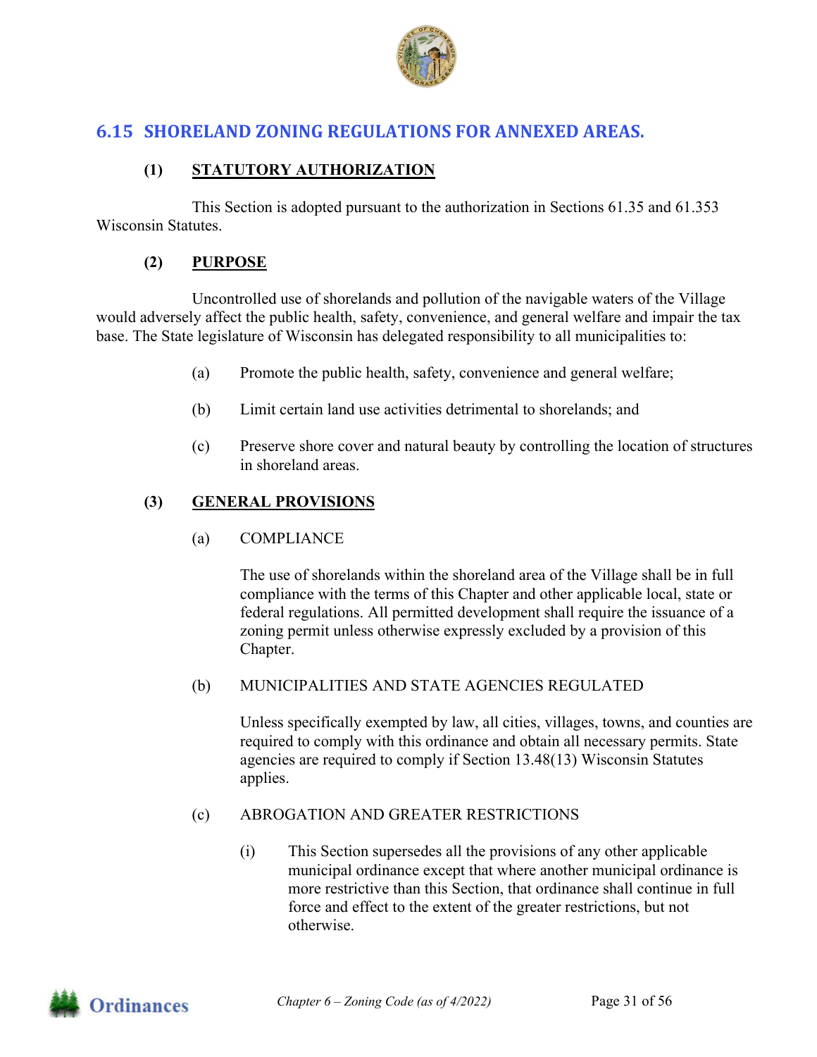## 6.15 SHORELAND ZONING REGULATIONS FOR ANNEXED AREAS.

### (1) STATUTORY AUTHORIZATION

This Section is adopted pursuant to the authorization in Sections 61.35 and 61.353 Wisconsin Statutes.

### (2) PURPOSE

Uncontrolled use of shorelands and pollution of the navigable waters of the Village would adversely affect the public health, safety, convenience, and general welfare and impair the tax base. The State legislature of Wisconsin has delegated responsibility to all municipalities to:

(a) Promote the public health, safety, convenience and general welfare;

(b) Limit certain land use activities detrimental to shorelands; and

(c) Preserve shore cover and natural beauty by controlling the location of structures in shoreland areas.

### (3) GENERAL PROVISIONS

(a) COMPLIANCE

The use of shorelands within the shoreland area of the Village shall be in full compliance with the terms of this Chapter and other applicable local, state or federal regulations. All permitted development shall require the issuance of a zoning permit unless otherwise expressly excluded by a provision of this Chapter.

(b) MUNICIPALITIES AND STATE AGENCIES REGULATED

Unless specifically exempted by law, all cities, villages, towns, and counties are required to comply with this ordinance and obtain all necessary permits. State agencies are required to comply if Section 13.48(13) Wisconsin Statutes applies.

(c) ABROGATION AND GREATER RESTRICTIONS

(i) This Section supersedes all the provisions of any other applicable municipal ordinance except that where another municipal ordinance is more restrictive than this Section, that ordinance shall continue in full force and effect to the extent of the greater restrictions, but not otherwise.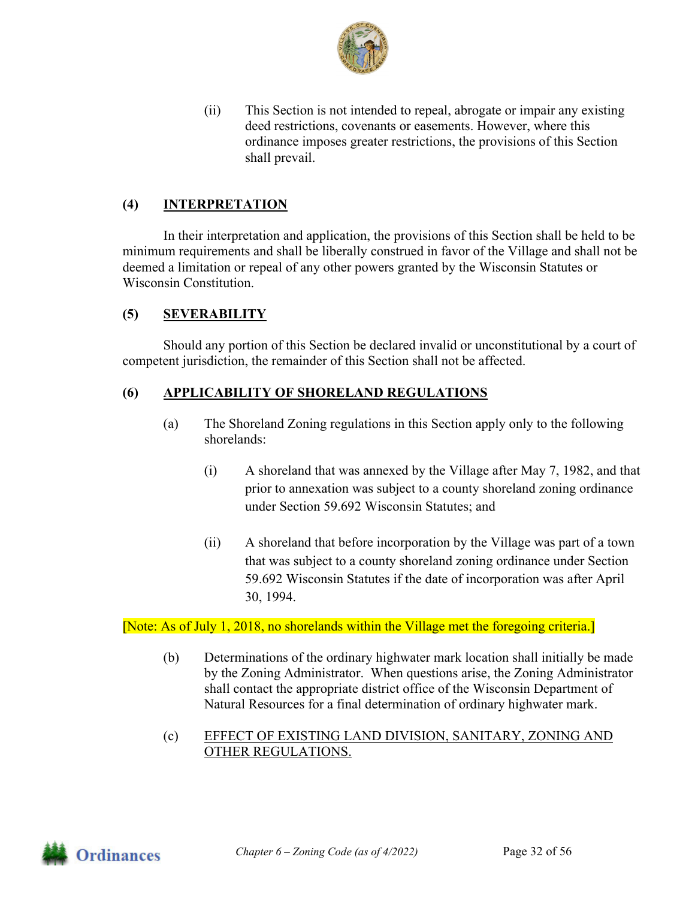(ii) This Section is not intended to repeal, abrogate or impair any existing deed restrictions, covenants or easements. However, where this ordinance imposes greater restrictions, the provisions of this Section shall prevail.

## (4) INTERPRETATION

In their interpretation and application, the provisions of this Section shall be held to be minimum requirements and shall be liberally construed in favor of the Village and shall not be deemed a limitation or repeal of any other powers granted by the Wisconsin Statutes or Wisconsin Constitution.

## (5) SEVERABILITY

Should any portion of this Section be declared invalid or unconstitutional by a court of competent jurisdiction, the remainder of this Section shall not be affected.

## (6) APPLICABILITY OF SHORELAND REGULATIONS

(a) The Shoreland Zoning regulations in this Section apply only to the following shorelands:

(i) A shoreland that was annexed by the Village after May 7, 1982, and that prior to annexation was subject to a county shoreland zoning ordinance under Section 59.692 Wisconsin Statutes; and

(ii) A shoreland that before incorporation by the Village was part of a town that was subject to a county shoreland zoning ordinance under Section 59.692 Wisconsin Statutes if the date of incorporation was after April 30, 1994.

[Note: As of July 1, 2018, no shorelands within the Village met the foregoing criteria.]

(b) Determinations of the ordinary highwater mark location shall initially be made by the Zoning Administrator. When questions arise, the Zoning Administrator shall contact the appropriate district office of the Wisconsin Department of Natural Resources for a final determination of ordinary highwater mark.

(c) EFFECT OF EXISTING LAND DIVISION, SANITARY, ZONING AND OTHER REGULATIONS.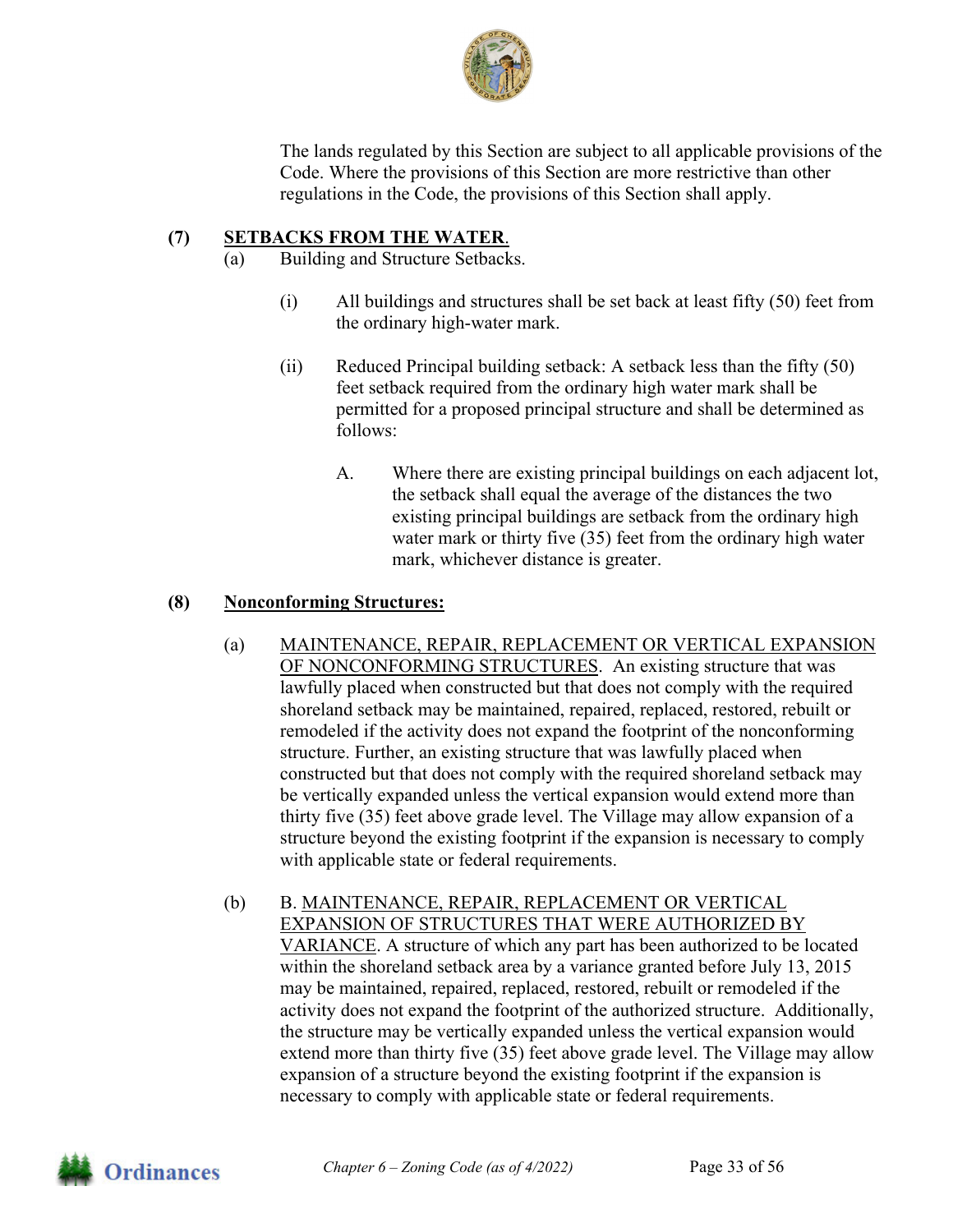The lands regulated by this Section are subject to all applicable provisions of the Code. Where the provisions of this Section are more restrictive than other regulations in the Code, the provisions of this Section shall apply.

**(7)** **SETBACKS FROM THE WATER**.

(a) Building and Structure Setbacks.

(i) All buildings and structures shall be set back at least fifty (50) feet from the ordinary high-water mark.

(ii) Reduced Principal building setback: A setback less than the fifty (50) feet setback required from the ordinary high water mark shall be permitted for a proposed principal structure and shall be determined as follows:

A. Where there are existing principal buildings on each adjacent lot, the setback shall equal the average of the distances the two existing principal buildings are setback from the ordinary high water mark or thirty five (35) feet from the ordinary high water mark, whichever distance is greater.

**(8)** **Nonconforming Structures:**

(a) MAINTENANCE, REPAIR, REPLACEMENT OR VERTICAL EXPANSION OF NONCONFORMING STRUCTURES. An existing structure that was lawfully placed when constructed but that does not comply with the required shoreland setback may be maintained, repaired, replaced, restored, rebuilt or remodeled if the activity does not expand the footprint of the nonconforming structure. Further, an existing structure that was lawfully placed when constructed but that does not comply with the required shoreland setback may be vertically expanded unless the vertical expansion would extend more than thirty five (35) feet above grade level. The Village may allow expansion of a structure beyond the existing footprint if the expansion is necessary to comply with applicable state or federal requirements.

(b) B. MAINTENANCE, REPAIR, REPLACEMENT OR VERTICAL EXPANSION OF STRUCTURES THAT WERE AUTHORIZED BY VARIANCE. A structure of which any part has been authorized to be located within the shoreland setback area by a variance granted before July 13, 2015 may be maintained, repaired, replaced, restored, rebuilt or remodeled if the activity does not expand the footprint of the authorized structure. Additionally, the structure may be vertically expanded unless the vertical expansion would extend more than thirty five (35) feet above grade level. The Village may allow expansion of a structure beyond the existing footprint if the expansion is necessary to comply with applicable state or federal requirements.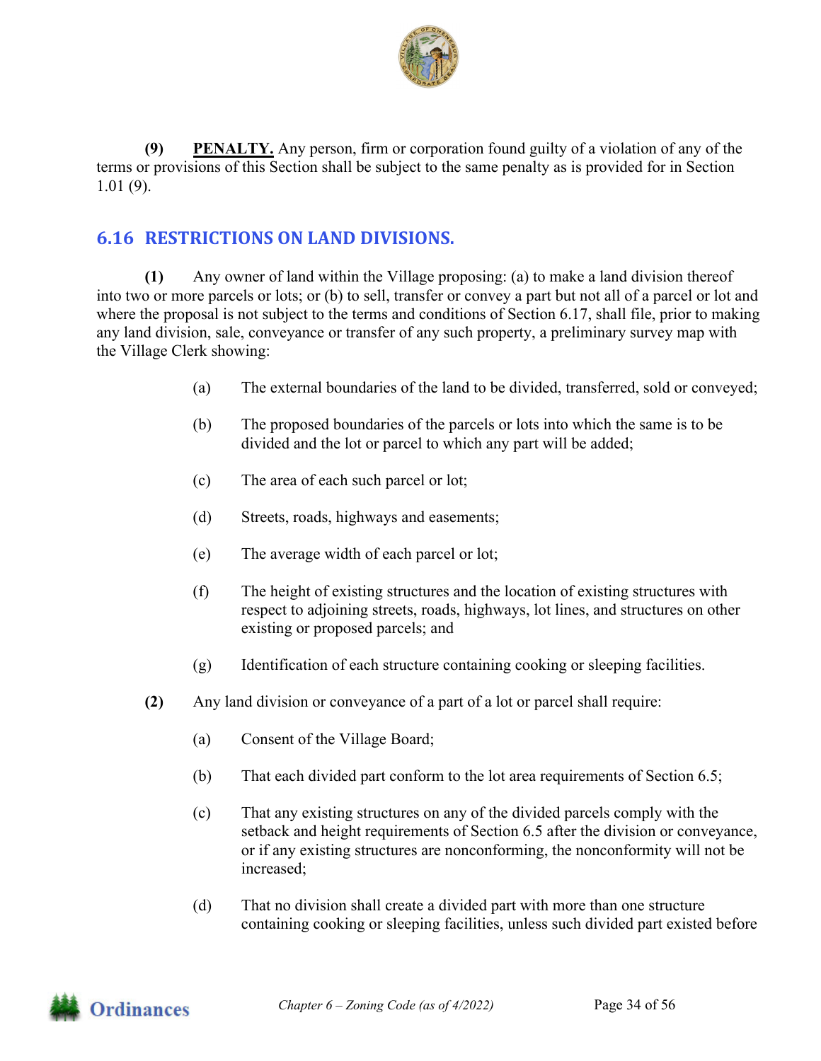**(9)** **PENALTY.** Any person, firm or corporation found guilty of a violation of any of the terms or provisions of this Section shall be subject to the same penalty as is provided for in Section 1.01 (9).

## 6.16 RESTRICTIONS ON LAND DIVISIONS.

**(1)** Any owner of land within the Village proposing: (a) to make a land division thereof into two or more parcels or lots; or (b) to sell, transfer or convey a part but not all of a parcel or lot and where the proposal is not subject to the terms and conditions of Section 6.17, shall file, prior to making any land division, sale, conveyance or transfer of any such property, a preliminary survey map with the Village Clerk showing:

(a) The external boundaries of the land to be divided, transferred, sold or conveyed;

(b) The proposed boundaries of the parcels or lots into which the same is to be divided and the lot or parcel to which any part will be added;

(c) The area of each such parcel or lot;

(d) Streets, roads, highways and easements;

(e) The average width of each parcel or lot;

(f) The height of existing structures and the location of existing structures with respect to adjoining streets, roads, highways, lot lines, and structures on other existing or proposed parcels; and

(g) Identification of each structure containing cooking or sleeping facilities.

**(2)** Any land division or conveyance of a part of a lot or parcel shall require:

(a) Consent of the Village Board;

(b) That each divided part conform to the lot area requirements of Section 6.5;

(c) That any existing structures on any of the divided parcels comply with the setback and height requirements of Section 6.5 after the division or conveyance, or if any existing structures are nonconforming, the nonconformity will not be increased;

(d) That no division shall create a divided part with more than one structure containing cooking or sleeping facilities, unless such divided part existed before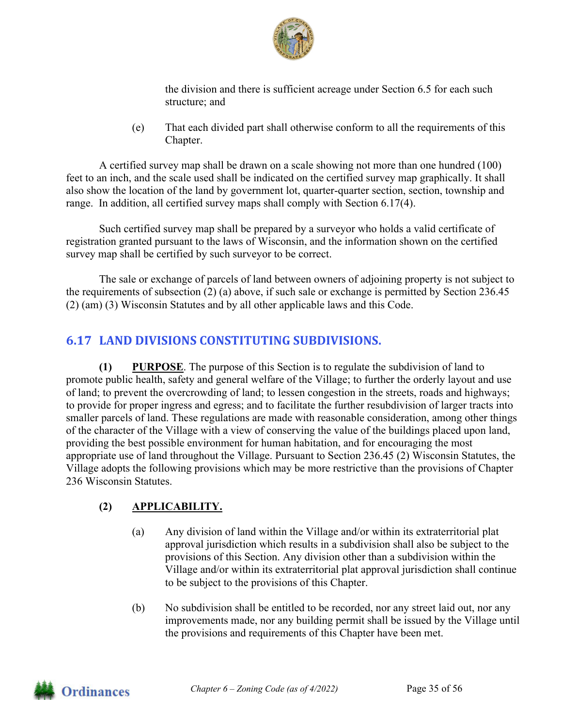the division and there is sufficient acreage under Section 6.5 for each such structure; and

(e) That each divided part shall otherwise conform to all the requirements of this Chapter.

A certified survey map shall be drawn on a scale showing not more than one hundred (100) feet to an inch, and the scale used shall be indicated on the certified survey map graphically. It shall also show the location of the land by government lot, quarter-quarter section, section, township and range. In addition, all certified survey maps shall comply with Section 6.17(4).

Such certified survey map shall be prepared by a surveyor who holds a valid certificate of registration granted pursuant to the laws of Wisconsin, and the information shown on the certified survey map shall be certified by such surveyor to be correct.

The sale or exchange of parcels of land between owners of adjoining property is not subject to the requirements of subsection (2) (a) above, if such sale or exchange is permitted by Section 236.45 (2) (am) (3) Wisconsin Statutes and by all other applicable laws and this Code.

## 6.17 LAND DIVISIONS CONSTITUTING SUBDIVISIONS.

**(1) PURPOSE**. The purpose of this Section is to regulate the subdivision of land to promote public health, safety and general welfare of the Village; to further the orderly layout and use of land; to prevent the overcrowding of land; to lessen congestion in the streets, roads and highways; to provide for proper ingress and egress; and to facilitate the further resubdivision of larger tracts into smaller parcels of land. These regulations are made with reasonable consideration, among other things of the character of the Village with a view of conserving the value of the buildings placed upon land, providing the best possible environment for human habitation, and for encouraging the most appropriate use of land throughout the Village. Pursuant to Section 236.45 (2) Wisconsin Statutes, the Village adopts the following provisions which may be more restrictive than the provisions of Chapter 236 Wisconsin Statutes.

**(2) APPLICABILITY.**

(a) Any division of land within the Village and/or within its extraterritorial plat approval jurisdiction which results in a subdivision shall also be subject to the provisions of this Section. Any division other than a subdivision within the Village and/or within its extraterritorial plat approval jurisdiction shall continue to be subject to the provisions of this Chapter.

(b) No subdivision shall be entitled to be recorded, nor any street laid out, nor any improvements made, nor any building permit shall be issued by the Village until the provisions and requirements of this Chapter have been met.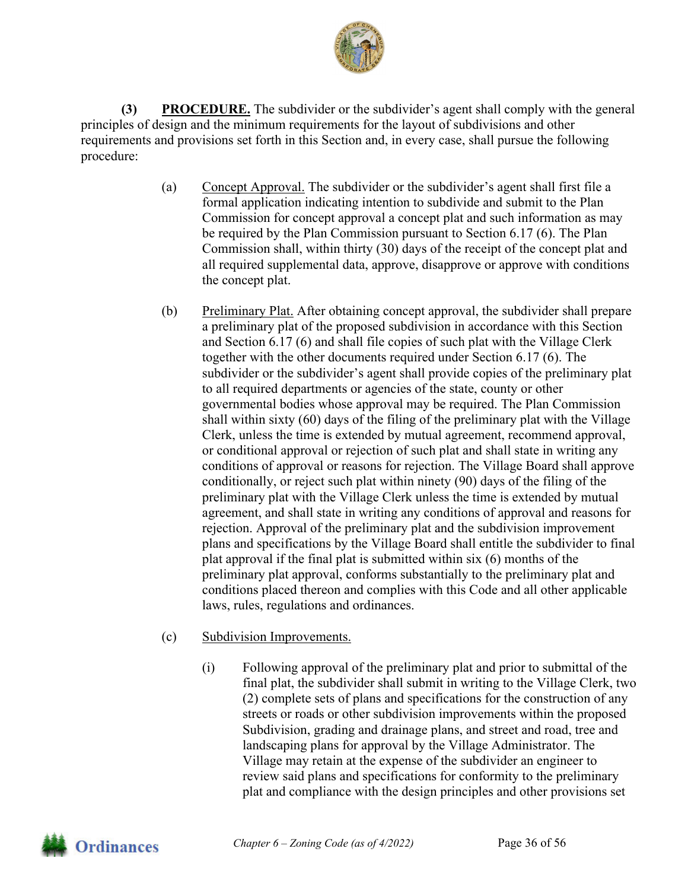**(3)** **PROCEDURE.** The subdivider or the subdivider's agent shall comply with the general principles of design and the minimum requirements for the layout of subdivisions and other requirements and provisions set forth in this Section and, in every case, shall pursue the following procedure:

(a) Concept Approval. The subdivider or the subdivider's agent shall first file a formal application indicating intention to subdivide and submit to the Plan Commission for concept approval a concept plat and such information as may be required by the Plan Commission pursuant to Section 6.17 (6). The Plan Commission shall, within thirty (30) days of the receipt of the concept plat and all required supplemental data, approve, disapprove or approve with conditions the concept plat.

(b) Preliminary Plat. After obtaining concept approval, the subdivider shall prepare a preliminary plat of the proposed subdivision in accordance with this Section and Section 6.17 (6) and shall file copies of such plat with the Village Clerk together with the other documents required under Section 6.17 (6). The subdivider or the subdivider's agent shall provide copies of the preliminary plat to all required departments or agencies of the state, county or other governmental bodies whose approval may be required. The Plan Commission shall within sixty (60) days of the filing of the preliminary plat with the Village Clerk, unless the time is extended by mutual agreement, recommend approval, or conditional approval or rejection of such plat and shall state in writing any conditions of approval or reasons for rejection. The Village Board shall approve conditionally, or reject such plat within ninety (90) days of the filing of the preliminary plat with the Village Clerk unless the time is extended by mutual agreement, and shall state in writing any conditions of approval and reasons for rejection. Approval of the preliminary plat and the subdivision improvement plans and specifications by the Village Board shall entitle the subdivider to final plat approval if the final plat is submitted within six (6) months of the preliminary plat approval, conforms substantially to the preliminary plat and conditions placed thereon and complies with this Code and all other applicable laws, rules, regulations and ordinances.

(c) Subdivision Improvements.

(i) Following approval of the preliminary plat and prior to submittal of the final plat, the subdivider shall submit in writing to the Village Clerk, two (2) complete sets of plans and specifications for the construction of any streets or roads or other subdivision improvements within the proposed Subdivision, grading and drainage plans, and street and road, tree and landscaping plans for approval by the Village Administrator. The Village may retain at the expense of the subdivider an engineer to review said plans and specifications for conformity to the preliminary plat and compliance with the design principles and other provisions set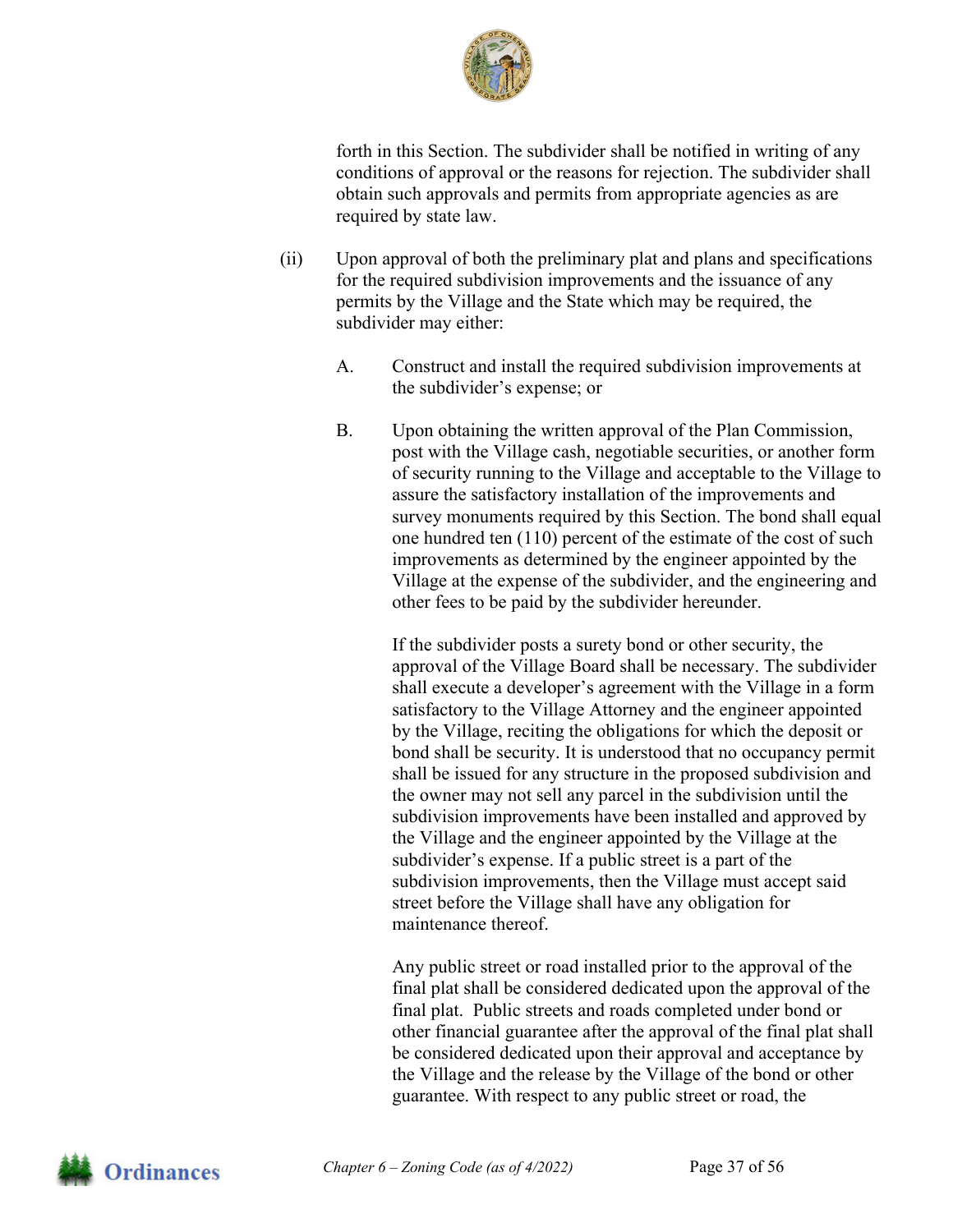forth in this Section. The subdivider shall be notified in writing of any conditions of approval or the reasons for rejection. The subdivider shall obtain such approvals and permits from appropriate agencies as are required by state law.

(ii) Upon approval of both the preliminary plat and plans and specifications for the required subdivision improvements and the issuance of any permits by the Village and the State which may be required, the subdivider may either:

A. Construct and install the required subdivision improvements at the subdivider's expense; or

B. Upon obtaining the written approval of the Plan Commission, post with the Village cash, negotiable securities, or another form of security running to the Village and acceptable to the Village to assure the satisfactory installation of the improvements and survey monuments required by this Section. The bond shall equal one hundred ten (110) percent of the estimate of the cost of such improvements as determined by the engineer appointed by the Village at the expense of the subdivider, and the engineering and other fees to be paid by the subdivider hereunder.

If the subdivider posts a surety bond or other security, the approval of the Village Board shall be necessary. The subdivider shall execute a developer's agreement with the Village in a form satisfactory to the Village Attorney and the engineer appointed by the Village, reciting the obligations for which the deposit or bond shall be security. It is understood that no occupancy permit shall be issued for any structure in the proposed subdivision and the owner may not sell any parcel in the subdivision until the subdivision improvements have been installed and approved by the Village and the engineer appointed by the Village at the subdivider's expense. If a public street is a part of the subdivision improvements, then the Village must accept said street before the Village shall have any obligation for maintenance thereof.

Any public street or road installed prior to the approval of the final plat shall be considered dedicated upon the approval of the final plat. Public streets and roads completed under bond or other financial guarantee after the approval of the final plat shall be considered dedicated upon their approval and acceptance by the Village and the release by the Village of the bond or other guarantee. With respect to any public street or road, the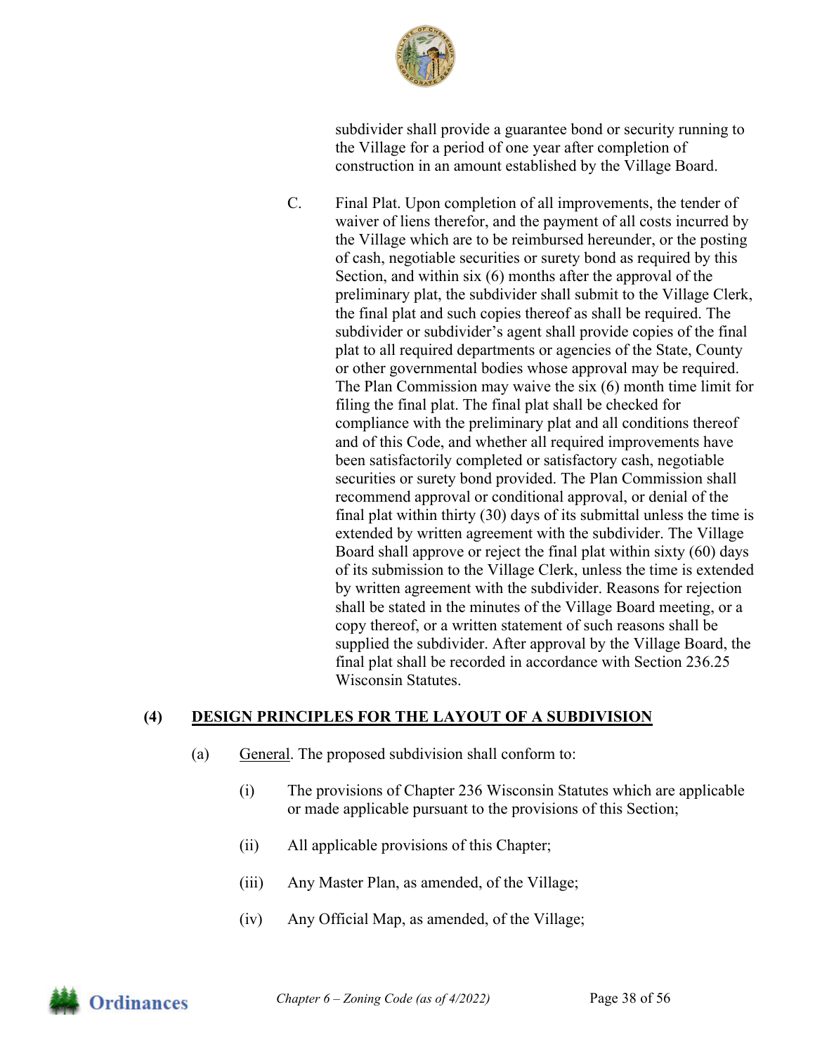subdivider shall provide a guarantee bond or security running to the Village for a period of one year after completion of construction in an amount established by the Village Board.

C. Final Plat. Upon completion of all improvements, the tender of waiver of liens therefor, and the payment of all costs incurred by the Village which are to be reimbursed hereunder, or the posting of cash, negotiable securities or surety bond as required by this Section, and within six (6) months after the approval of the preliminary plat, the subdivider shall submit to the Village Clerk, the final plat and such copies thereof as shall be required. The subdivider or subdivider's agent shall provide copies of the final plat to all required departments or agencies of the State, County or other governmental bodies whose approval may be required. The Plan Commission may waive the six (6) month time limit for filing the final plat. The final plat shall be checked for compliance with the preliminary plat and all conditions thereof and of this Code, and whether all required improvements have been satisfactorily completed or satisfactory cash, negotiable securities or surety bond provided. The Plan Commission shall recommend approval or conditional approval, or denial of the final plat within thirty (30) days of its submittal unless the time is extended by written agreement with the subdivider. The Village Board shall approve or reject the final plat within sixty (60) days of its submission to the Village Clerk, unless the time is extended by written agreement with the subdivider. Reasons for rejection shall be stated in the minutes of the Village Board meeting, or a copy thereof, or a written statement of such reasons shall be supplied the subdivider. After approval by the Village Board, the final plat shall be recorded in accordance with Section 236.25 Wisconsin Statutes.

## (4) DESIGN PRINCIPLES FOR THE LAYOUT OF A SUBDIVISION

(a) General. The proposed subdivision shall conform to:

(i) The provisions of Chapter 236 Wisconsin Statutes which are applicable or made applicable pursuant to the provisions of this Section;

(ii) All applicable provisions of this Chapter;

(iii) Any Master Plan, as amended, of the Village;

(iv) Any Official Map, as amended, of the Village;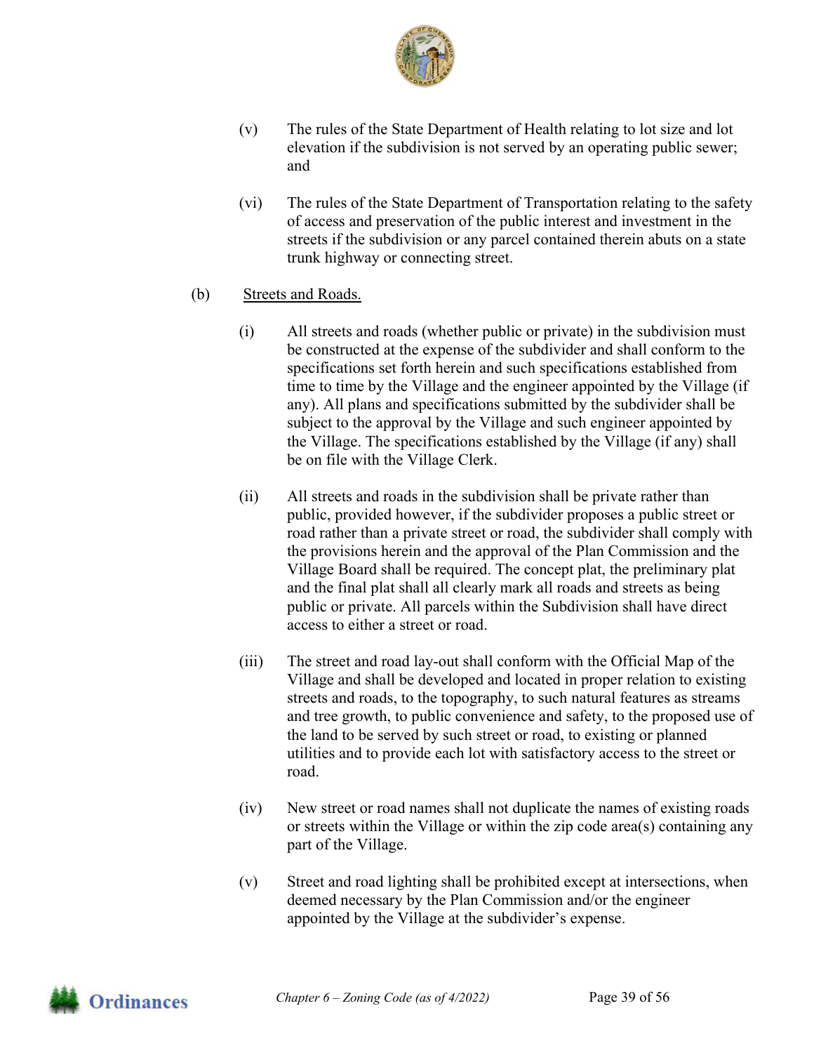(v) The rules of the State Department of Health relating to lot size and lot elevation if the subdivision is not served by an operating public sewer; and

(vi) The rules of the State Department of Transportation relating to the safety of access and preservation of the public interest and investment in the streets if the subdivision or any parcel contained therein abuts on a state trunk highway or connecting street.

(b) Streets and Roads.

(i) All streets and roads (whether public or private) in the subdivision must be constructed at the expense of the subdivider and shall conform to the specifications set forth herein and such specifications established from time to time by the Village and the engineer appointed by the Village (if any). All plans and specifications submitted by the subdivider shall be subject to the approval by the Village and such engineer appointed by the Village. The specifications established by the Village (if any) shall be on file with the Village Clerk.

(ii) All streets and roads in the subdivision shall be private rather than public, provided however, if the subdivider proposes a public street or road rather than a private street or road, the subdivider shall comply with the provisions herein and the approval of the Plan Commission and the Village Board shall be required. The concept plat, the preliminary plat and the final plat shall all clearly mark all roads and streets as being public or private. All parcels within the Subdivision shall have direct access to either a street or road.

(iii) The street and road lay-out shall conform with the Official Map of the Village and shall be developed and located in proper relation to existing streets and roads, to the topography, to such natural features as streams and tree growth, to public convenience and safety, to the proposed use of the land to be served by such street or road, to existing or planned utilities and to provide each lot with satisfactory access to the street or road.

(iv) New street or road names shall not duplicate the names of existing roads or streets within the Village or within the zip code area(s) containing any part of the Village.

(v) Street and road lighting shall be prohibited except at intersections, when deemed necessary by the Plan Commission and/or the engineer appointed by the Village at the subdivider's expense.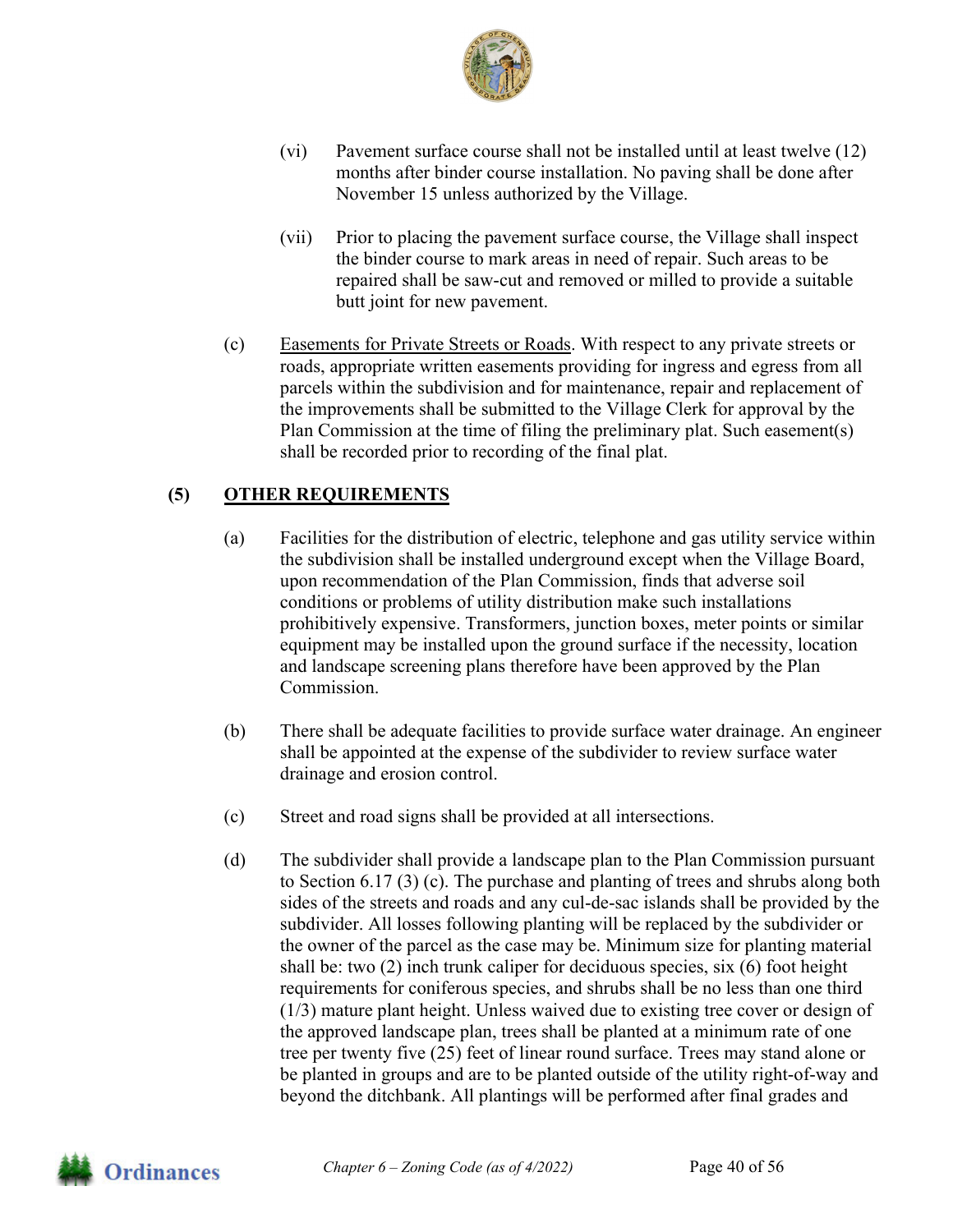(vi) Pavement surface course shall not be installed until at least twelve (12) months after binder course installation. No paving shall be done after November 15 unless authorized by the Village.

(vii) Prior to placing the pavement surface course, the Village shall inspect the binder course to mark areas in need of repair. Such areas to be repaired shall be saw-cut and removed or milled to provide a suitable butt joint for new pavement.

(c) Easements for Private Streets or Roads. With respect to any private streets or roads, appropriate written easements providing for ingress and egress from all parcels within the subdivision and for maintenance, repair and replacement of the improvements shall be submitted to the Village Clerk for approval by the Plan Commission at the time of filing the preliminary plat. Such easement(s) shall be recorded prior to recording of the final plat.

## (5) OTHER REQUIREMENTS

(a) Facilities for the distribution of electric, telephone and gas utility service within the subdivision shall be installed underground except when the Village Board, upon recommendation of the Plan Commission, finds that adverse soil conditions or problems of utility distribution make such installations prohibitively expensive. Transformers, junction boxes, meter points or similar equipment may be installed upon the ground surface if the necessity, location and landscape screening plans therefore have been approved by the Plan Commission.

(b) There shall be adequate facilities to provide surface water drainage. An engineer shall be appointed at the expense of the subdivider to review surface water drainage and erosion control.

(c) Street and road signs shall be provided at all intersections.

(d) The subdivider shall provide a landscape plan to the Plan Commission pursuant to Section 6.17 (3) (c). The purchase and planting of trees and shrubs along both sides of the streets and roads and any cul-de-sac islands shall be provided by the subdivider. All losses following planting will be replaced by the subdivider or the owner of the parcel as the case may be. Minimum size for planting material shall be: two (2) inch trunk caliper for deciduous species, six (6) foot height requirements for coniferous species, and shrubs shall be no less than one third (1/3) mature plant height. Unless waived due to existing tree cover or design of the approved landscape plan, trees shall be planted at a minimum rate of one tree per twenty five (25) feet of linear round surface. Trees may stand alone or be planted in groups and are to be planted outside of the utility right-of-way and beyond the ditchbank. All plantings will be performed after final grades and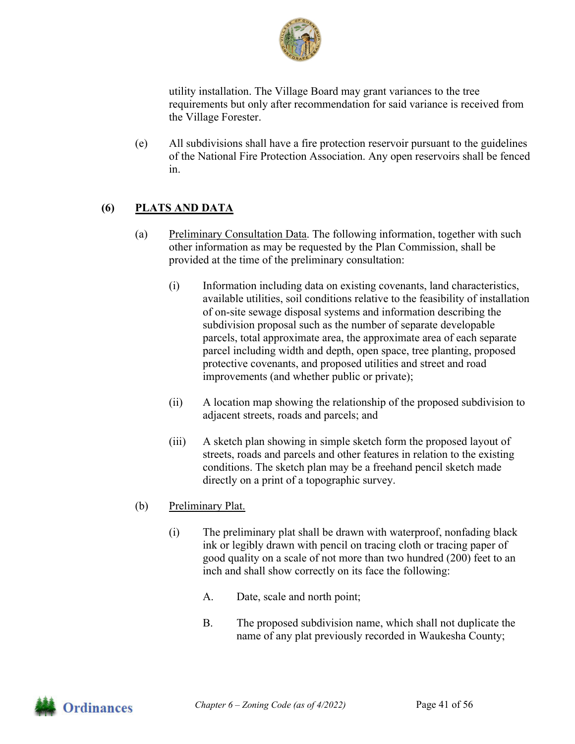utility installation. The Village Board may grant variances to the tree requirements but only after recommendation for said variance is received from the Village Forester.

(e) All subdivisions shall have a fire protection reservoir pursuant to the guidelines of the National Fire Protection Association. Any open reservoirs shall be fenced in.

## (6) PLATS AND DATA

(a) Preliminary Consultation Data. The following information, together with such other information as may be requested by the Plan Commission, shall be provided at the time of the preliminary consultation:

(i) Information including data on existing covenants, land characteristics, available utilities, soil conditions relative to the feasibility of installation of on-site sewage disposal systems and information describing the subdivision proposal such as the number of separate developable parcels, total approximate area, the approximate area of each separate parcel including width and depth, open space, tree planting, proposed protective covenants, and proposed utilities and street and road improvements (and whether public or private);

(ii) A location map showing the relationship of the proposed subdivision to adjacent streets, roads and parcels; and

(iii) A sketch plan showing in simple sketch form the proposed layout of streets, roads and parcels and other features in relation to the existing conditions. The sketch plan may be a freehand pencil sketch made directly on a print of a topographic survey.

(b) Preliminary Plat.

(i) The preliminary plat shall be drawn with waterproof, nonfading black ink or legibly drawn with pencil on tracing cloth or tracing paper of good quality on a scale of not more than two hundred (200) feet to an inch and shall show correctly on its face the following:

A. Date, scale and north point;

B. The proposed subdivision name, which shall not duplicate the name of any plat previously recorded in Waukesha County;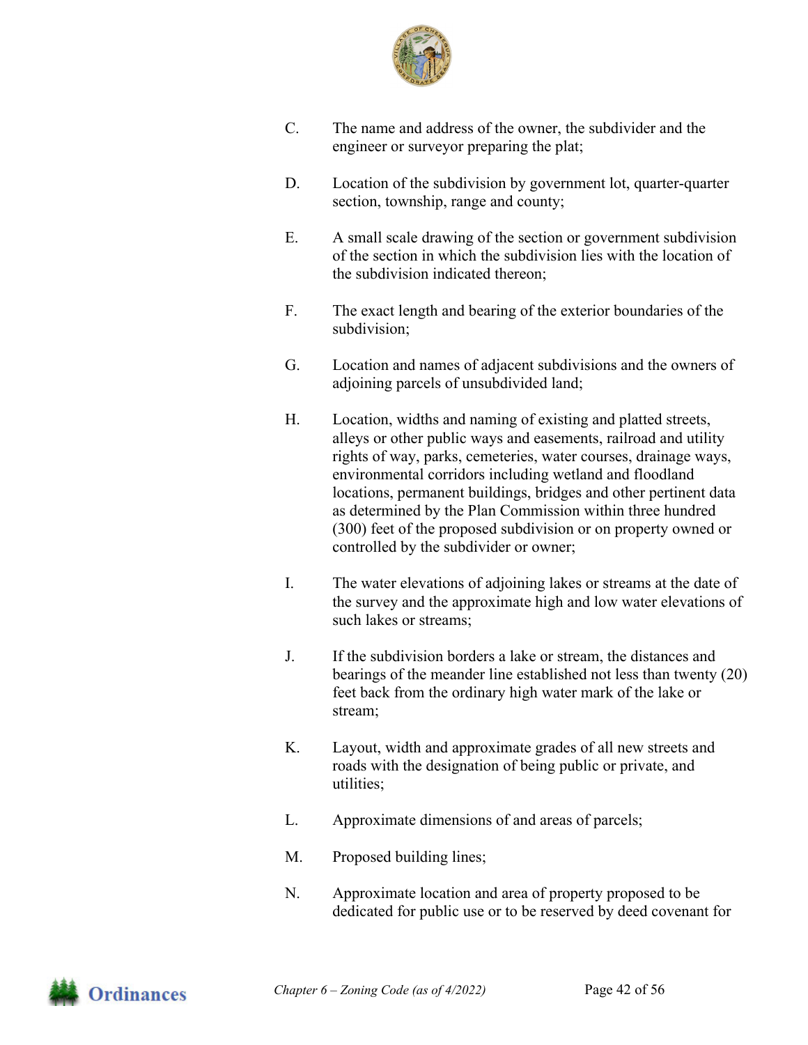C. The name and address of the owner, the subdivider and the engineer or surveyor preparing the plat;

D. Location of the subdivision by government lot, quarter-quarter section, township, range and county;

E. A small scale drawing of the section or government subdivision of the section in which the subdivision lies with the location of the subdivision indicated thereon;

F. The exact length and bearing of the exterior boundaries of the subdivision;

G. Location and names of adjacent subdivisions and the owners of adjoining parcels of unsubdivided land;

H. Location, widths and naming of existing and platted streets, alleys or other public ways and easements, railroad and utility rights of way, parks, cemeteries, water courses, drainage ways, environmental corridors including wetland and floodland locations, permanent buildings, bridges and other pertinent data as determined by the Plan Commission within three hundred (300) feet of the proposed subdivision or on property owned or controlled by the subdivider or owner;

I. The water elevations of adjoining lakes or streams at the date of the survey and the approximate high and low water elevations of such lakes or streams;

J. If the subdivision borders a lake or stream, the distances and bearings of the meander line established not less than twenty (20) feet back from the ordinary high water mark of the lake or stream;

K. Layout, width and approximate grades of all new streets and roads with the designation of being public or private, and utilities;

L. Approximate dimensions of and areas of parcels;

M. Proposed building lines;

N. Approximate location and area of property proposed to be dedicated for public use or to be reserved by deed covenant for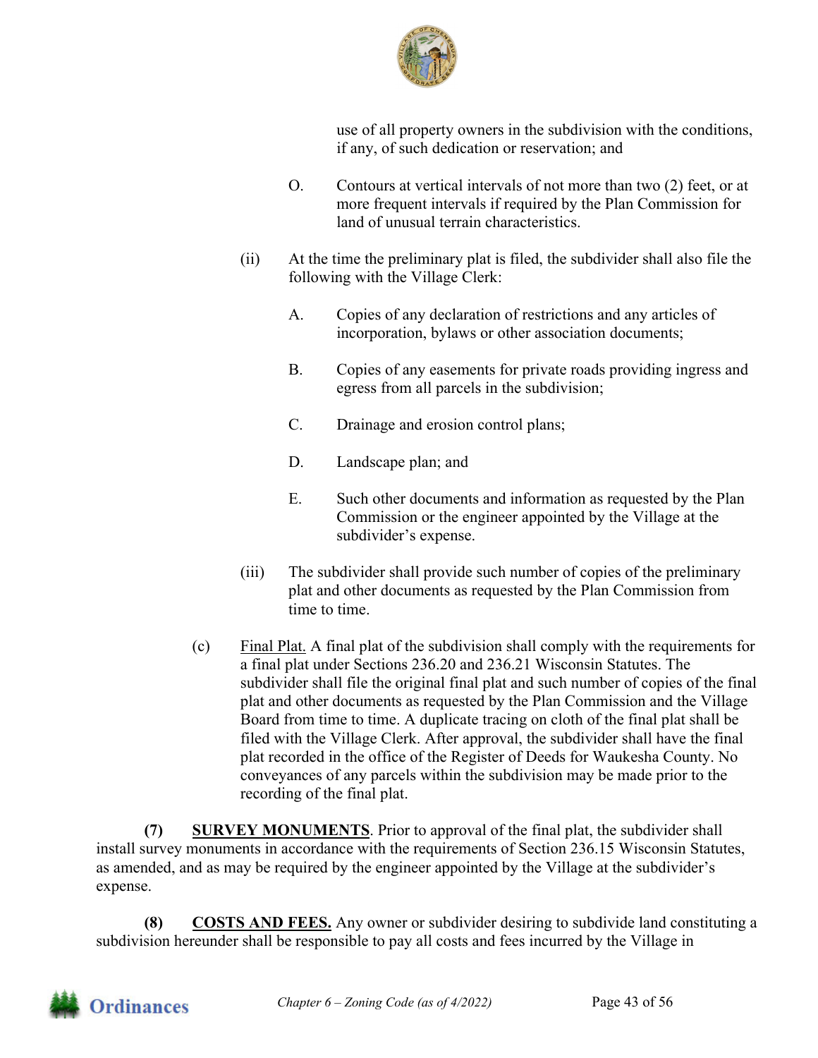use of all property owners in the subdivision with the conditions, if any, of such dedication or reservation; and

O. Contours at vertical intervals of not more than two (2) feet, or at more frequent intervals if required by the Plan Commission for land of unusual terrain characteristics.

(ii) At the time the preliminary plat is filed, the subdivider shall also file the following with the Village Clerk:

A. Copies of any declaration of restrictions and any articles of incorporation, bylaws or other association documents;

B. Copies of any easements for private roads providing ingress and egress from all parcels in the subdivision;

C. Drainage and erosion control plans;

D. Landscape plan; and

E. Such other documents and information as requested by the Plan Commission or the engineer appointed by the Village at the subdivider's expense.

(iii) The subdivider shall provide such number of copies of the preliminary plat and other documents as requested by the Plan Commission from time to time.

(c) Final Plat. A final plat of the subdivision shall comply with the requirements for a final plat under Sections 236.20 and 236.21 Wisconsin Statutes. The subdivider shall file the original final plat and such number of copies of the final plat and other documents as requested by the Plan Commission and the Village Board from time to time. A duplicate tracing on cloth of the final plat shall be filed with the Village Clerk. After approval, the subdivider shall have the final plat recorded in the office of the Register of Deeds for Waukesha County. No conveyances of any parcels within the subdivision may be made prior to the recording of the final plat.

**(7) SURVEY MONUMENTS**. Prior to approval of the final plat, the subdivider shall install survey monuments in accordance with the requirements of Section 236.15 Wisconsin Statutes, as amended, and as may be required by the engineer appointed by the Village at the subdivider's expense.

**(8) COSTS AND FEES.** Any owner or subdivider desiring to subdivide land constituting a subdivision hereunder shall be responsible to pay all costs and fees incurred by the Village in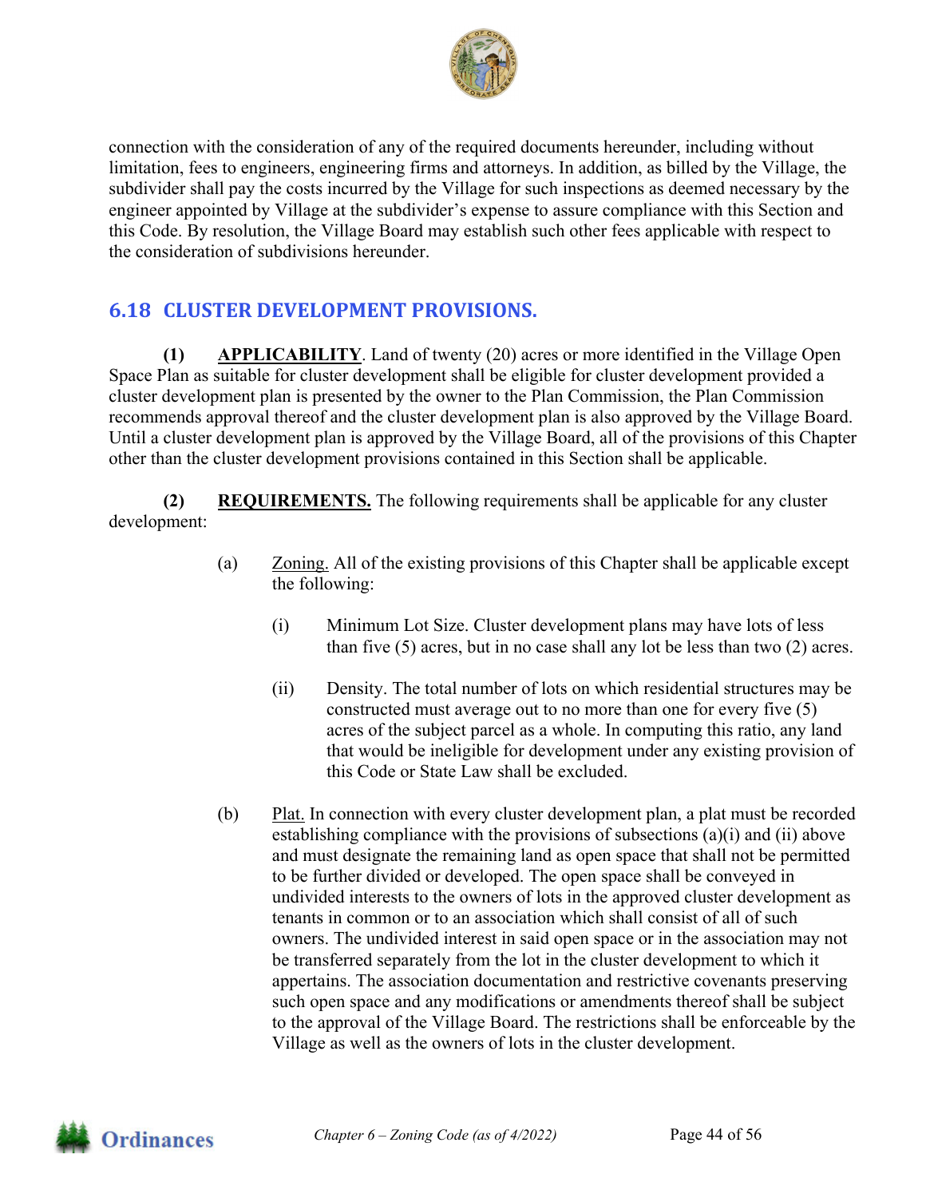connection with the consideration of any of the required documents hereunder, including without limitation, fees to engineers, engineering firms and attorneys. In addition, as billed by the Village, the subdivider shall pay the costs incurred by the Village for such inspections as deemed necessary by the engineer appointed by Village at the subdivider's expense to assure compliance with this Section and this Code. By resolution, the Village Board may establish such other fees applicable with respect to the consideration of subdivisions hereunder.

## 6.18 CLUSTER DEVELOPMENT PROVISIONS.

**(1)** **APPLICABILITY**. Land of twenty (20) acres or more identified in the Village Open Space Plan as suitable for cluster development shall be eligible for cluster development provided a cluster development plan is presented by the owner to the Plan Commission, the Plan Commission recommends approval thereof and the cluster development plan is also approved by the Village Board. Until a cluster development plan is approved by the Village Board, all of the provisions of this Chapter other than the cluster development provisions contained in this Section shall be applicable.

**(2)** **REQUIREMENTS.** The following requirements shall be applicable for any cluster development:

(a) Zoning. All of the existing provisions of this Chapter shall be applicable except the following:

(i) Minimum Lot Size. Cluster development plans may have lots of less than five (5) acres, but in no case shall any lot be less than two (2) acres.

(ii) Density. The total number of lots on which residential structures may be constructed must average out to no more than one for every five (5) acres of the subject parcel as a whole. In computing this ratio, any land that would be ineligible for development under any existing provision of this Code or State Law shall be excluded.

(b) Plat. In connection with every cluster development plan, a plat must be recorded establishing compliance with the provisions of subsections (a)(i) and (ii) above and must designate the remaining land as open space that shall not be permitted to be further divided or developed. The open space shall be conveyed in undivided interests to the owners of lots in the approved cluster development as tenants in common or to an association which shall consist of all of such owners. The undivided interest in said open space or in the association may not be transferred separately from the lot in the cluster development to which it appertains. The association documentation and restrictive covenants preserving such open space and any modifications or amendments thereof shall be subject to the approval of the Village Board. The restrictions shall be enforceable by the Village as well as the owners of lots in the cluster development.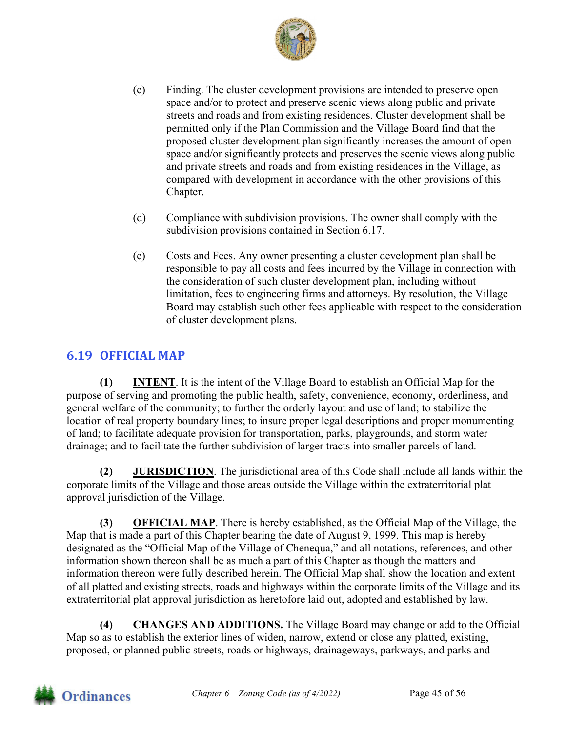(c) Finding. The cluster development provisions are intended to preserve open space and/or to protect and preserve scenic views along public and private streets and roads and from existing residences. Cluster development shall be permitted only if the Plan Commission and the Village Board find that the proposed cluster development plan significantly increases the amount of open space and/or significantly protects and preserves the scenic views along public and private streets and roads and from existing residences in the Village, as compared with development in accordance with the other provisions of this Chapter.

(d) Compliance with subdivision provisions. The owner shall comply with the subdivision provisions contained in Section 6.17.

(e) Costs and Fees. Any owner presenting a cluster development plan shall be responsible to pay all costs and fees incurred by the Village in connection with the consideration of such cluster development plan, including without limitation, fees to engineering firms and attorneys. By resolution, the Village Board may establish such other fees applicable with respect to the consideration of cluster development plans.

## 6.19 OFFICIAL MAP

**(1) INTENT**. It is the intent of the Village Board to establish an Official Map for the purpose of serving and promoting the public health, safety, convenience, economy, orderliness, and general welfare of the community; to further the orderly layout and use of land; to stabilize the location of real property boundary lines; to insure proper legal descriptions and proper monumenting of land; to facilitate adequate provision for transportation, parks, playgrounds, and storm water drainage; and to facilitate the further subdivision of larger tracts into smaller parcels of land.

**(2) JURISDICTION**. The jurisdictional area of this Code shall include all lands within the corporate limits of the Village and those areas outside the Village within the extraterritorial plat approval jurisdiction of the Village.

**(3) OFFICIAL MAP**. There is hereby established, as the Official Map of the Village, the Map that is made a part of this Chapter bearing the date of August 9, 1999. This map is hereby designated as the "Official Map of the Village of Chenequa," and all notations, references, and other information shown thereon shall be as much a part of this Chapter as though the matters and information thereon were fully described herein. The Official Map shall show the location and extent of all platted and existing streets, roads and highways within the corporate limits of the Village and its extraterritorial plat approval jurisdiction as heretofore laid out, adopted and established by law.

**(4) CHANGES AND ADDITIONS.** The Village Board may change or add to the Official Map so as to establish the exterior lines of widen, narrow, extend or close any platted, existing, proposed, or planned public streets, roads or highways, drainageways, parkways, and parks and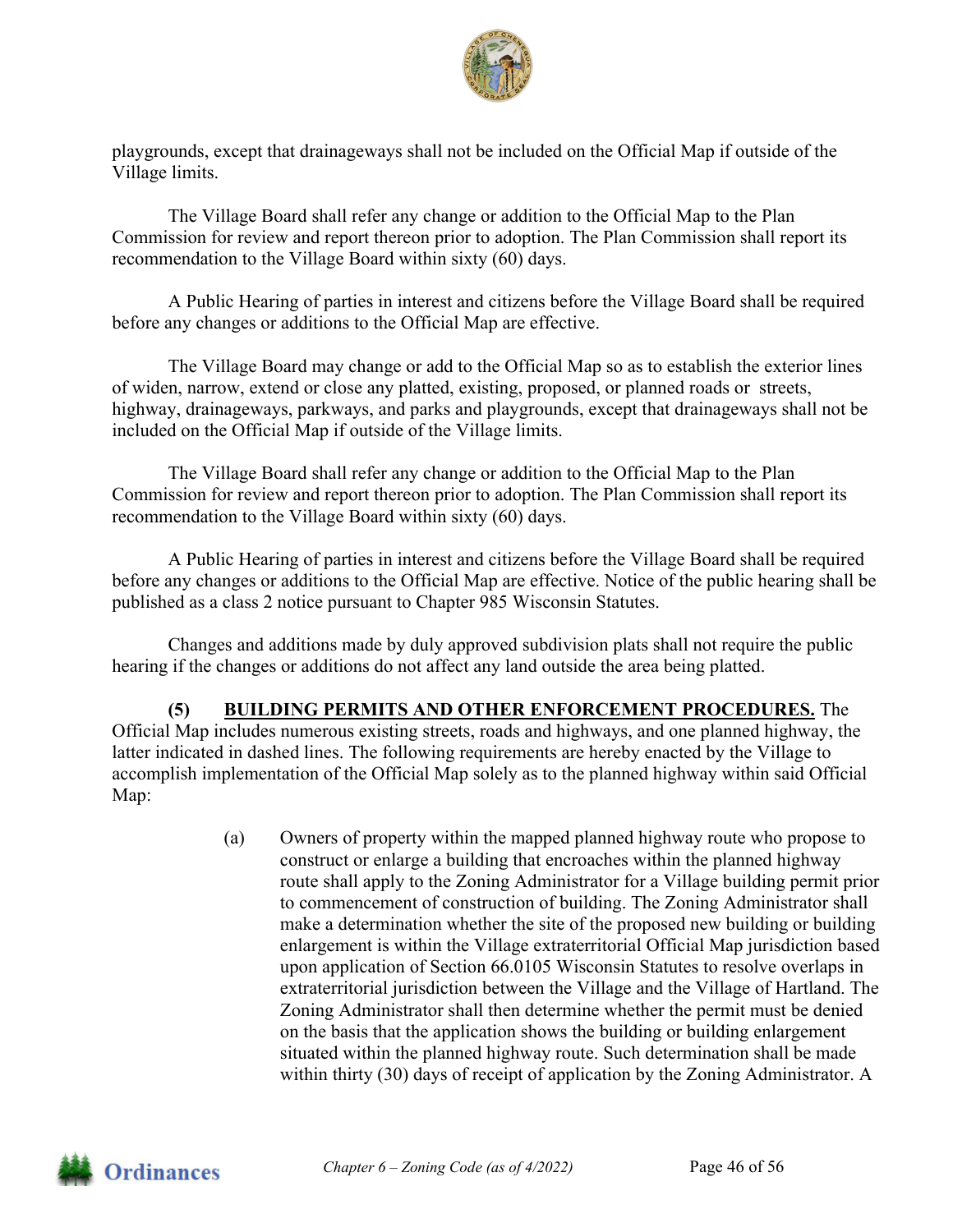playgrounds, except that drainageways shall not be included on the Official Map if outside of the Village limits.

The Village Board shall refer any change or addition to the Official Map to the Plan Commission for review and report thereon prior to adoption. The Plan Commission shall report its recommendation to the Village Board within sixty (60) days.

A Public Hearing of parties in interest and citizens before the Village Board shall be required before any changes or additions to the Official Map are effective.

The Village Board may change or add to the Official Map so as to establish the exterior lines of widen, narrow, extend or close any platted, existing, proposed, or planned roads or streets, highway, drainageways, parkways, and parks and playgrounds, except that drainageways shall not be included on the Official Map if outside of the Village limits.

The Village Board shall refer any change or addition to the Official Map to the Plan Commission for review and report thereon prior to adoption. The Plan Commission shall report its recommendation to the Village Board within sixty (60) days.

A Public Hearing of parties in interest and citizens before the Village Board shall be required before any changes or additions to the Official Map are effective. Notice of the public hearing shall be published as a class 2 notice pursuant to Chapter 985 Wisconsin Statutes.

Changes and additions made by duly approved subdivision plats shall not require the public hearing if the changes or additions do not affect any land outside the area being platted.

**(5) <u>BUILDING PERMITS AND OTHER ENFORCEMENT PROCEDURES.</u>** The Official Map includes numerous existing streets, roads and highways, and one planned highway, the latter indicated in dashed lines. The following requirements are hereby enacted by the Village to accomplish implementation of the Official Map solely as to the planned highway within said Official Map:

(a) Owners of property within the mapped planned highway route who propose to construct or enlarge a building that encroaches within the planned highway route shall apply to the Zoning Administrator for a Village building permit prior to commencement of construction of building. The Zoning Administrator shall make a determination whether the site of the proposed new building or building enlargement is within the Village extraterritorial Official Map jurisdiction based upon application of Section 66.0105 Wisconsin Statutes to resolve overlaps in extraterritorial jurisdiction between the Village and the Village of Hartland. The Zoning Administrator shall then determine whether the permit must be denied on the basis that the application shows the building or building enlargement situated within the planned highway route. Such determination shall be made within thirty (30) days of receipt of application by the Zoning Administrator. A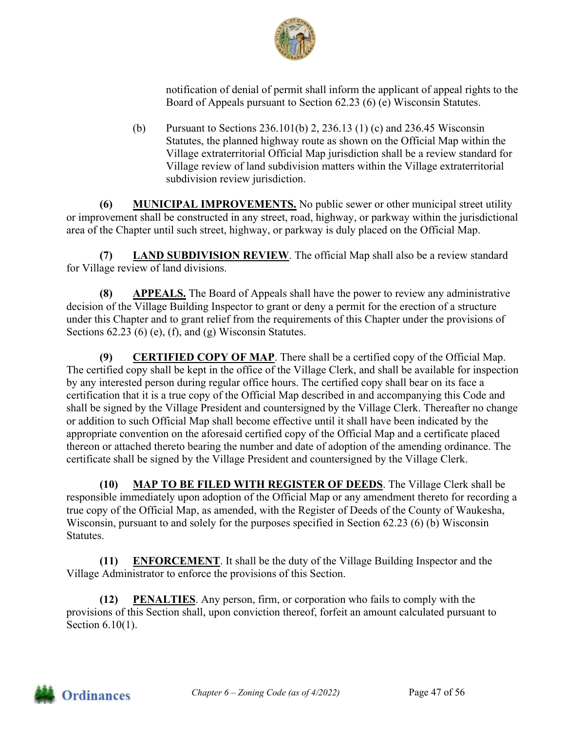notification of denial of permit shall inform the applicant of appeal rights to the Board of Appeals pursuant to Section 62.23 (6) (e) Wisconsin Statutes.

(b) Pursuant to Sections 236.101(b) 2, 236.13 (1) (c) and 236.45 Wisconsin Statutes, the planned highway route as shown on the Official Map within the Village extraterritorial Official Map jurisdiction shall be a review standard for Village review of land subdivision matters within the Village extraterritorial subdivision review jurisdiction.

**(6) MUNICIPAL IMPROVEMENTS.** No public sewer or other municipal street utility or improvement shall be constructed in any street, road, highway, or parkway within the jurisdictional area of the Chapter until such street, highway, or parkway is duly placed on the Official Map.

**(7) LAND SUBDIVISION REVIEW**. The official Map shall also be a review standard for Village review of land divisions.

**(8) APPEALS.** The Board of Appeals shall have the power to review any administrative decision of the Village Building Inspector to grant or deny a permit for the erection of a structure under this Chapter and to grant relief from the requirements of this Chapter under the provisions of Sections 62.23 (6) (e), (f), and (g) Wisconsin Statutes.

**(9) CERTIFIED COPY OF MAP**. There shall be a certified copy of the Official Map. The certified copy shall be kept in the office of the Village Clerk, and shall be available for inspection by any interested person during regular office hours. The certified copy shall bear on its face a certification that it is a true copy of the Official Map described in and accompanying this Code and shall be signed by the Village President and countersigned by the Village Clerk. Thereafter no change or addition to such Official Map shall become effective until it shall have been indicated by the appropriate convention on the aforesaid certified copy of the Official Map and a certificate placed thereon or attached thereto bearing the number and date of adoption of the amending ordinance. The certificate shall be signed by the Village President and countersigned by the Village Clerk.

**(10) MAP TO BE FILED WITH REGISTER OF DEEDS**. The Village Clerk shall be responsible immediately upon adoption of the Official Map or any amendment thereto for recording a true copy of the Official Map, as amended, with the Register of Deeds of the County of Waukesha, Wisconsin, pursuant to and solely for the purposes specified in Section 62.23 (6) (b) Wisconsin Statutes.

**(11) ENFORCEMENT**. It shall be the duty of the Village Building Inspector and the Village Administrator to enforce the provisions of this Section.

**(12) PENALTIES**. Any person, firm, or corporation who fails to comply with the provisions of this Section shall, upon conviction thereof, forfeit an amount calculated pursuant to Section 6.10(1).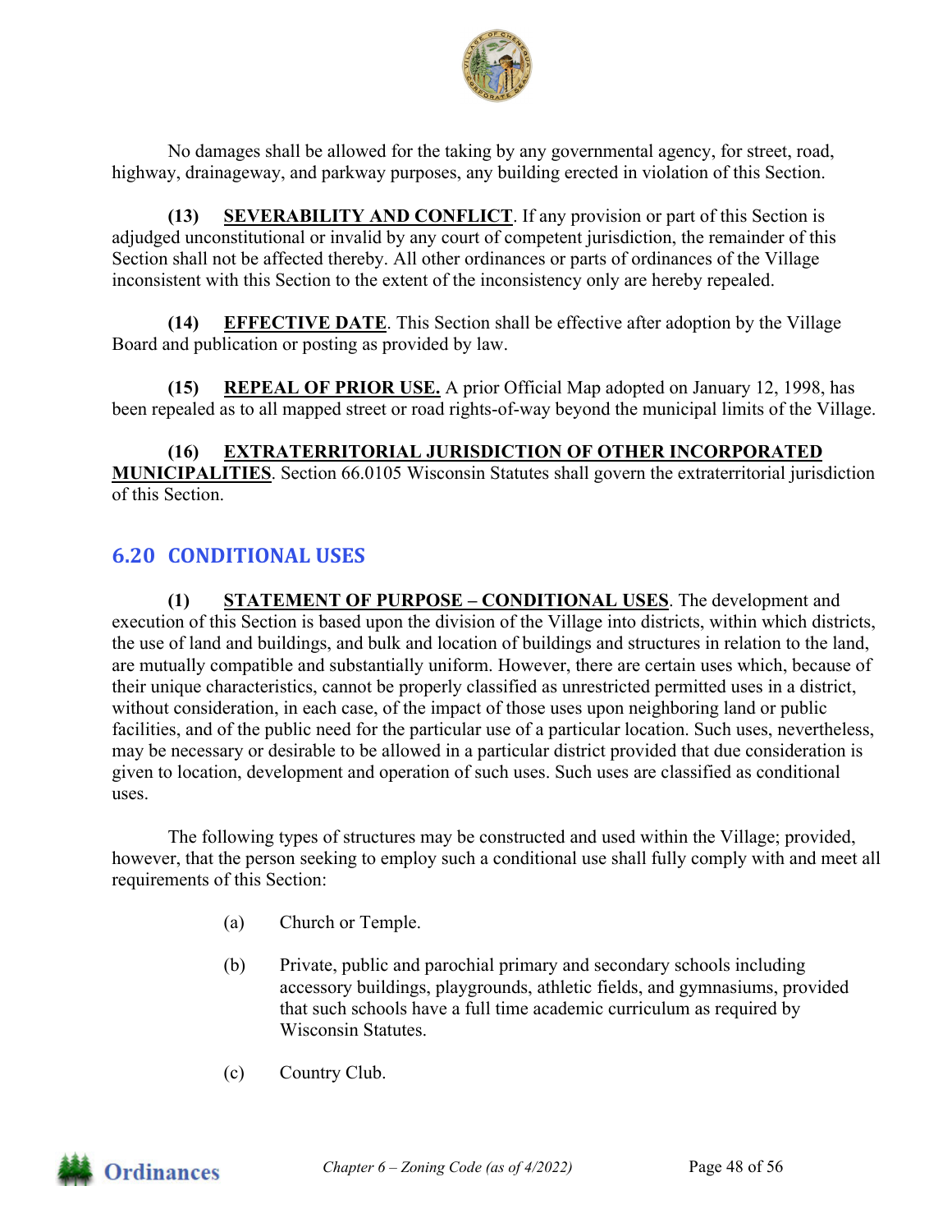No damages shall be allowed for the taking by any governmental agency, for street, road, highway, drainageway, and parkway purposes, any building erected in violation of this Section.

**(13)** **SEVERABILITY AND CONFLICT**. If any provision or part of this Section is adjudged unconstitutional or invalid by any court of competent jurisdiction, the remainder of this Section shall not be affected thereby. All other ordinances or parts of ordinances of the Village inconsistent with this Section to the extent of the inconsistency only are hereby repealed.

**(14)** **EFFECTIVE DATE**. This Section shall be effective after adoption by the Village Board and publication or posting as provided by law.

**(15)** **REPEAL OF PRIOR USE.** A prior Official Map adopted on January 12, 1998, has been repealed as to all mapped street or road rights-of-way beyond the municipal limits of the Village.

**(16)** **EXTRATERRITORIAL JURISDICTION OF OTHER INCORPORATED MUNICIPALITIES**. Section 66.0105 Wisconsin Statutes shall govern the extraterritorial jurisdiction of this Section.

## 6.20 CONDITIONAL USES

**(1)** **STATEMENT OF PURPOSE – CONDITIONAL USES**. The development and execution of this Section is based upon the division of the Village into districts, within which districts, the use of land and buildings, and bulk and location of buildings and structures in relation to the land, are mutually compatible and substantially uniform. However, there are certain uses which, because of their unique characteristics, cannot be properly classified as unrestricted permitted uses in a district, without consideration, in each case, of the impact of those uses upon neighboring land or public facilities, and of the public need for the particular use of a particular location. Such uses, nevertheless, may be necessary or desirable to be allowed in a particular district provided that due consideration is given to location, development and operation of such uses. Such uses are classified as conditional uses.

The following types of structures may be constructed and used within the Village; provided, however, that the person seeking to employ such a conditional use shall fully comply with and meet all requirements of this Section:

- (a) Church or Temple.
- (b) Private, public and parochial primary and secondary schools including accessory buildings, playgrounds, athletic fields, and gymnasiums, provided that such schools have a full time academic curriculum as required by Wisconsin Statutes.
- (c) Country Club.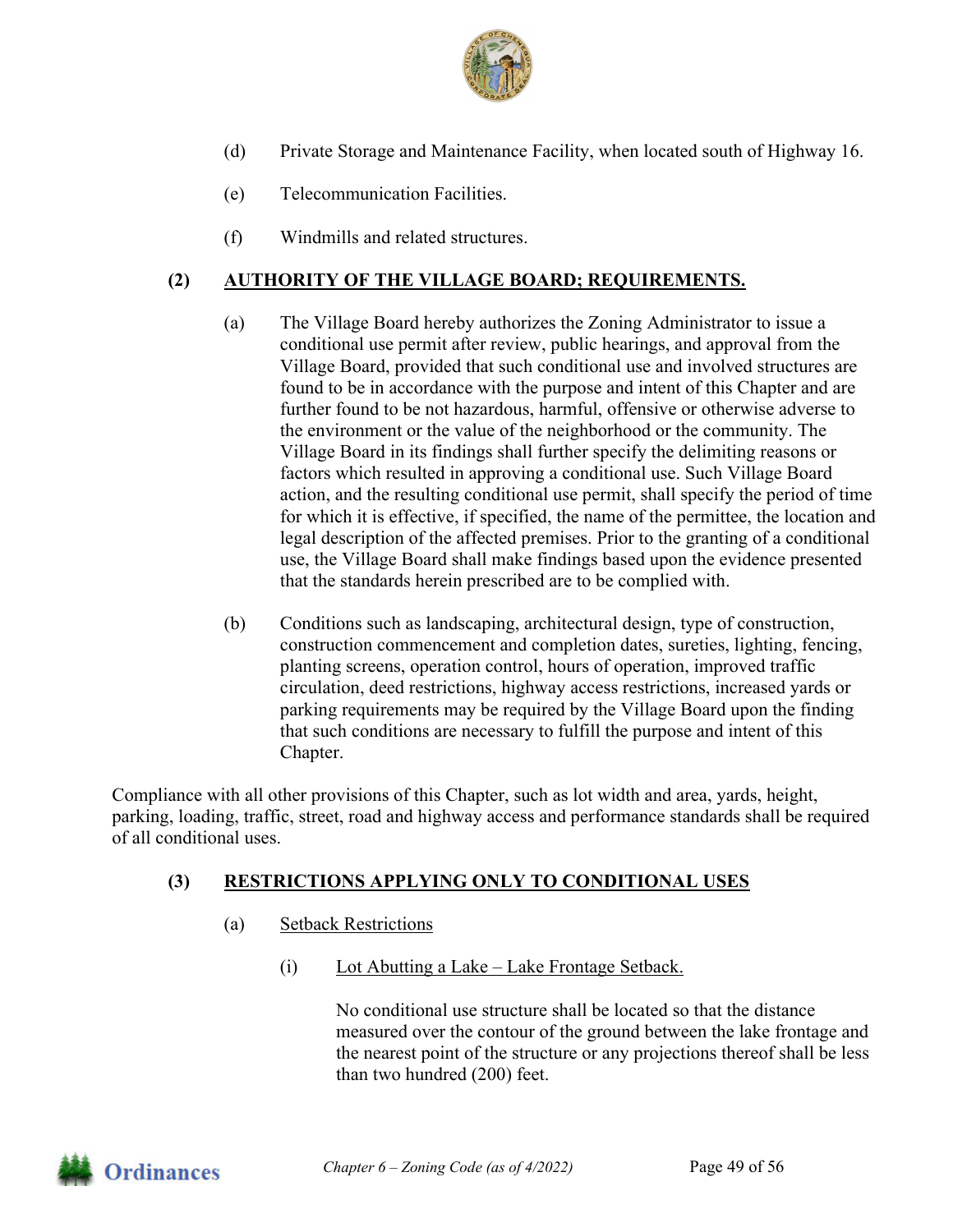(d) Private Storage and Maintenance Facility, when located south of Highway 16.

(e) Telecommunication Facilities.

(f) Windmills and related structures.

**(2) <u>AUTHORITY OF THE VILLAGE BOARD; REQUIREMENTS.</u>**

(a) The Village Board hereby authorizes the Zoning Administrator to issue a conditional use permit after review, public hearings, and approval from the Village Board, provided that such conditional use and involved structures are found to be in accordance with the purpose and intent of this Chapter and are further found to be not hazardous, harmful, offensive or otherwise adverse to the environment or the value of the neighborhood or the community. The Village Board in its findings shall further specify the delimiting reasons or factors which resulted in approving a conditional use. Such Village Board action, and the resulting conditional use permit, shall specify the period of time for which it is effective, if specified, the name of the permittee, the location and legal description of the affected premises. Prior to the granting of a conditional use, the Village Board shall make findings based upon the evidence presented that the standards herein prescribed are to be complied with.

(b) Conditions such as landscaping, architectural design, type of construction, construction commencement and completion dates, sureties, lighting, fencing, planting screens, operation control, hours of operation, improved traffic circulation, deed restrictions, highway access restrictions, increased yards or parking requirements may be required by the Village Board upon the finding that such conditions are necessary to fulfill the purpose and intent of this Chapter.

Compliance with all other provisions of this Chapter, such as lot width and area, yards, height, parking, loading, traffic, street, road and highway access and performance standards shall be required of all conditional uses.

**(3) <u>RESTRICTIONS APPLYING ONLY TO CONDITIONAL USES</u>**

(a) <u>Setback Restrictions</u>

(i) <u>Lot Abutting a Lake – Lake Frontage Setback.</u>

No conditional use structure shall be located so that the distance measured over the contour of the ground between the lake frontage and the nearest point of the structure or any projections thereof shall be less than two hundred (200) feet.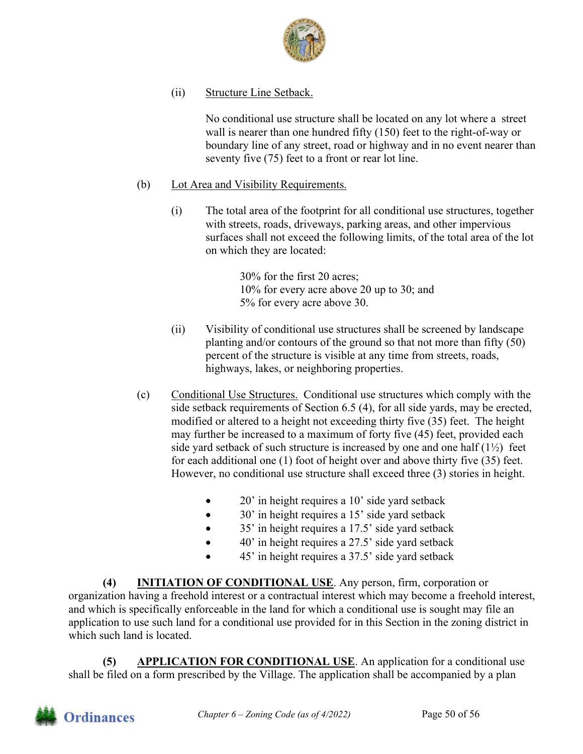(ii) Structure Line Setback.

No conditional use structure shall be located on any lot where a street wall is nearer than one hundred fifty (150) feet to the right-of-way or boundary line of any street, road or highway and in no event nearer than seventy five (75) feet to a front or rear lot line.

(b) Lot Area and Visibility Requirements.

(i) The total area of the footprint for all conditional use structures, together with streets, roads, driveways, parking areas, and other impervious surfaces shall not exceed the following limits, of the total area of the lot on which they are located:

30% for the first 20 acres;
10% for every acre above 20 up to 30; and
5% for every acre above 30.

(ii) Visibility of conditional use structures shall be screened by landscape planting and/or contours of the ground so that not more than fifty (50) percent of the structure is visible at any time from streets, roads, highways, lakes, or neighboring properties.

(c) Conditional Use Structures. Conditional use structures which comply with the side setback requirements of Section 6.5 (4), for all side yards, may be erected, modified or altered to a height not exceeding thirty five (35) feet. The height may further be increased to a maximum of forty five (45) feet, provided each side yard setback of such structure is increased by one and one half (1½) feet for each additional one (1) foot of height over and above thirty five (35) feet. However, no conditional use structure shall exceed three (3) stories in height.

- 20’ in height requires a 10’ side yard setback
- 30’ in height requires a 15’ side yard setback
- 35’ in height requires a 17.5’ side yard setback
- 40’ in height requires a 27.5’ side yard setback
- 45’ in height requires a 37.5’ side yard setback

**(4) INITIATION OF CONDITIONAL USE**. Any person, firm, corporation or organization having a freehold interest or a contractual interest which may become a freehold interest, and which is specifically enforceable in the land for which a conditional use is sought may file an application to use such land for a conditional use provided for in this Section in the zoning district in which such land is located.

**(5) APPLICATION FOR CONDITIONAL USE**. An application for a conditional use shall be filed on a form prescribed by the Village. The application shall be accompanied by a plan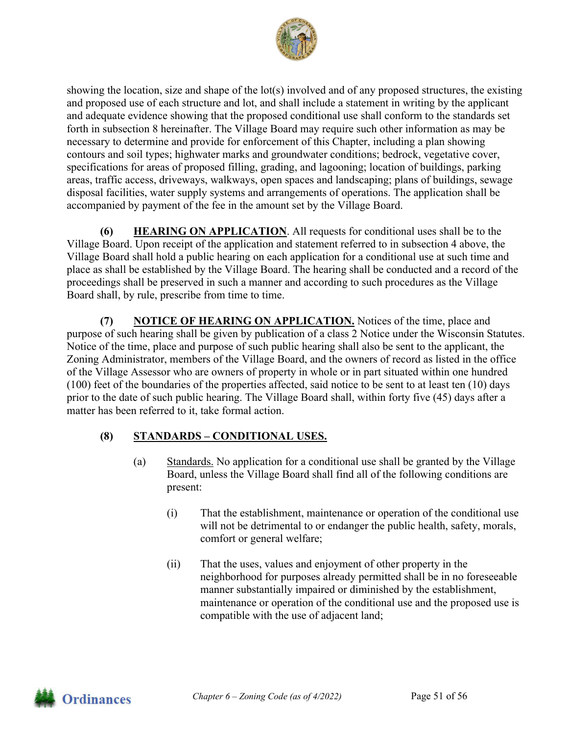showing the location, size and shape of the lot(s) involved and of any proposed structures, the existing and proposed use of each structure and lot, and shall include a statement in writing by the applicant and adequate evidence showing that the proposed conditional use shall conform to the standards set forth in subsection 8 hereinafter. The Village Board may require such other information as may be necessary to determine and provide for enforcement of this Chapter, including a plan showing contours and soil types; highwater marks and groundwater conditions; bedrock, vegetative cover, specifications for areas of proposed filling, grading, and lagooning; location of buildings, parking areas, traffic access, driveways, walkways, open spaces and landscaping; plans of buildings, sewage disposal facilities, water supply systems and arrangements of operations. The application shall be accompanied by payment of the fee in the amount set by the Village Board.

**(6) HEARING ON APPLICATION**. All requests for conditional uses shall be to the Village Board. Upon receipt of the application and statement referred to in subsection 4 above, the Village Board shall hold a public hearing on each application for a conditional use at such time and place as shall be established by the Village Board. The hearing shall be conducted and a record of the proceedings shall be preserved in such a manner and according to such procedures as the Village Board shall, by rule, prescribe from time to time.

**(7) NOTICE OF HEARING ON APPLICATION.** Notices of the time, place and purpose of such hearing shall be given by publication of a class 2 Notice under the Wisconsin Statutes. Notice of the time, place and purpose of such public hearing shall also be sent to the applicant, the Zoning Administrator, members of the Village Board, and the owners of record as listed in the office of the Village Assessor who are owners of property in whole or in part situated within one hundred (100) feet of the boundaries of the properties affected, said notice to be sent to at least ten (10) days prior to the date of such public hearing. The Village Board shall, within forty five (45) days after a matter has been referred to it, take formal action.

**(8) STANDARDS – CONDITIONAL USES.**

(a) Standards. No application for a conditional use shall be granted by the Village Board, unless the Village Board shall find all of the following conditions are present:

(i) That the establishment, maintenance or operation of the conditional use will not be detrimental to or endanger the public health, safety, morals, comfort or general welfare;

(ii) That the uses, values and enjoyment of other property in the neighborhood for purposes already permitted shall be in no foreseeable manner substantially impaired or diminished by the establishment, maintenance or operation of the conditional use and the proposed use is compatible with the use of adjacent land;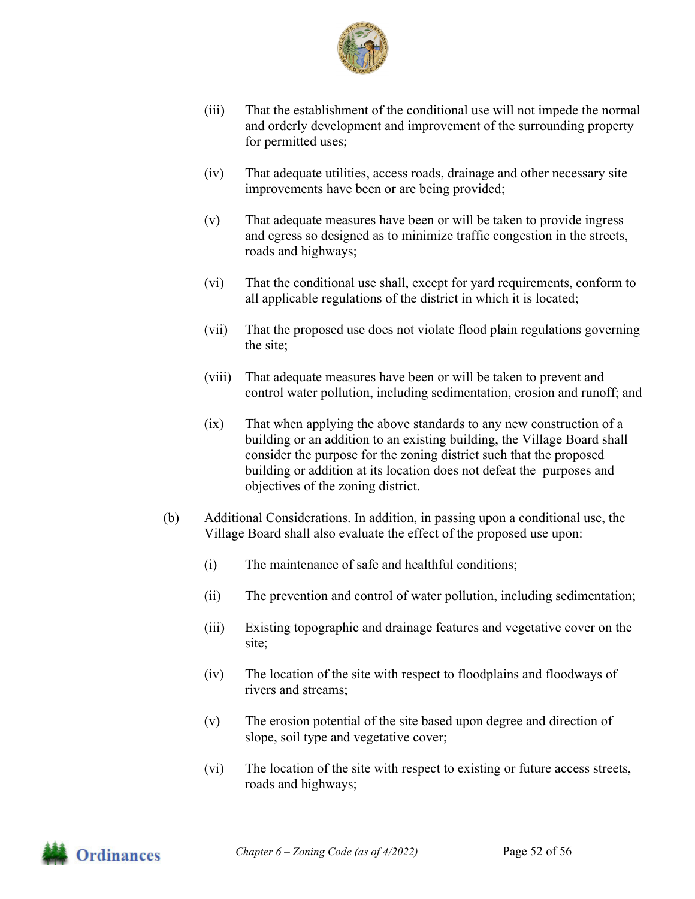(iii) That the establishment of the conditional use will not impede the normal and orderly development and improvement of the surrounding property for permitted uses;

(iv) That adequate utilities, access roads, drainage and other necessary site improvements have been or are being provided;

(v) That adequate measures have been or will be taken to provide ingress and egress so designed as to minimize traffic congestion in the streets, roads and highways;

(vi) That the conditional use shall, except for yard requirements, conform to all applicable regulations of the district in which it is located;

(vii) That the proposed use does not violate flood plain regulations governing the site;

(viii) That adequate measures have been or will be taken to prevent and control water pollution, including sedimentation, erosion and runoff; and

(ix) That when applying the above standards to any new construction of a building or an addition to an existing building, the Village Board shall consider the purpose for the zoning district such that the proposed building or addition at its location does not defeat the purposes and objectives of the zoning district.

(b) Additional Considerations. In addition, in passing upon a conditional use, the Village Board shall also evaluate the effect of the proposed use upon:

(i) The maintenance of safe and healthful conditions;

(ii) The prevention and control of water pollution, including sedimentation;

(iii) Existing topographic and drainage features and vegetative cover on the site;

(iv) The location of the site with respect to floodplains and floodways of rivers and streams;

(v) The erosion potential of the site based upon degree and direction of slope, soil type and vegetative cover;

(vi) The location of the site with respect to existing or future access streets, roads and highways;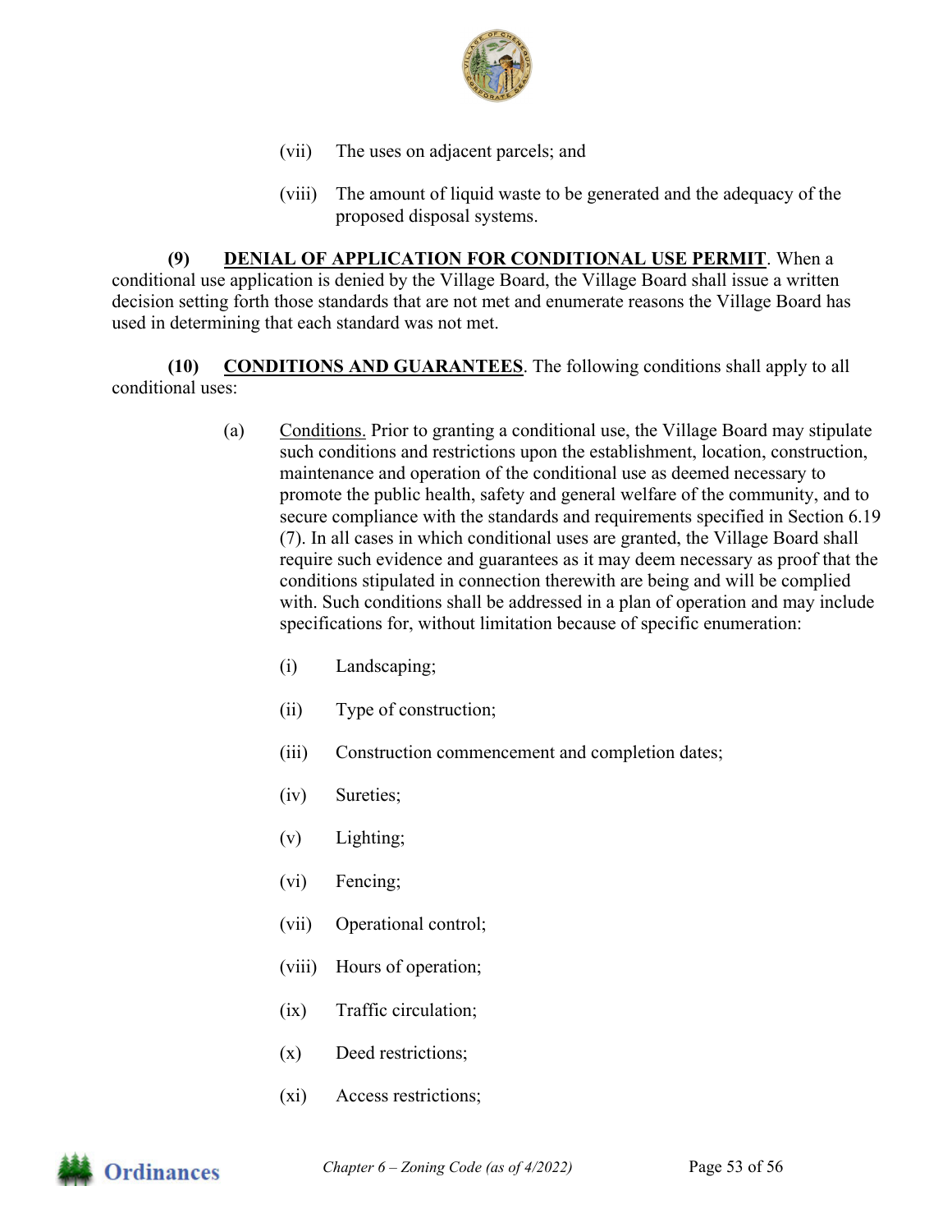(vii) The uses on adjacent parcels; and

(viii) The amount of liquid waste to be generated and the adequacy of the proposed disposal systems.

**(9) <u>DENIAL OF APPLICATION FOR CONDITIONAL USE PERMIT</u>**. When a conditional use application is denied by the Village Board, the Village Board shall issue a written decision setting forth those standards that are not met and enumerate reasons the Village Board has used in determining that each standard was not met.

**(10) <u>CONDITIONS AND GUARANTEES</u>**. The following conditions shall apply to all conditional uses:

(a) <u>Conditions.</u> Prior to granting a conditional use, the Village Board may stipulate such conditions and restrictions upon the establishment, location, construction, maintenance and operation of the conditional use as deemed necessary to promote the public health, safety and general welfare of the community, and to secure compliance with the standards and requirements specified in Section 6.19 (7). In all cases in which conditional uses are granted, the Village Board shall require such evidence and guarantees as it may deem necessary as proof that the conditions stipulated in connection therewith are being and will be complied with. Such conditions shall be addressed in a plan of operation and may include specifications for, without limitation because of specific enumeration:

(i) Landscaping;

(ii) Type of construction;

(iii) Construction commencement and completion dates;

(iv) Sureties;

(v) Lighting;

(vi) Fencing;

(vii) Operational control;

(viii) Hours of operation;

(ix) Traffic circulation;

(x) Deed restrictions;

(xi) Access restrictions;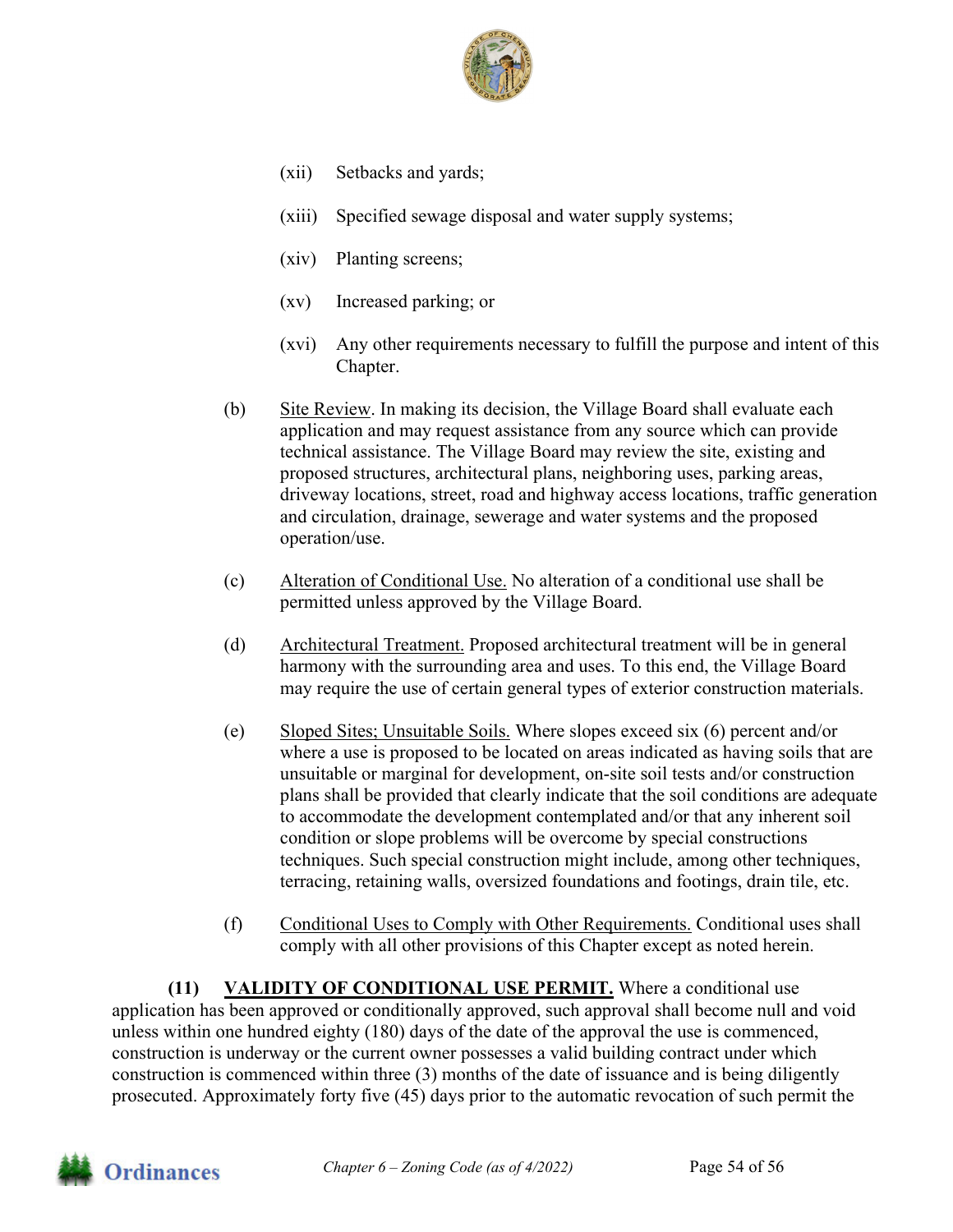(xii) Setbacks and yards;

(xiii) Specified sewage disposal and water supply systems;

(xiv) Planting screens;

(xv) Increased parking; or

(xvi) Any other requirements necessary to fulfill the purpose and intent of this Chapter.

(b) Site Review. In making its decision, the Village Board shall evaluate each application and may request assistance from any source which can provide technical assistance. The Village Board may review the site, existing and proposed structures, architectural plans, neighboring uses, parking areas, driveway locations, street, road and highway access locations, traffic generation and circulation, drainage, sewerage and water systems and the proposed operation/use.

(c) Alteration of Conditional Use. No alteration of a conditional use shall be permitted unless approved by the Village Board.

(d) Architectural Treatment. Proposed architectural treatment will be in general harmony with the surrounding area and uses. To this end, the Village Board may require the use of certain general types of exterior construction materials.

(e) Sloped Sites; Unsuitable Soils. Where slopes exceed six (6) percent and/or where a use is proposed to be located on areas indicated as having soils that are unsuitable or marginal for development, on-site soil tests and/or construction plans shall be provided that clearly indicate that the soil conditions are adequate to accommodate the development contemplated and/or that any inherent soil condition or slope problems will be overcome by special constructions techniques. Such special construction might include, among other techniques, terracing, retaining walls, oversized foundations and footings, drain tile, etc.

(f) Conditional Uses to Comply with Other Requirements. Conditional uses shall comply with all other provisions of this Chapter except as noted herein.

**(11) VALIDITY OF CONDITIONAL USE PERMIT.** Where a conditional use application has been approved or conditionally approved, such approval shall become null and void unless within one hundred eighty (180) days of the date of the approval the use is commenced, construction is underway or the current owner possesses a valid building contract under which construction is commenced within three (3) months of the date of issuance and is being diligently prosecuted. Approximately forty five (45) days prior to the automatic revocation of such permit the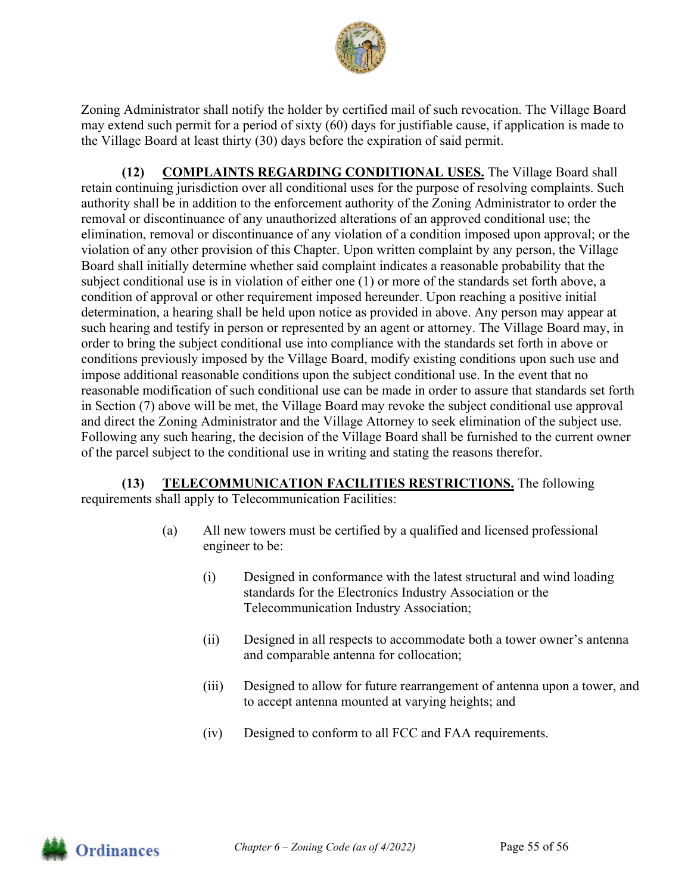Zoning Administrator shall notify the holder by certified mail of such revocation. The Village Board may extend such permit for a period of sixty (60) days for justifiable cause, if application is made to the Village Board at least thirty (30) days before the expiration of said permit.

**(12) COMPLAINTS REGARDING CONDITIONAL USES.** The Village Board shall retain continuing jurisdiction over all conditional uses for the purpose of resolving complaints. Such authority shall be in addition to the enforcement authority of the Zoning Administrator to order the removal or discontinuance of any unauthorized alterations of an approved conditional use; the elimination, removal or discontinuance of any violation of a condition imposed upon approval; or the violation of any other provision of this Chapter. Upon written complaint by any person, the Village Board shall initially determine whether said complaint indicates a reasonable probability that the subject conditional use is in violation of either one (1) or more of the standards set forth above, a condition of approval or other requirement imposed hereunder. Upon reaching a positive initial determination, a hearing shall be held upon notice as provided in above. Any person may appear at such hearing and testify in person or represented by an agent or attorney. The Village Board may, in order to bring the subject conditional use into compliance with the standards set forth in above or conditions previously imposed by the Village Board, modify existing conditions upon such use and impose additional reasonable conditions upon the subject conditional use. In the event that no reasonable modification of such conditional use can be made in order to assure that standards set forth in Section (7) above will be met, the Village Board may revoke the subject conditional use approval and direct the Zoning Administrator and the Village Attorney to seek elimination of the subject use. Following any such hearing, the decision of the Village Board shall be furnished to the current owner of the parcel subject to the conditional use in writing and stating the reasons therefor.

**(13) TELECOMMUNICATION FACILITIES RESTRICTIONS.** The following requirements shall apply to Telecommunication Facilities:

(a) All new towers must be certified by a qualified and licensed professional engineer to be:

(i) Designed in conformance with the latest structural and wind loading standards for the Electronics Industry Association or the Telecommunication Industry Association;

(ii) Designed in all respects to accommodate both a tower owner's antenna and comparable antenna for collocation;

(iii) Designed to allow for future rearrangement of antenna upon a tower, and to accept antenna mounted at varying heights; and

(iv) Designed to conform to all FCC and FAA requirements.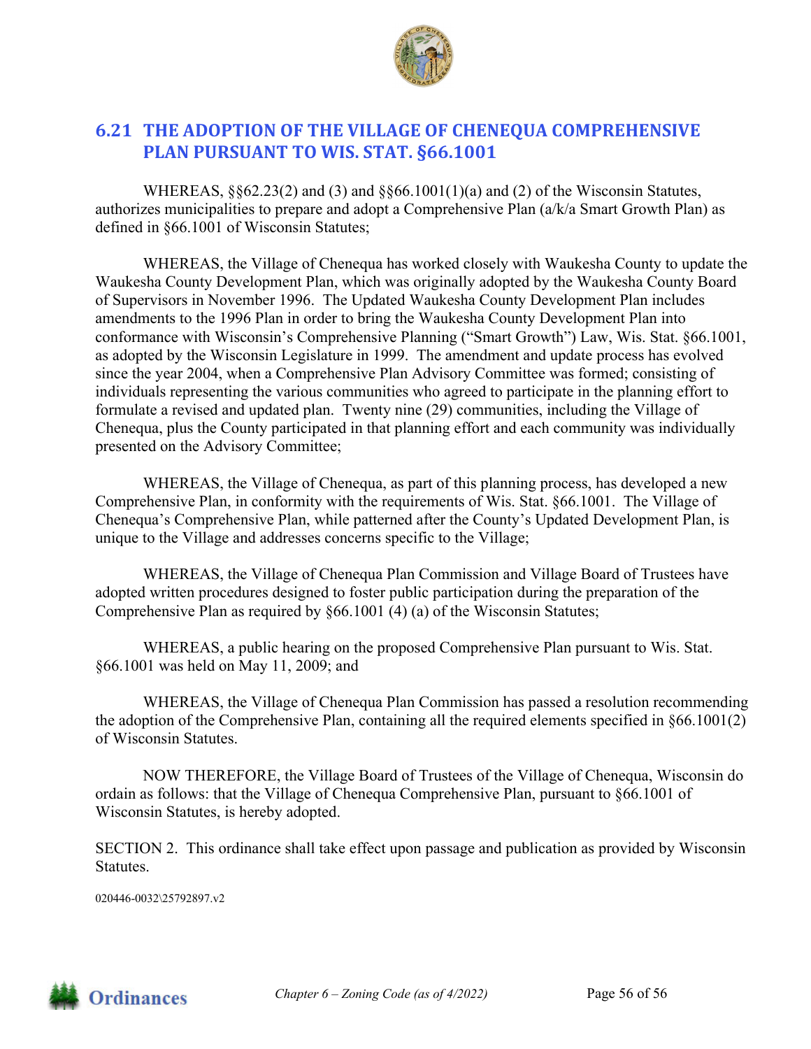## 6.21 THE ADOPTION OF THE VILLAGE OF CHENEQUA COMPREHENSIVE PLAN PURSUANT TO WIS. STAT. §66.1001

WHEREAS, §§62.23(2) and (3) and §§66.1001(1)(a) and (2) of the Wisconsin Statutes, authorizes municipalities to prepare and adopt a Comprehensive Plan (a/k/a Smart Growth Plan) as defined in §66.1001 of Wisconsin Statutes;

WHEREAS, the Village of Chenequa has worked closely with Waukesha County to update the Waukesha County Development Plan, which was originally adopted by the Waukesha County Board of Supervisors in November 1996. The Updated Waukesha County Development Plan includes amendments to the 1996 Plan in order to bring the Waukesha County Development Plan into conformance with Wisconsin's Comprehensive Planning ("Smart Growth") Law, Wis. Stat. §66.1001, as adopted by the Wisconsin Legislature in 1999. The amendment and update process has evolved since the year 2004, when a Comprehensive Plan Advisory Committee was formed; consisting of individuals representing the various communities who agreed to participate in the planning effort to formulate a revised and updated plan. Twenty nine (29) communities, including the Village of Chenequa, plus the County participated in that planning effort and each community was individually presented on the Advisory Committee;

WHEREAS, the Village of Chenequa, as part of this planning process, has developed a new Comprehensive Plan, in conformity with the requirements of Wis. Stat. §66.1001. The Village of Chenequa's Comprehensive Plan, while patterned after the County's Updated Development Plan, is unique to the Village and addresses concerns specific to the Village;

WHEREAS, the Village of Chenequa Plan Commission and Village Board of Trustees have adopted written procedures designed to foster public participation during the preparation of the Comprehensive Plan as required by §66.1001 (4) (a) of the Wisconsin Statutes;

WHEREAS, a public hearing on the proposed Comprehensive Plan pursuant to Wis. Stat. §66.1001 was held on May 11, 2009; and

WHEREAS, the Village of Chenequa Plan Commission has passed a resolution recommending the adoption of the Comprehensive Plan, containing all the required elements specified in §66.1001(2) of Wisconsin Statutes.

NOW THEREFORE, the Village Board of Trustees of the Village of Chenequa, Wisconsin do ordain as follows: that the Village of Chenequa Comprehensive Plan, pursuant to §66.1001 of Wisconsin Statutes, is hereby adopted.

SECTION 2. This ordinance shall take effect upon passage and publication as provided by Wisconsin Statutes.

020446-0032\25792897.v2